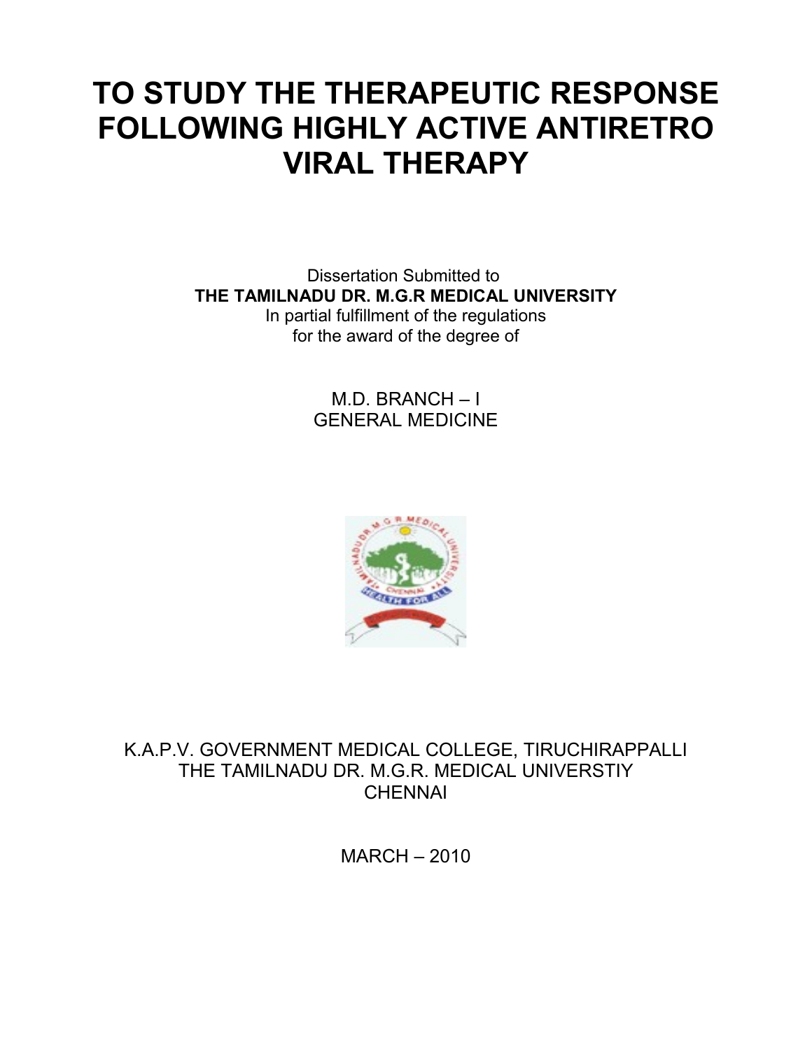# TO STUDY THE THERAPEUTIC RESPONSE FOLLOWING HIGHLY ACTIVE ANTIRETRO VIRAL THERAPY

Dissertation Submitted to
**THE TAMILNADU DR. M.G.R MEDICAL UNIVERSITY**
In partial fulfillment of the regulations
for the award of the degree of

M.D. BRANCH – I
GENERAL MEDICINE

K.A.P.V. GOVERNMENT MEDICAL COLLEGE, TIRUCHIRAPPALLI
THE TAMILNADU DR. M.G.R. MEDICAL UNIVERSTIY
CHENNAI

MARCH – 2010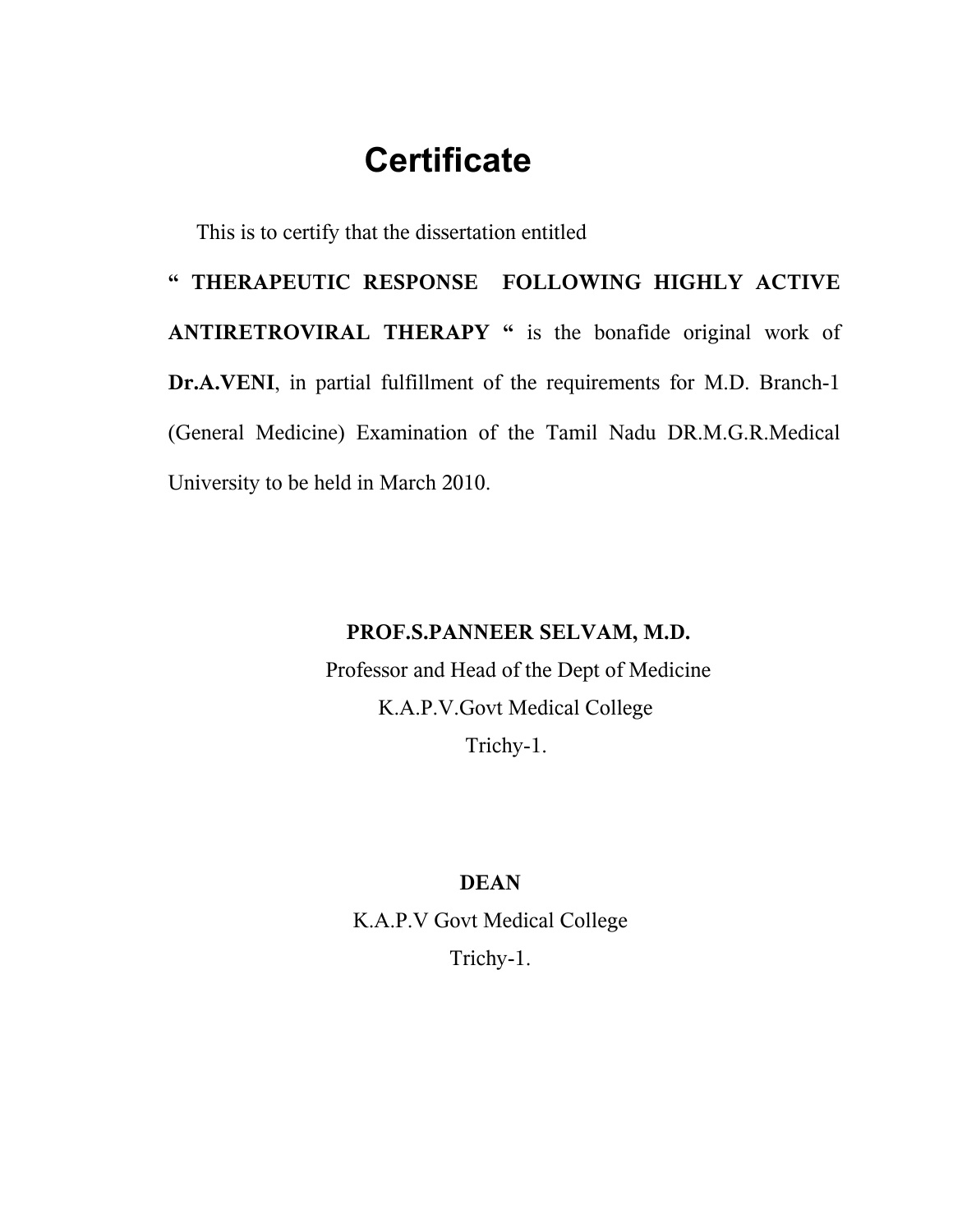# Certificate

This is to certify that the dissertation entitled **" THERAPEUTIC RESPONSE FOLLOWING HIGHLY ACTIVE ANTIRETROVIRAL THERAPY "** is the bonafide original work of **Dr.A.VENI**, in partial fulfillment of the requirements for M.D. Branch-1 (General Medicine) Examination of the Tamil Nadu DR.M.G.R.Medical University to be held in March 2010.

**PROF.S.PANNEER SELVAM, M.D.**
Professor and Head of the Dept of Medicine
K.A.P.V.Govt Medical College
Trichy-1.

**DEAN**
K.A.P.V Govt Medical College
Trichy-1.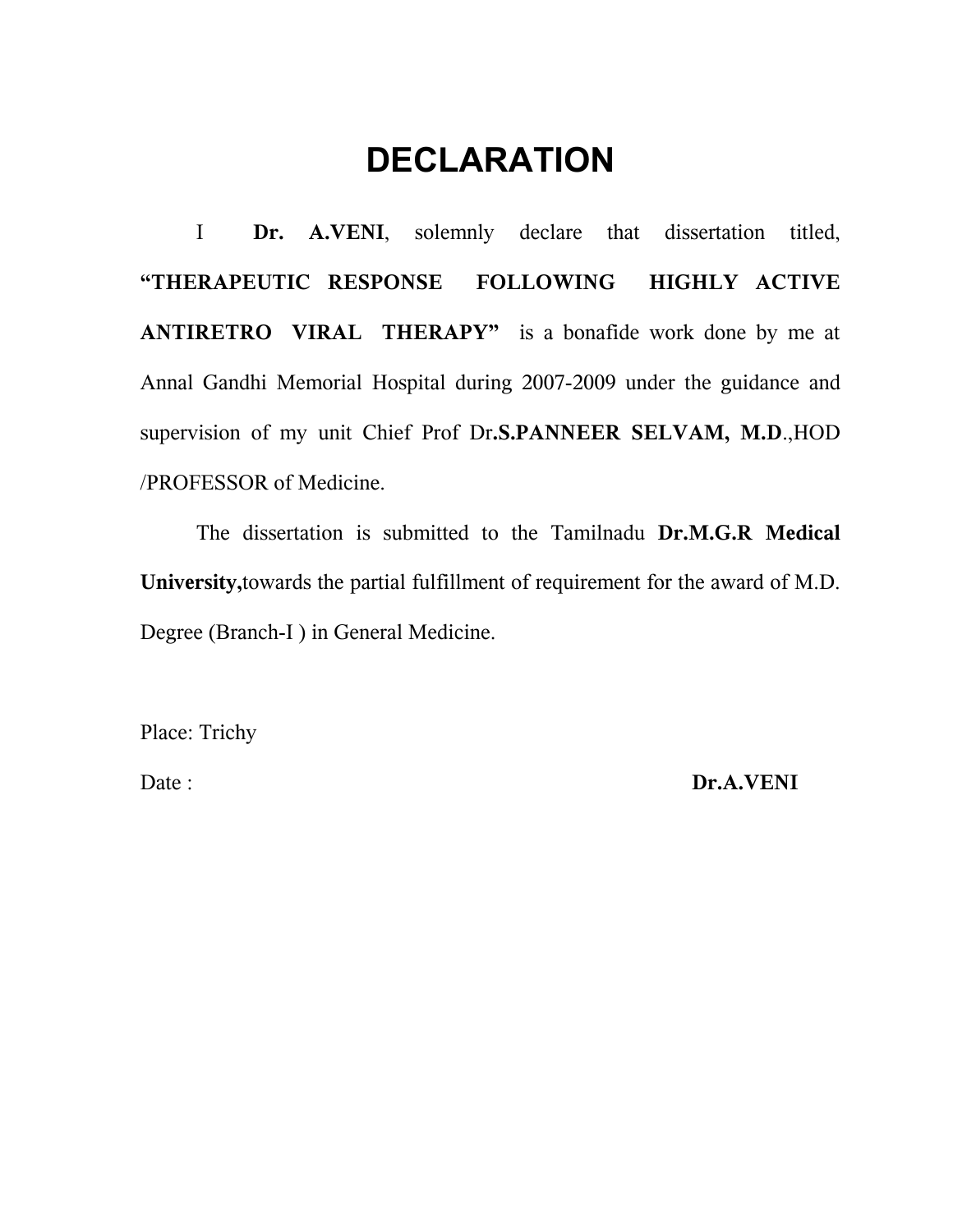# DECLARATION

I **Dr. A.VENI**, solemnly declare that dissertation titled, **"THERAPEUTIC RESPONSE FOLLOWING HIGHLY ACTIVE ANTIRETRO VIRAL THERAPY"** is a bonafide work done by me at Annal Gandhi Memorial Hospital during 2007-2009 under the guidance and supervision of my unit Chief Prof Dr**.S.PANNEER SELVAM, M.D**.,HOD /PROFESSOR of Medicine.

The dissertation is submitted to the Tamilnadu **Dr.M.G.R Medical University,**towards the partial fulfillment of requirement for the award of M.D. Degree (Branch-I ) in General Medicine.

Place: Trichy

Date : **Dr.A.VENI**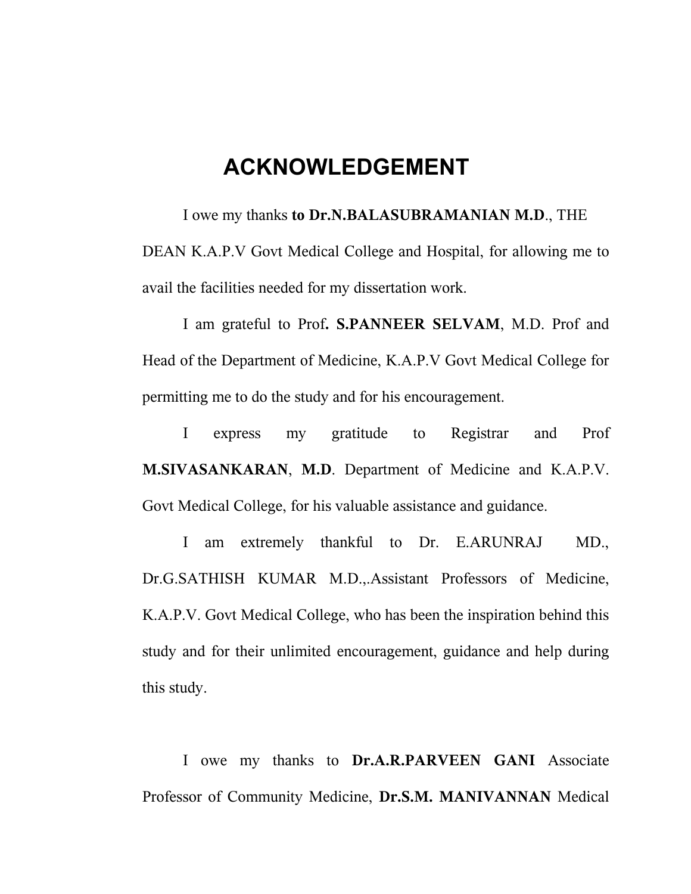# ACKNOWLEDGEMENT

I owe my thanks **to Dr.N.BALASUBRAMANIAN M.D**., THE DEAN K.A.P.V Govt Medical College and Hospital, for allowing me to avail the facilities needed for my dissertation work.

I am grateful to Prof**. S.PANNEER SELVAM**, M.D. Prof and Head of the Department of Medicine, K.A.P.V Govt Medical College for permitting me to do the study and for his encouragement.

I express my gratitude to Registrar and Prof **M.SIVASANKARAN**, **M.D**. Department of Medicine and K.A.P.V. Govt Medical College, for his valuable assistance and guidance.

I am extremely thankful to Dr. E.ARUNRAJ MD., Dr.G.SATHISH KUMAR M.D.,.Assistant Professors of Medicine, K.A.P.V. Govt Medical College, who has been the inspiration behind this study and for their unlimited encouragement, guidance and help during this study.

I owe my thanks to **Dr.A.R.PARVEEN GANI** Associate Professor of Community Medicine, **Dr.S.M. MANIVANNAN** Medical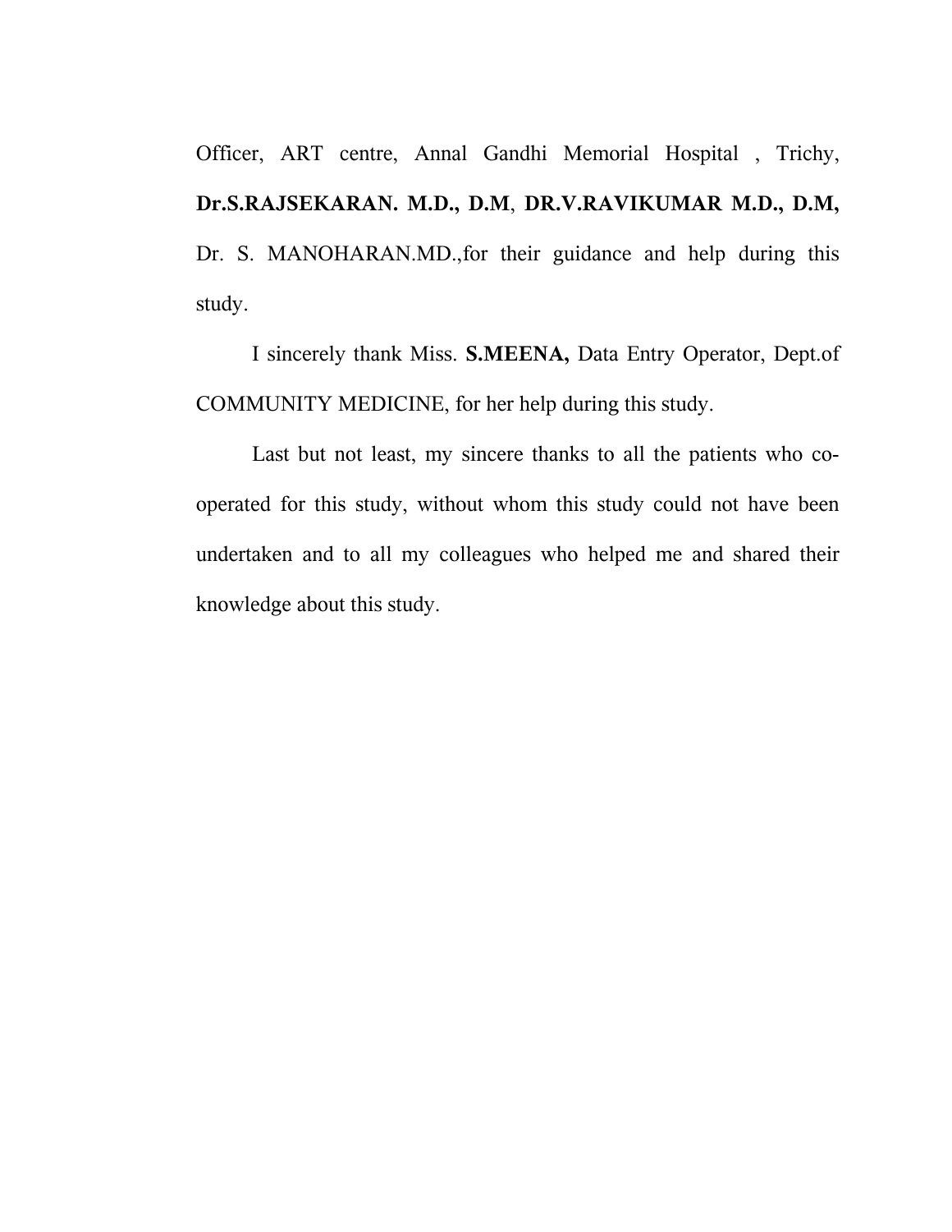Officer, ART centre, Annal Gandhi Memorial Hospital , Trichy, **Dr.S.RAJSEKARAN. M.D., D.M**, **DR.V.RAVIKUMAR M.D., D.M,** Dr. S. MANOHARAN.MD.,for their guidance and help during this study.

I sincerely thank Miss. **S.MEENA,** Data Entry Operator, Dept.of COMMUNITY MEDICINE, for her help during this study.

Last but not least, my sincere thanks to all the patients who co-operated for this study, without whom this study could not have been undertaken and to all my colleagues who helped me and shared their knowledge about this study.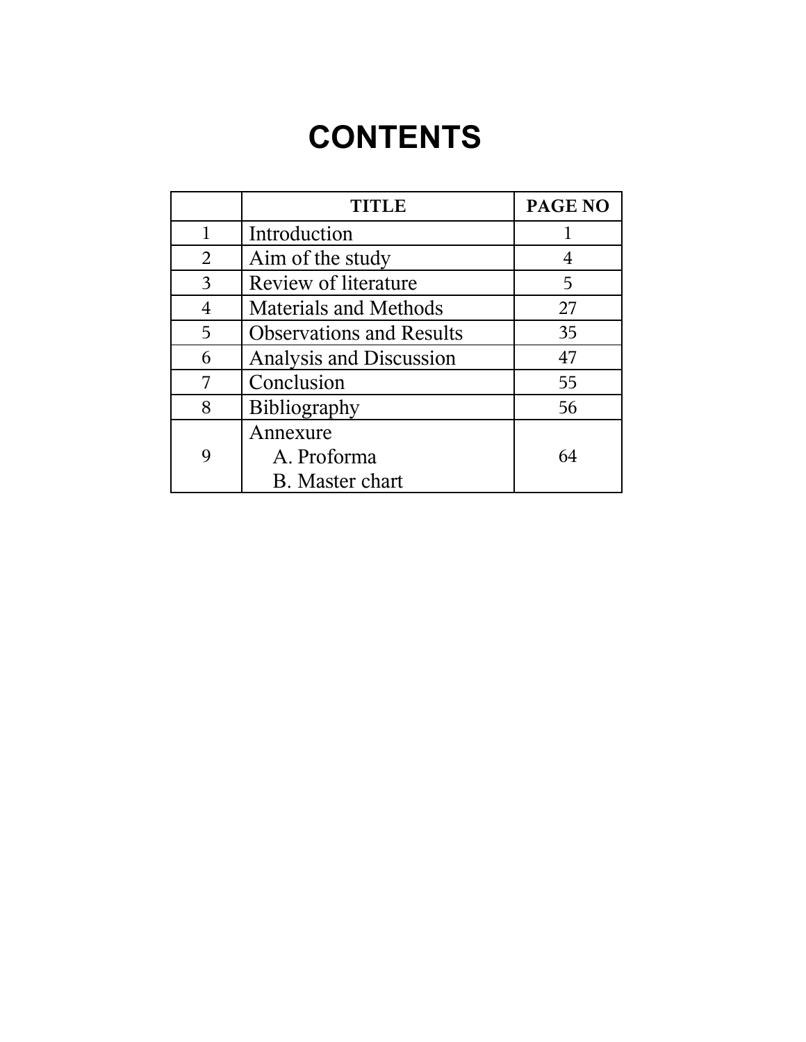# CONTENTS

| | TITLE | PAGE NO |
|---|---|---|
| 1 | Introduction | 1 |
| 2 | Aim of the study | 4 |
| 3 | Review of literature | 5 |
| 4 | Materials and Methods | 27 |
| 5 | Observations and Results | 35 |
| 6 | Analysis and Discussion | 47 |
| 7 | Conclusion | 55 |
| 8 | Bibliography | 56 |
| 9 | Annexure<br>A. Proforma<br>B. Master chart | 64 |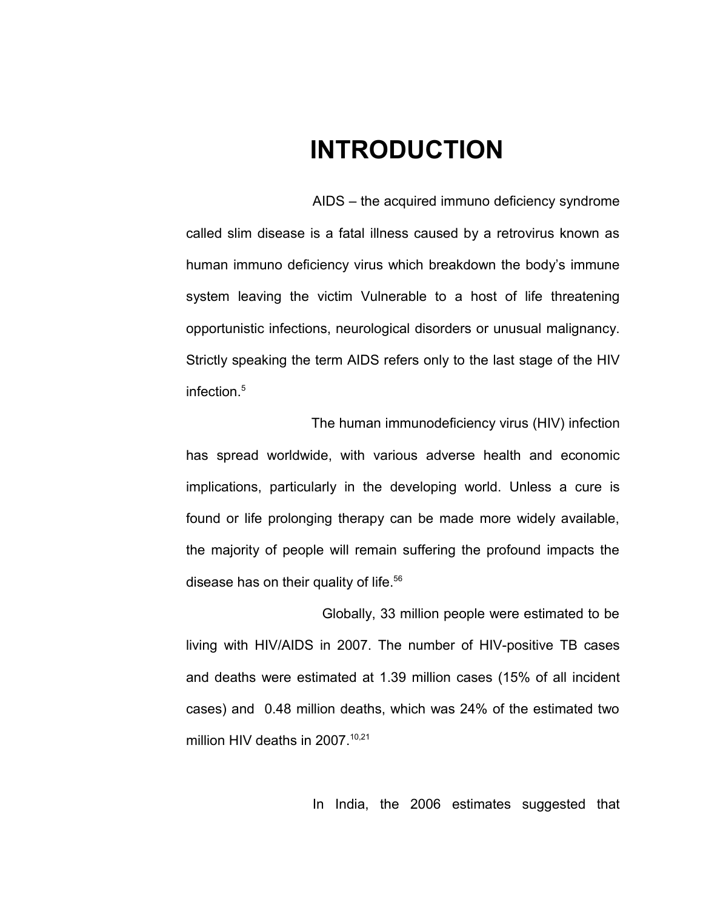# INTRODUCTION

AIDS – the acquired immuno deficiency syndrome called slim disease is a fatal illness caused by a retrovirus known as human immuno deficiency virus which breakdown the body's immune system leaving the victim Vulnerable to a host of life threatening opportunistic infections, neurological disorders or unusual malignancy. Strictly speaking the term AIDS refers only to the last stage of the HIV infection.[5]

The human immunodeficiency virus (HIV) infection has spread worldwide, with various adverse health and economic implications, particularly in the developing world. Unless a cure is found or life prolonging therapy can be made more widely available, the majority of people will remain suffering the profound impacts the disease has on their quality of life.[56]

Globally, 33 million people were estimated to be living with HIV/AIDS in 2007. The number of HIV-positive TB cases and deaths were estimated at 1.39 million cases (15% of all incident cases) and 0.48 million deaths, which was 24% of the estimated two million HIV deaths in 2007.[10,21]

In India, the 2006 estimates suggested that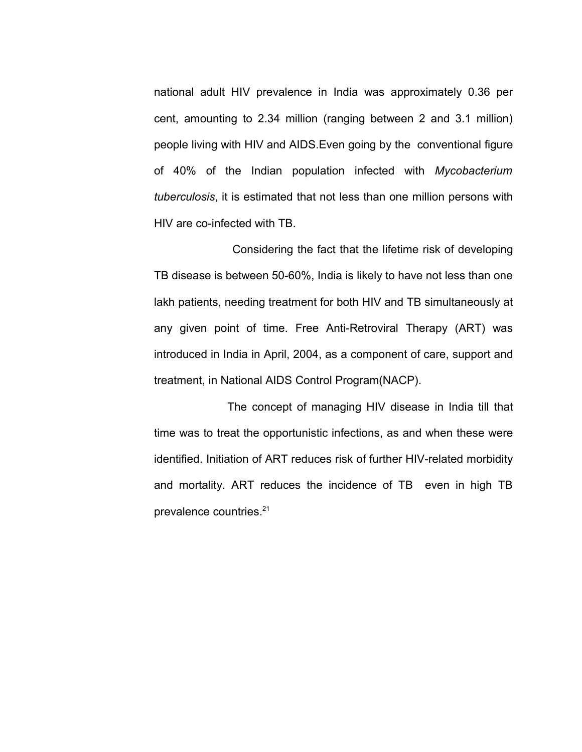national adult HIV prevalence in India was approximately 0.36 per cent, amounting to 2.34 million (ranging between 2 and 3.1 million) people living with HIV and AIDS.Even going by the conventional figure of 40% of the Indian population infected with *Mycobacterium tuberculosis*, it is estimated that not less than one million persons with HIV are co-infected with TB.

Considering the fact that the lifetime risk of developing TB disease is between 50-60%, India is likely to have not less than one lakh patients, needing treatment for both HIV and TB simultaneously at any given point of time. Free Anti-Retroviral Therapy (ART) was introduced in India in April, 2004, as a component of care, support and treatment, in National AIDS Control Program(NACP).

The concept of managing HIV disease in India till that time was to treat the opportunistic infections, as and when these were identified. Initiation of ART reduces risk of further HIV-related morbidity and mortality. ART reduces the incidence of TB even in high TB prevalence countries.[21]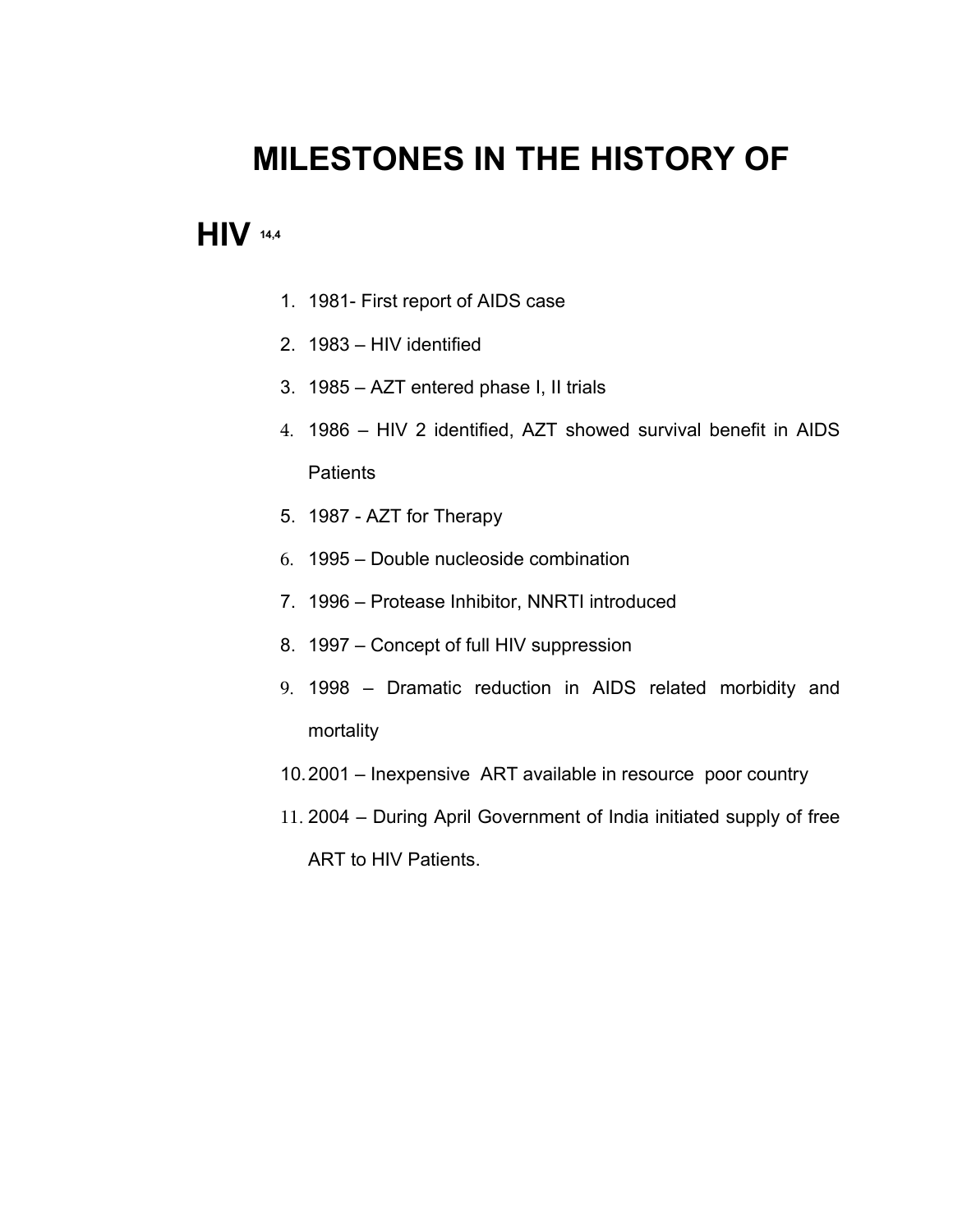# MILESTONES IN THE HISTORY OF HIV [14,4]

1. 1981- First report of AIDS case
2. 1983 – HIV identified
3. 1985 – AZT entered phase I, II trials
4. 1986 – HIV 2 identified, AZT showed survival benefit in AIDS Patients
5. 1987 - AZT for Therapy
6. 1995 – Double nucleoside combination
7. 1996 – Protease Inhibitor, NNRTI introduced
8. 1997 – Concept of full HIV suppression
9. 1998 – Dramatic reduction in AIDS related morbidity and mortality
10. 2001 – Inexpensive ART available in resource poor country
11. 2004 – During April Government of India initiated supply of free ART to HIV Patients.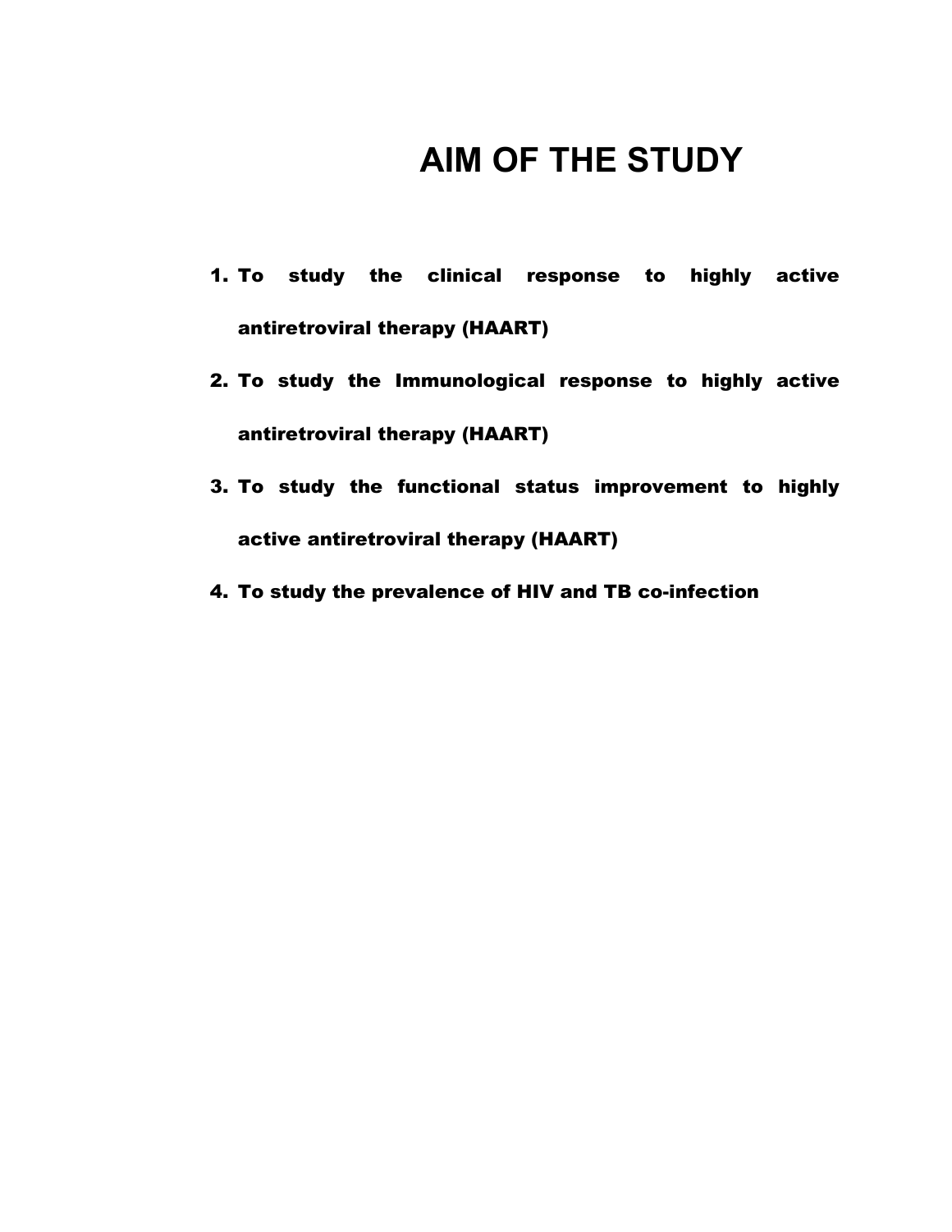# AIM OF THE STUDY

1. **To study the clinical response to highly active antiretroviral therapy (HAART)**
2. **To study the Immunological response to highly active antiretroviral therapy (HAART)**
3. **To study the functional status improvement to highly active antiretroviral therapy (HAART)**
4. **To study the prevalence of HIV and TB co-infection**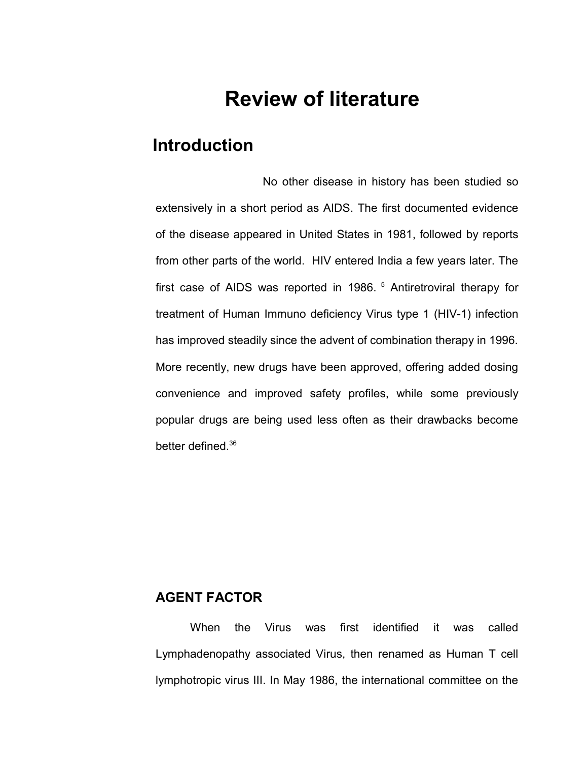# Review of literature

## Introduction

No other disease in history has been studied so extensively in a short period as AIDS. The first documented evidence of the disease appeared in United States in 1981, followed by reports from other parts of the world. HIV entered India a few years later. The first case of AIDS was reported in 1986. [5] Antiretroviral therapy for treatment of Human Immuno deficiency Virus type 1 (HIV-1) infection has improved steadily since the advent of combination therapy in 1996. More recently, new drugs have been approved, offering added dosing convenience and improved safety profiles, while some previously popular drugs are being used less often as their drawbacks become better defined.[36]

### AGENT FACTOR

When the Virus was first identified it was called Lymphadenopathy associated Virus, then renamed as Human T cell lymphotropic virus III. In May 1986, the international committee on the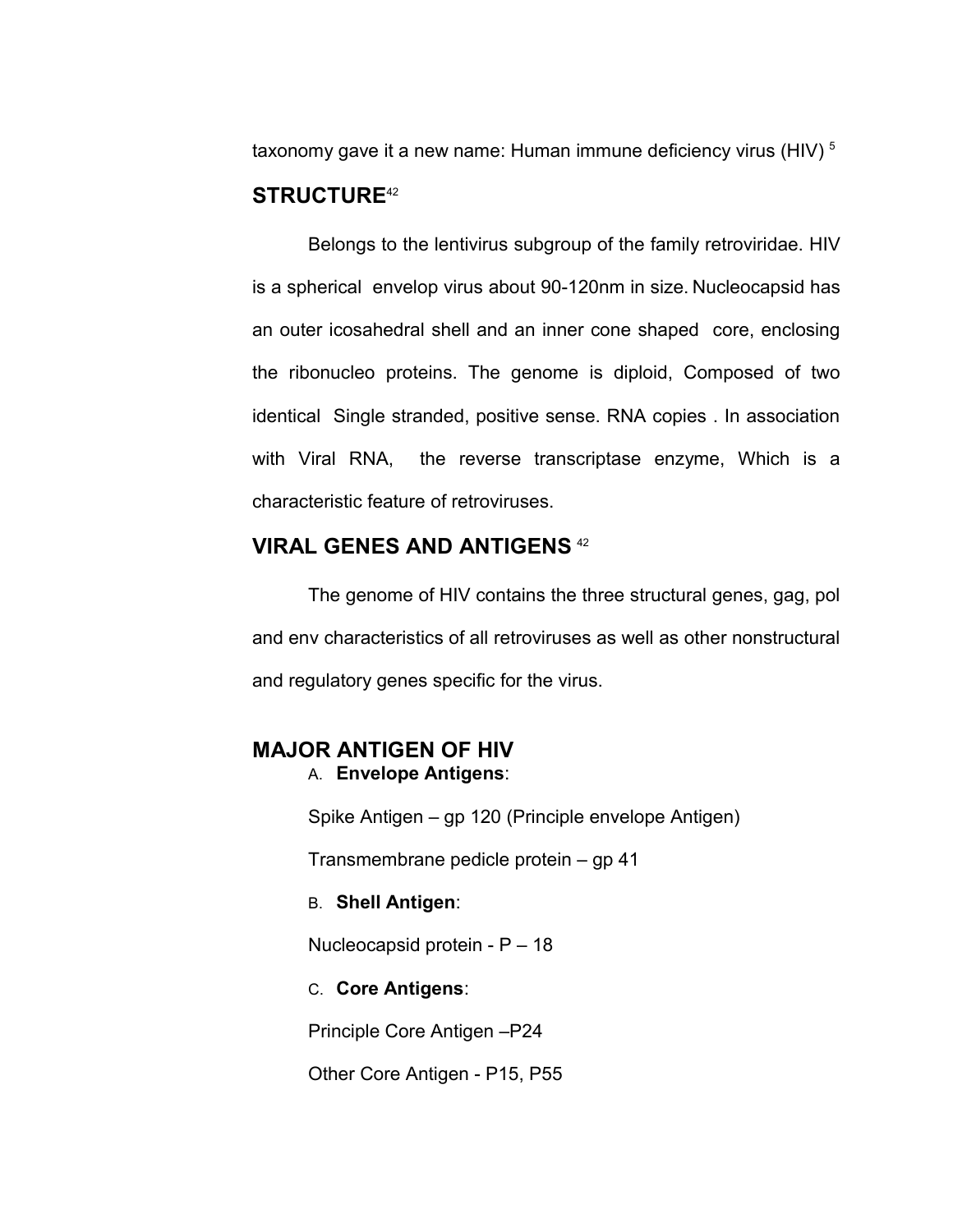taxonomy gave it a new name: Human immune deficiency virus (HIV) [5]

## STRUCTURE[42]

Belongs to the lentivirus subgroup of the family retroviridae. HIV is a spherical envelop virus about 90-120nm in size. Nucleocapsid has an outer icosahedral shell and an inner cone shaped core, enclosing the ribonucleo proteins. The genome is diploid, Composed of two identical Single stranded, positive sense. RNA copies . In association with Viral RNA, the reverse transcriptase enzyme, Which is a characteristic feature of retroviruses.

## VIRAL GENES AND ANTIGENS [42]

The genome of HIV contains the three structural genes, gag, pol and env characteristics of all retroviruses as well as other nonstructural and regulatory genes specific for the virus.

## MAJOR ANTIGEN OF HIV

A. **Envelope Antigens**:

Spike Antigen – gp 120 (Principle envelope Antigen)

Transmembrane pedicle protein – gp 41

B. **Shell Antigen**:

Nucleocapsid protein - P – 18

C. **Core Antigens**:

Principle Core Antigen –P24

Other Core Antigen - P15, P55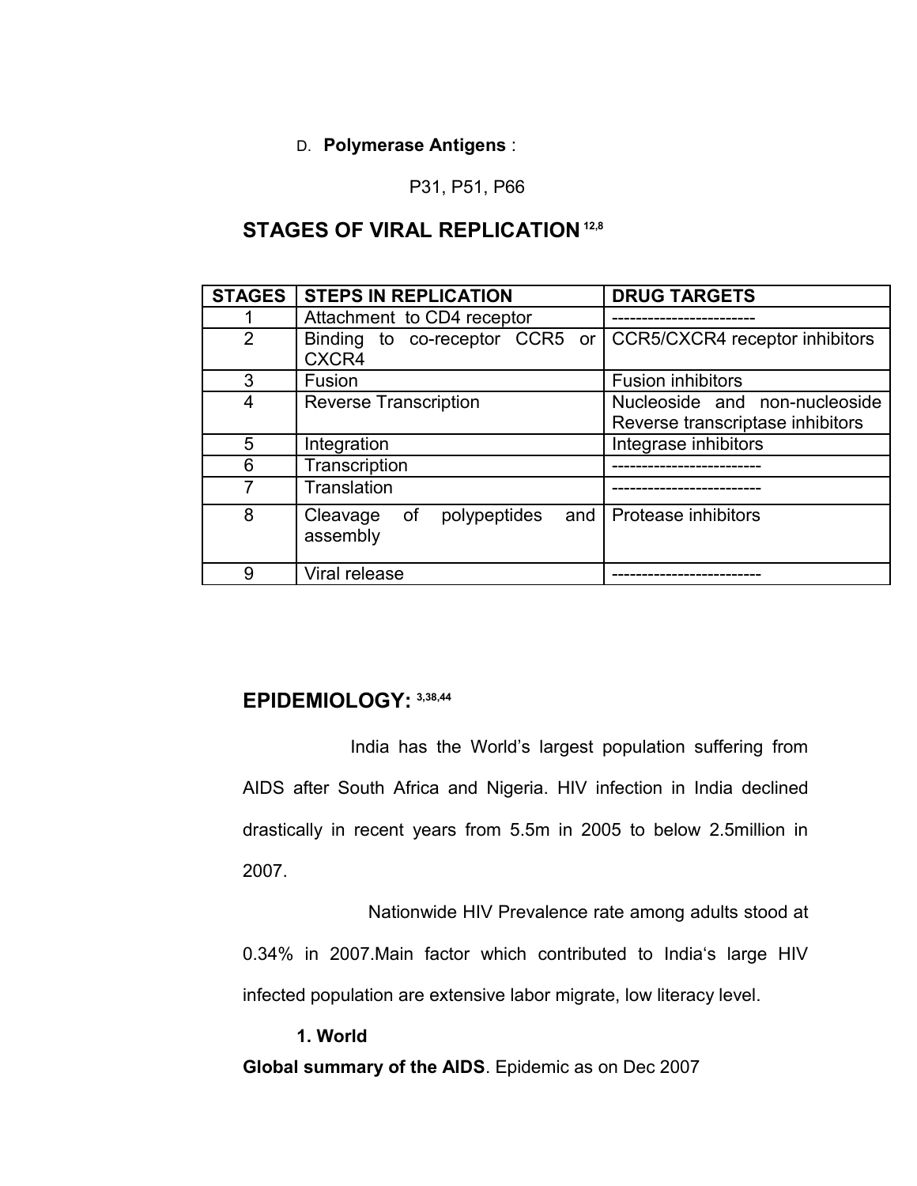D. **Polymerase Antigens** :

P31, P51, P66

## STAGES OF VIRAL REPLICATION [12,8]

| STAGES | STEPS IN REPLICATION | DRUG TARGETS |
|---|---|---|
| 1 | Attachment to CD4 receptor | ------------------------ |
| 2 | Binding to co-receptor CCR5 or CXCR4 | CCR5/CXCR4 receptor inhibitors |
| 3 | Fusion | Fusion inhibitors |
| 4 | Reverse Transcription | Nucleoside and non-nucleoside Reverse transcriptase inhibitors |
| 5 | Integration | Integrase inhibitors |
| 6 | Transcription | ------------------------- |
| 7 | Translation | ------------------------- |
| 8 | Cleavage of polypeptides and assembly | Protease inhibitors |
| 9 | Viral release | ------------------------- |

## EPIDEMIOLOGY: [3,38,44]

India has the World's largest population suffering from AIDS after South Africa and Nigeria. HIV infection in India declined drastically in recent years from 5.5m in 2005 to below 2.5million in 2007.

Nationwide HIV Prevalence rate among adults stood at 0.34% in 2007.Main factor which contributed to India's large HIV infected population are extensive labor migrate, low literacy level.

**1. World**

**Global summary of the AIDS**. Epidemic as on Dec 2007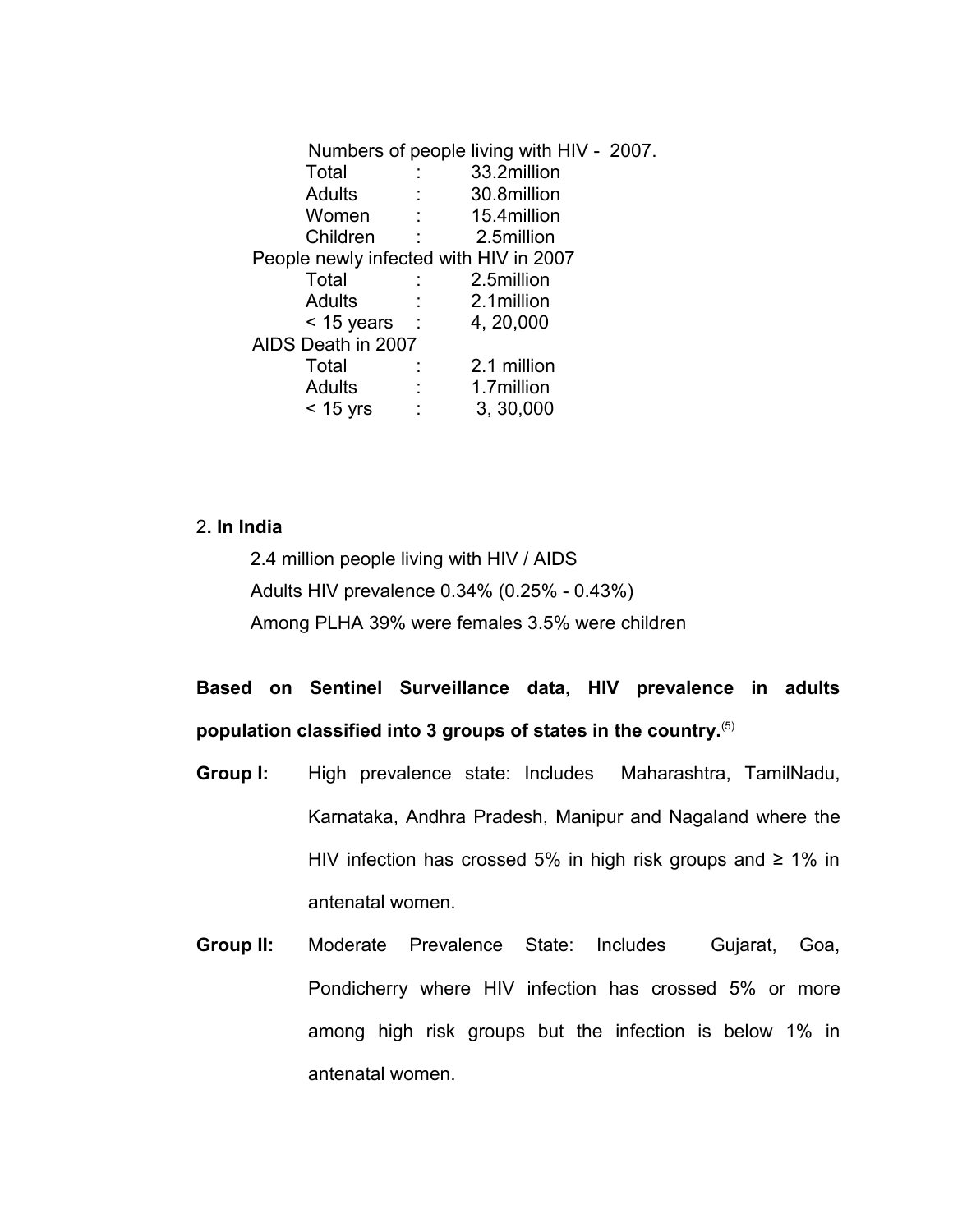Numbers of people living with HIV - 2007.

| | | |
|---|---|---|
| Total | : | 33.2million |
| Adults | : | 30.8million |
| Women | : | 15.4million |
| Children | : | 2.5million |

People newly infected with HIV in 2007

| | | |
|---|---|---|
| Total | : | 2.5million |
| Adults | : | 2.1million |
| < 15 years | : | 4, 20,000 |

AIDS Death in 2007

| | | |
|---|---|---|
| Total | : | 2.1 million |
| Adults | : | 1.7million |
| < 15 yrs | : | 3, 30,000 |

2**. In India**

2.4 million people living with HIV / AIDS

Adults HIV prevalence 0.34% (0.25% - 0.43%)

Among PLHA 39% were females 3.5% were children

**Based on Sentinel Surveillance data, HIV prevalence in adults population classified into 3 groups of states in the country.**[5]

**Group I:** High prevalence state: Includes Maharashtra, TamilNadu, Karnataka, Andhra Pradesh, Manipur and Nagaland where the HIV infection has crossed 5% in high risk groups and ≥ 1% in antenatal women.

**Group II:** Moderate Prevalence State: Includes Gujarat, Goa, Pondicherry where HIV infection has crossed 5% or more among high risk groups but the infection is below 1% in antenatal women.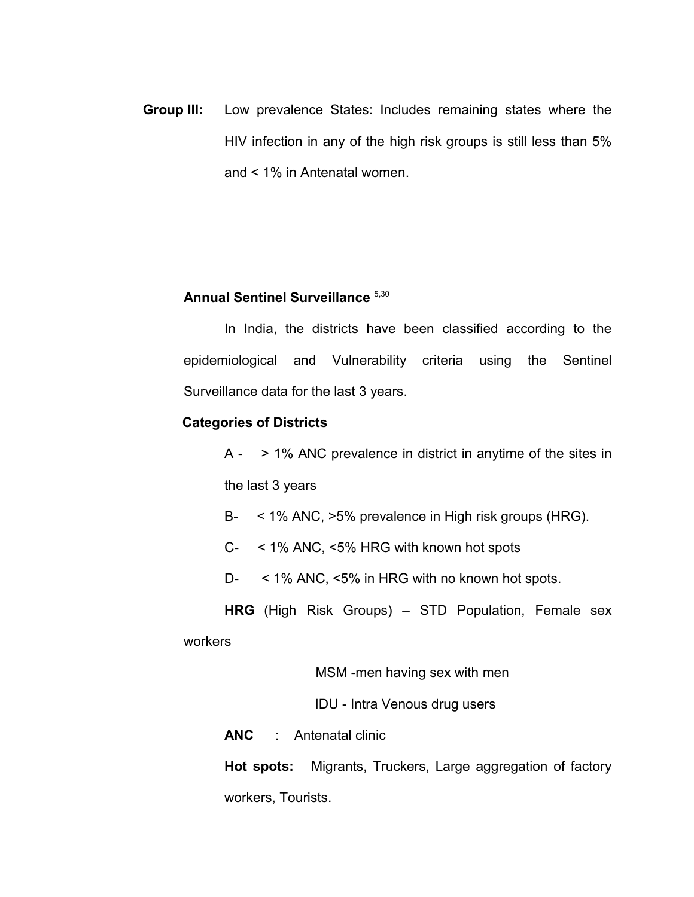**Group III:** Low prevalence States: Includes remaining states where the HIV infection in any of the high risk groups is still less than 5% and < 1% in Antenatal women.

### Annual Sentinel Surveillance [5,30]

In India, the districts have been classified according to the epidemiological and Vulnerability criteria using the Sentinel Surveillance data for the last 3 years.

**Categories of Districts**

A - > 1% ANC prevalence in district in anytime of the sites in the last 3 years

B- < 1% ANC, >5% prevalence in High risk groups (HRG).

C- < 1% ANC, <5% HRG with known hot spots

D- < 1% ANC, <5% in HRG with no known hot spots.

**HRG** (High Risk Groups) – STD Population, Female sex workers

MSM -men having sex with men

IDU - Intra Venous drug users

**ANC** : Antenatal clinic

**Hot spots:** Migrants, Truckers, Large aggregation of factory workers, Tourists.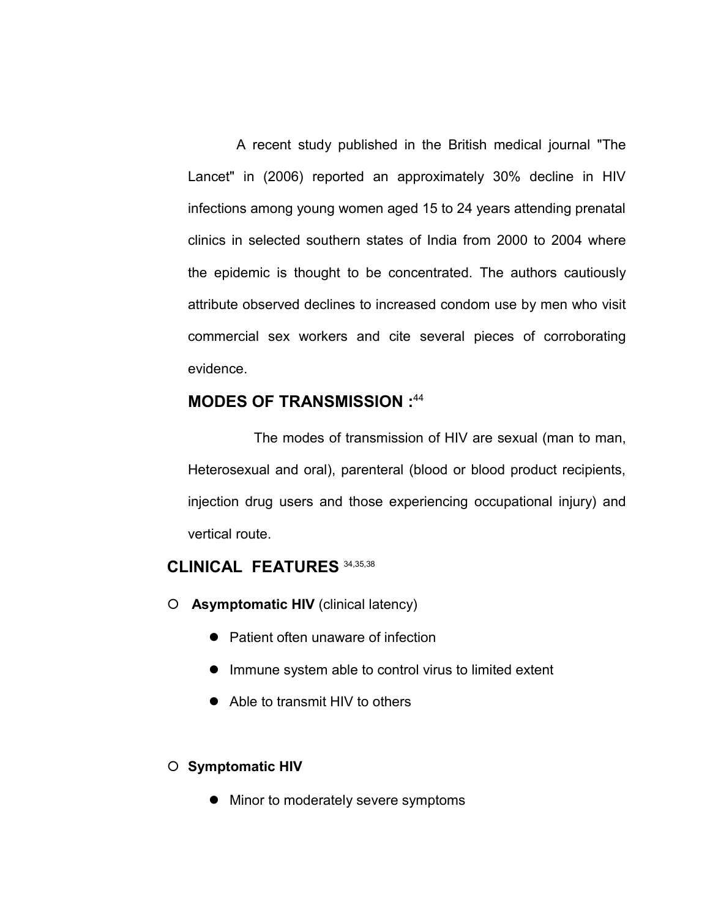A recent study published in the British medical journal "The Lancet" in (2006) reported an approximately 30% decline in HIV infections among young women aged 15 to 24 years attending prenatal clinics in selected southern states of India from 2000 to 2004 where the epidemic is thought to be concentrated. The authors cautiously attribute observed declines to increased condom use by men who visit commercial sex workers and cite several pieces of corroborating evidence.

## MODES OF TRANSMISSION :[44]

The modes of transmission of HIV are sexual (man to man, Heterosexual and oral), parenteral (blood or blood product recipients, injection drug users and those experiencing occupational injury) and vertical route.

## CLINICAL FEATURES [34,35,38]

- **Asymptomatic HIV** (clinical latency)
  - Patient often unaware of infection
  - Immune system able to control virus to limited extent
  - Able to transmit HIV to others

- **Symptomatic HIV**
  - Minor to moderately severe symptoms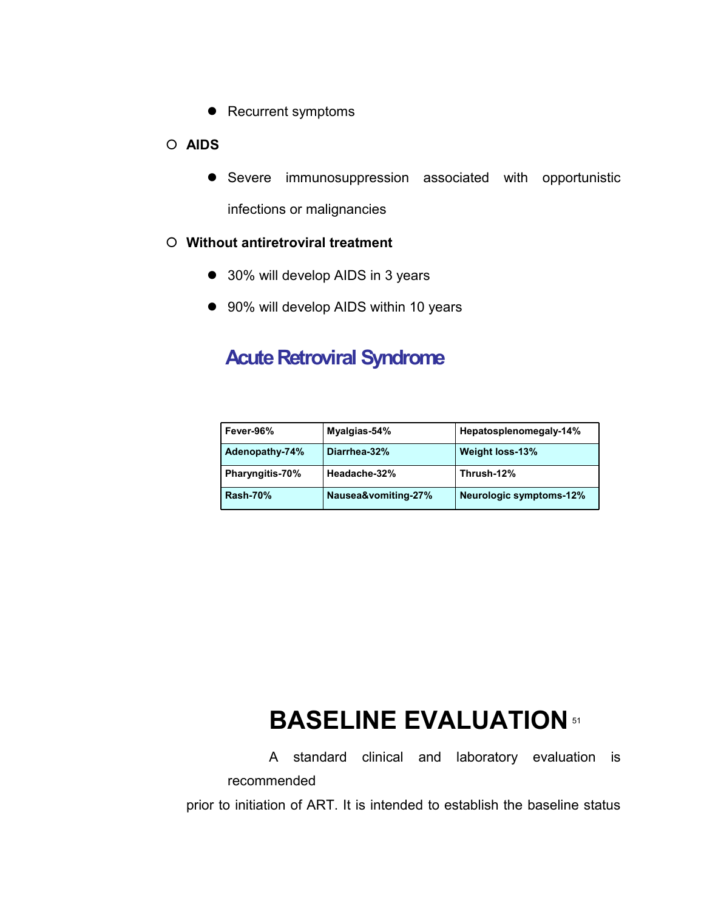- Recurrent symptoms

- **AIDS**
  - Severe immunosuppression associated with opportunistic infections or malignancies

- **Without antiretroviral treatment**
  - 30% will develop AIDS in 3 years
  - 90% will develop AIDS within 10 years

## Acute Retroviral Syndrome

| Fever-96% | Myalgias-54% | Hepatosplenomegaly-14% |
|---|---|---|
| Adenopathy-74% | Diarrhea-32% | Weight loss-13% |
| Pharyngitis-70% | Headache-32% | Thrush-12% |
| Rash-70% | Nausea&vomiting-27% | Neurologic symptoms-12% |

# BASELINE EVALUATION [51]

A standard clinical and laboratory evaluation is recommended

prior to initiation of ART. It is intended to establish the baseline status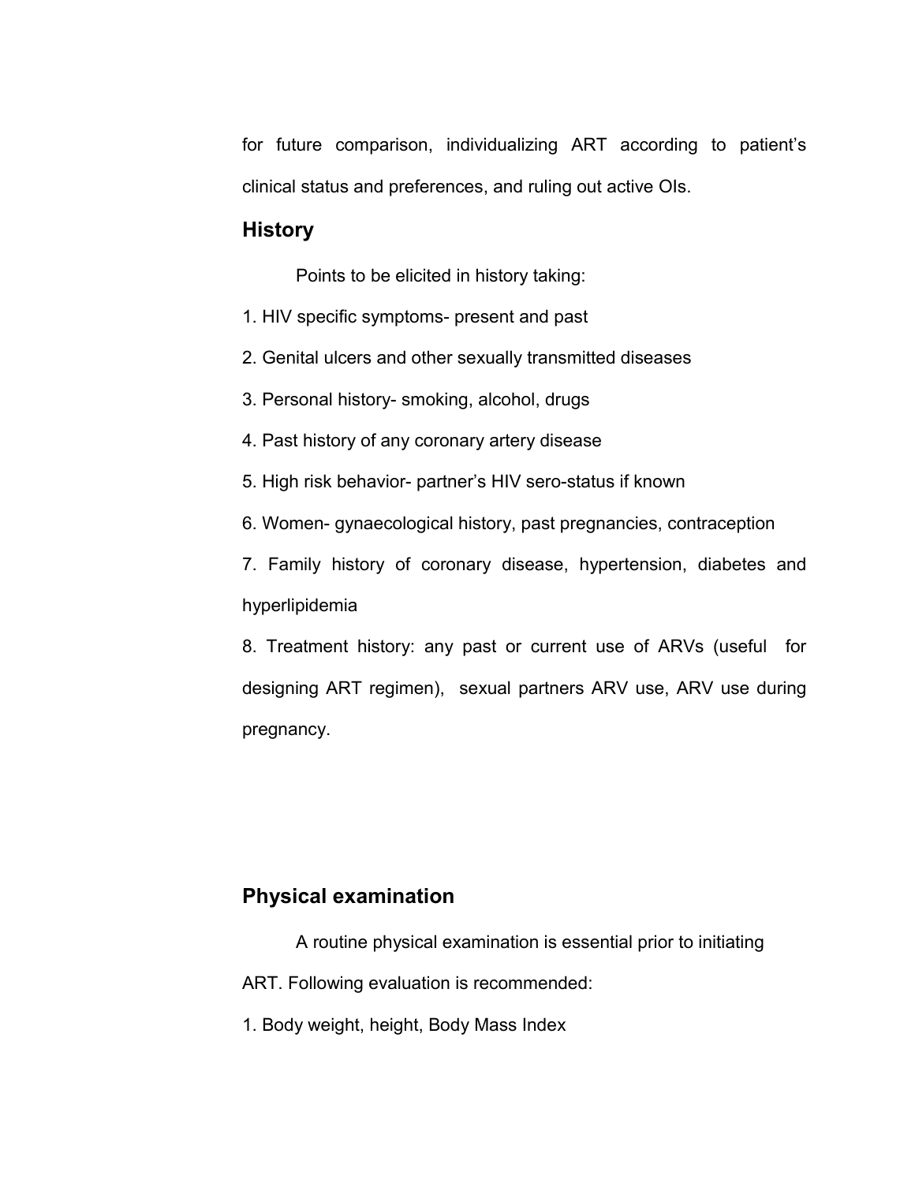for future comparison, individualizing ART according to patient's clinical status and preferences, and ruling out active OIs.

## History

Points to be elicited in history taking:

1. HIV specific symptoms- present and past
2. Genital ulcers and other sexually transmitted diseases
3. Personal history- smoking, alcohol, drugs
4. Past history of any coronary artery disease
5. High risk behavior- partner's HIV sero-status if known
6. Women- gynaecological history, past pregnancies, contraception
7. Family history of coronary disease, hypertension, diabetes and hyperlipidemia
8. Treatment history: any past or current use of ARVs (useful for designing ART regimen), sexual partners ARV use, ARV use during pregnancy.

## Physical examination

A routine physical examination is essential prior to initiating ART. Following evaluation is recommended:

1. Body weight, height, Body Mass Index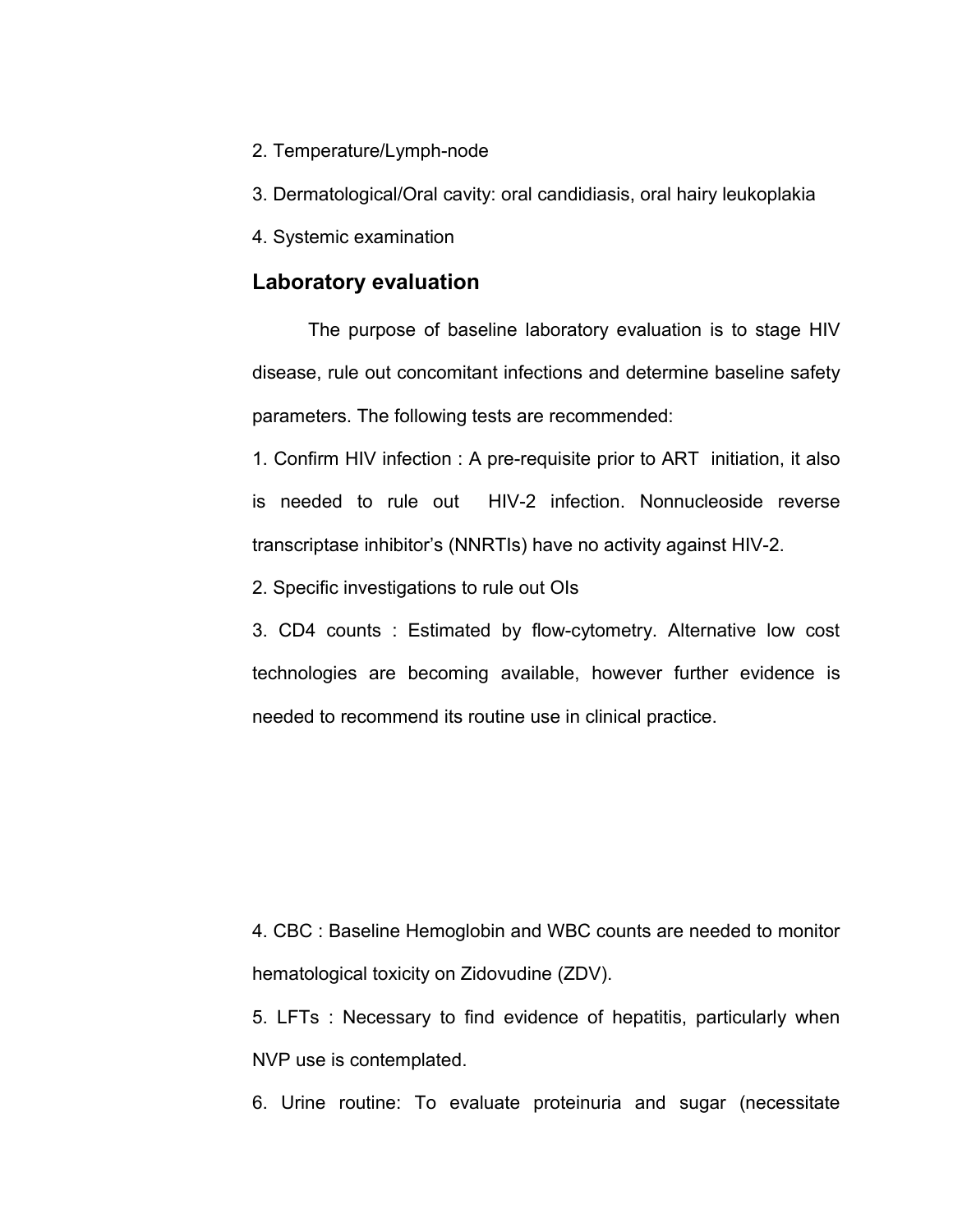2. Temperature/Lymph-node

3. Dermatological/Oral cavity: oral candidiasis, oral hairy leukoplakia

4. Systemic examination

## Laboratory evaluation

The purpose of baseline laboratory evaluation is to stage HIV disease, rule out concomitant infections and determine baseline safety parameters. The following tests are recommended:

1. Confirm HIV infection : A pre-requisite prior to ART initiation, it also is needed to rule out HIV-2 infection. Nonnucleoside reverse transcriptase inhibitor's (NNRTIs) have no activity against HIV-2.

2. Specific investigations to rule out OIs

3. CD4 counts : Estimated by flow-cytometry. Alternative low cost technologies are becoming available, however further evidence is needed to recommend its routine use in clinical practice.

4. CBC : Baseline Hemoglobin and WBC counts are needed to monitor hematological toxicity on Zidovudine (ZDV).

5. LFTs : Necessary to find evidence of hepatitis, particularly when NVP use is contemplated.

6. Urine routine: To evaluate proteinuria and sugar (necessitate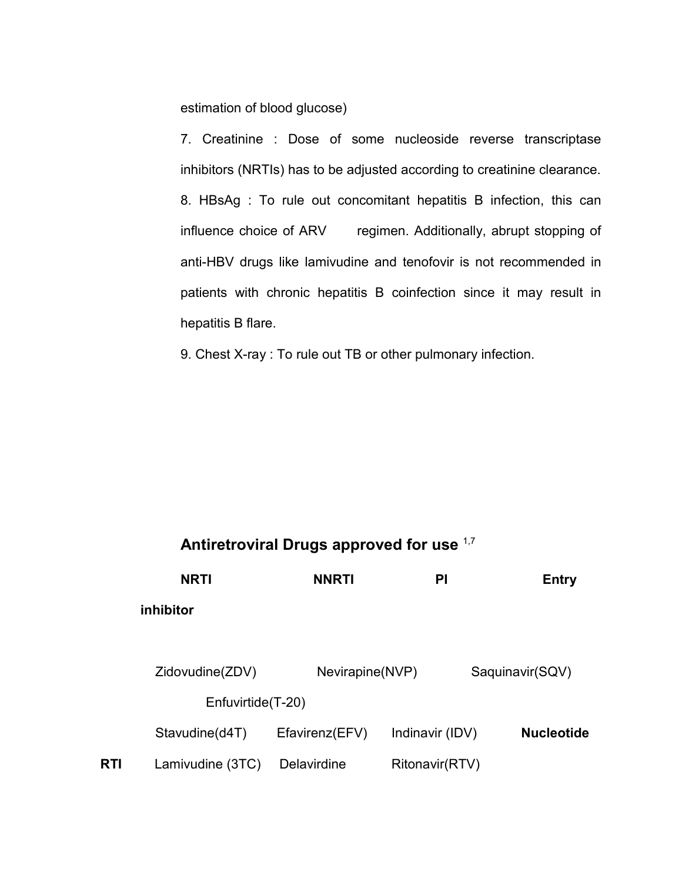estimation of blood glucose)

7. Creatinine : Dose of some nucleoside reverse transcriptase inhibitors (NRTIs) has to be adjusted according to creatinine clearance.

8. HBsAg : To rule out concomitant hepatitis B infection, this can influence choice of ARV regimen. Additionally, abrupt stopping of anti-HBV drugs like lamivudine and tenofovir is not recommended in patients with chronic hepatitis B coinfection since it may result in hepatitis B flare.

9. Chest X-ray : To rule out TB or other pulmonary infection.

## Antiretroviral Drugs approved for use [1,7]

| NRTI | NNRTI | PI | Entry inhibitor |
|---|---|---|---|
| Zidovudine(ZDV) | Nevirapine(NVP) | Saquinavir(SQV) | Enfuvirtide(T-20) |
| Stavudine(d4T) | Efavirenz(EFV) | Indinavir (IDV) | **Nucleotide RTI** |
| Lamivudine (3TC) | Delavirdine | Ritonavir(RTV) | |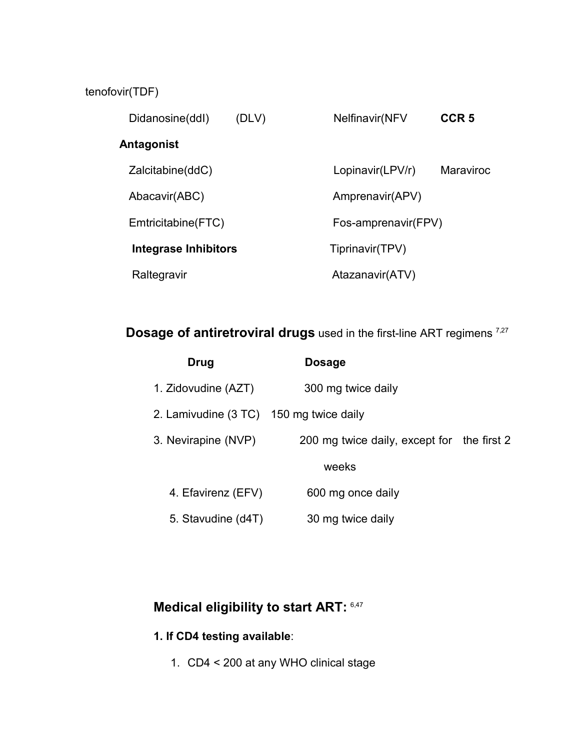tenofovir(TDF)

Didanosine(ddI)    (DLV)    Nelfinavir(NFV    **CCR 5**

**Antagonist**

Zalcitabine(ddC)    Lopinavir(LPV/r)    Maraviroc

Abacavir(ABC)    Amprenavir(APV)

Emtricitabine(FTC)    Fos-amprenavir(FPV)

**Integrase Inhibitors**    Tiprinavir(TPV)

Raltegravir    Atazanavir(ATV)

## **Dosage of antiretroviral drugs** used in the first-line ART regimens [7,27]

| Drug | Dosage |
|---|---|
| 1. Zidovudine (AZT) | 300 mg twice daily |
| 2. Lamivudine (3 TC) | 150 mg twice daily |
| 3. Nevirapine (NVP) | 200 mg twice daily, except for the first 2 weeks |
| 4. Efavirenz (EFV) | 600 mg once daily |
| 5. Stavudine (d4T) | 30 mg twice daily |

## Medical eligibility to start ART: [6,47]

**1. If CD4 testing available**:

1. CD4 < 200 at any WHO clinical stage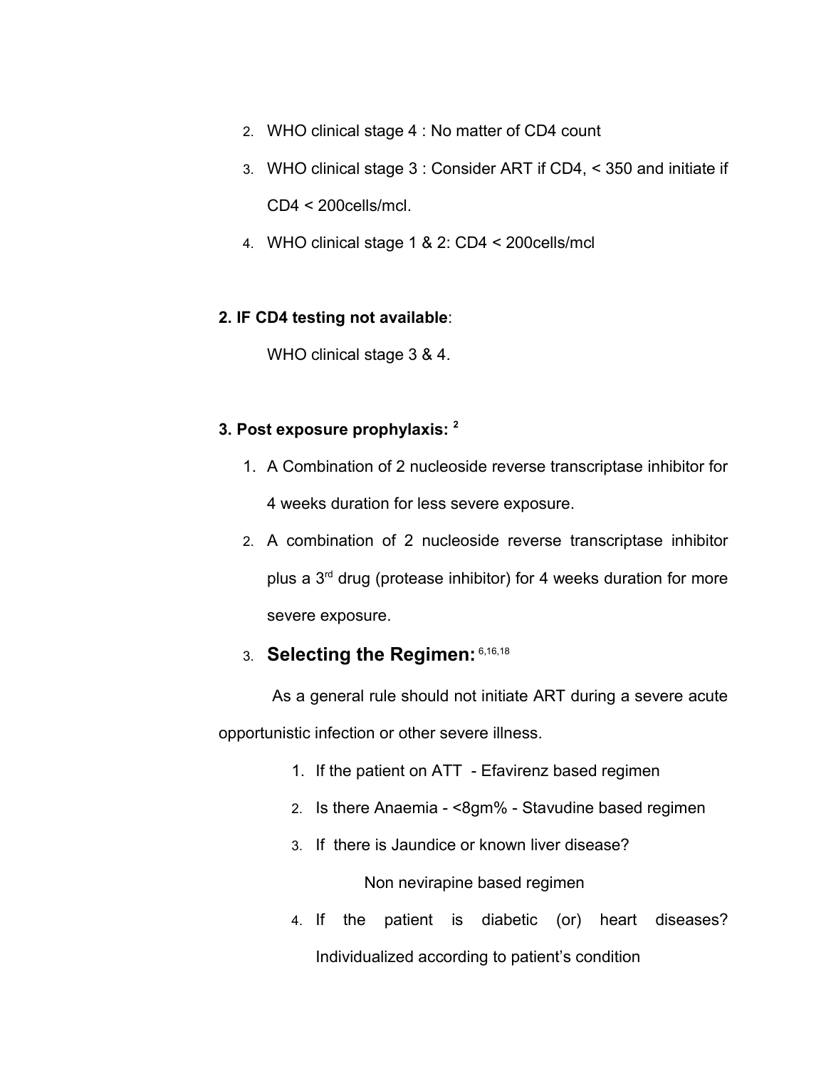2. WHO clinical stage 4 : No matter of CD4 count
3. WHO clinical stage 3 : Consider ART if CD4, < 350 and initiate if CD4 < 200cells/mcl.
4. WHO clinical stage 1 & 2: CD4 < 200cells/mcl

**2. IF CD4 testing not available**:

WHO clinical stage 3 & 4.

**3. Post exposure prophylaxis:** [2]

1. A Combination of 2 nucleoside reverse transcriptase inhibitor for 4 weeks duration for less severe exposure.
2. A combination of 2 nucleoside reverse transcriptase inhibitor plus a 3rd drug (protease inhibitor) for 4 weeks duration for more severe exposure.
3. **Selecting the Regimen:** [6,16,18]

As a general rule should not initiate ART during a severe acute opportunistic infection or other severe illness.

1. If the patient on ATT - Efavirenz based regimen
2. Is there Anaemia - <8gm% - Stavudine based regimen
3. If there is Jaundice or known liver disease?

   Non nevirapine based regimen
4. If the patient is diabetic (or) heart diseases? Individualized according to patient's condition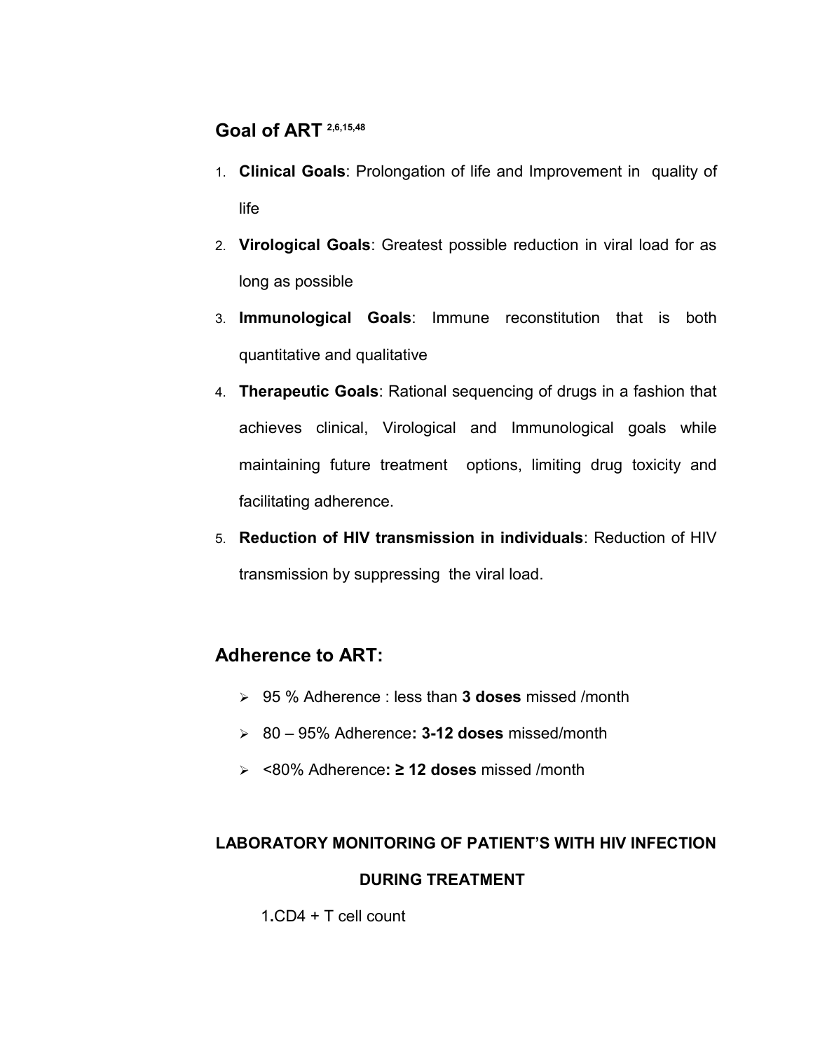## Goal of ART [2,6,15,48]

1. **Clinical Goals**: Prolongation of life and Improvement in quality of life
2. **Virological Goals**: Greatest possible reduction in viral load for as long as possible
3. **Immunological Goals**: Immune reconstitution that is both quantitative and qualitative
4. **Therapeutic Goals**: Rational sequencing of drugs in a fashion that achieves clinical, Virological and Immunological goals while maintaining future treatment options, limiting drug toxicity and facilitating adherence.
5. **Reduction of HIV transmission in individuals**: Reduction of HIV transmission by suppressing the viral load.

## Adherence to ART:

- 95 % Adherence : less than **3 doses** missed /month
- 80 – 95% Adherence**: 3-12 doses** missed/month
- <80% Adherence**: ≥ 12 doses** missed /month

**LABORATORY MONITORING OF PATIENT'S WITH HIV INFECTION DURING TREATMENT**

1. CD4 + T cell count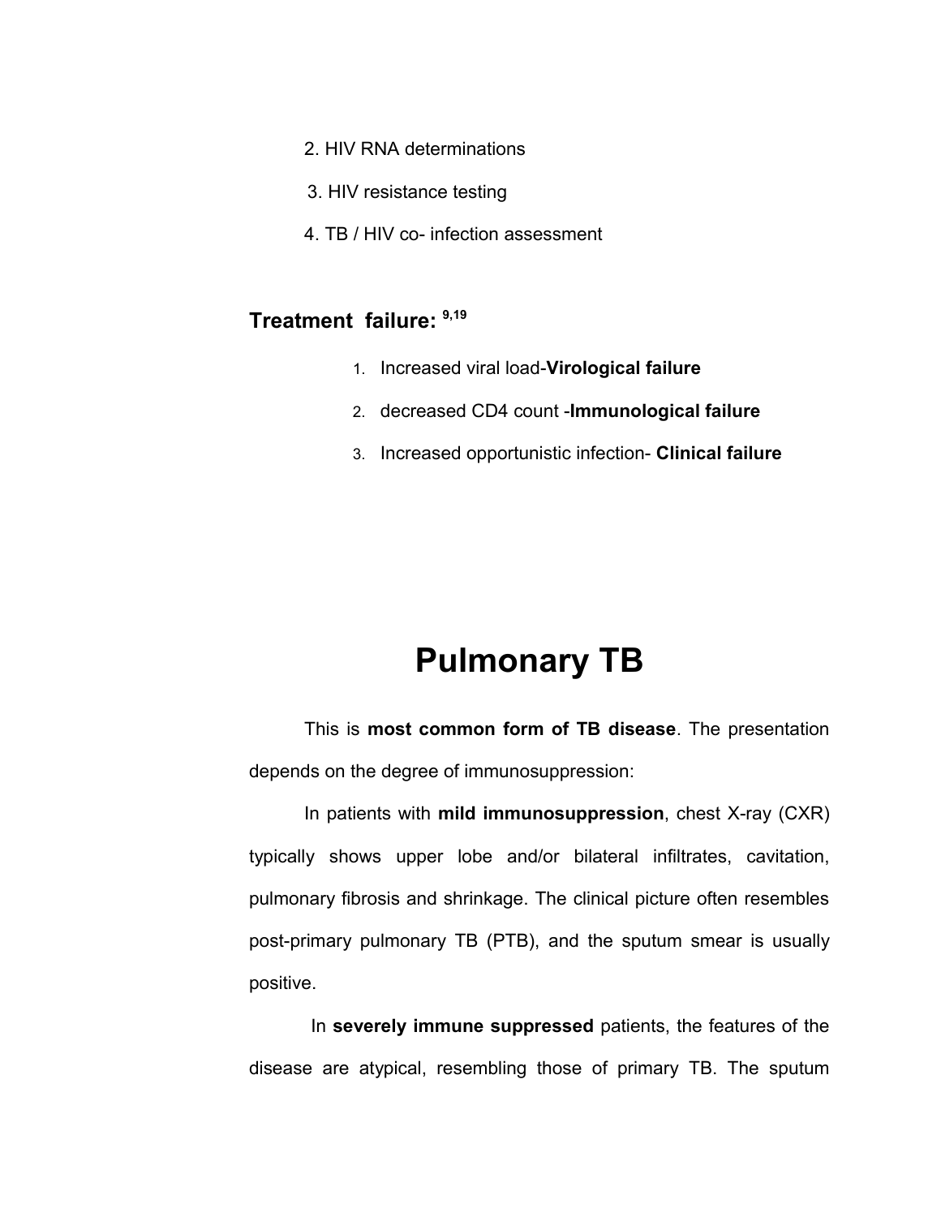2. HIV RNA determinations
3. HIV resistance testing
4. TB / HIV co- infection assessment

**Treatment failure:** [9,19]

1. Increased viral load-**Virological failure**
2. decreased CD4 count -**Immunological failure**
3. Increased opportunistic infection- **Clinical failure**

# Pulmonary TB

This is **most common form of TB disease**. The presentation depends on the degree of immunosuppression:

In patients with **mild immunosuppression**, chest X-ray (CXR) typically shows upper lobe and/or bilateral infiltrates, cavitation, pulmonary fibrosis and shrinkage. The clinical picture often resembles post-primary pulmonary TB (PTB), and the sputum smear is usually positive.

In **severely immune suppressed** patients, the features of the disease are atypical, resembling those of primary TB. The sputum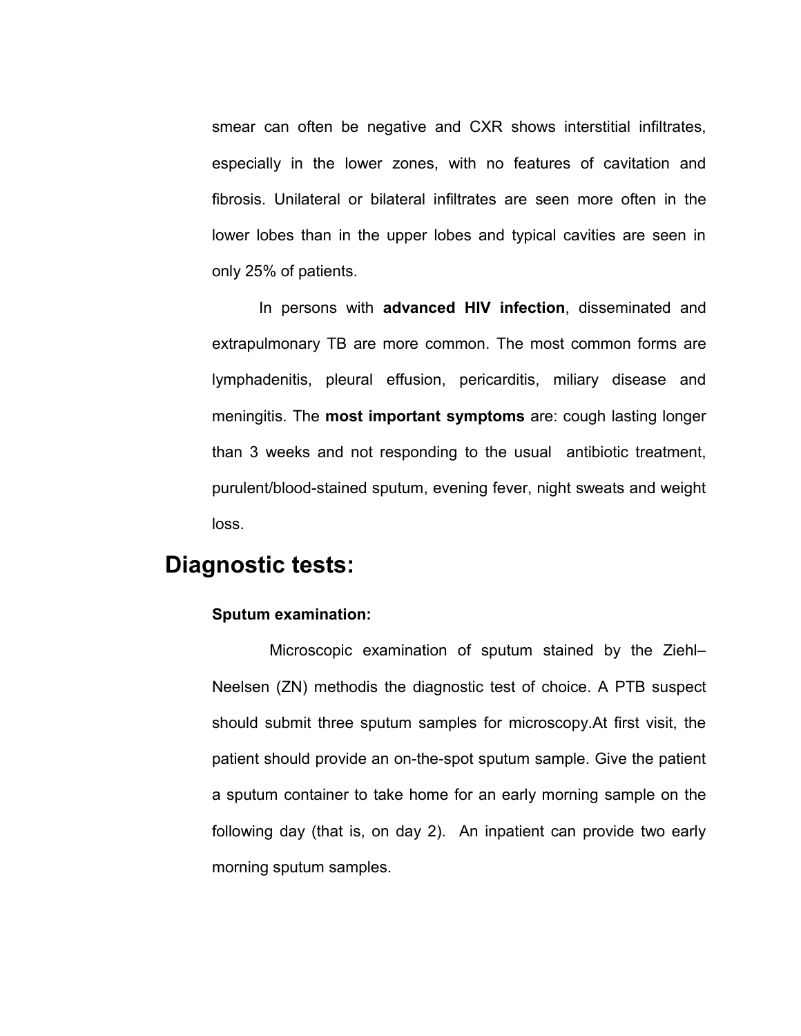smear can often be negative and CXR shows interstitial infiltrates, especially in the lower zones, with no features of cavitation and fibrosis. Unilateral or bilateral infiltrates are seen more often in the lower lobes than in the upper lobes and typical cavities are seen in only 25% of patients.

In persons with **advanced HIV infection**, disseminated and extrapulmonary TB are more common. The most common forms are lymphadenitis, pleural effusion, pericarditis, miliary disease and meningitis. The **most important symptoms** are: cough lasting longer than 3 weeks and not responding to the usual antibiotic treatment, purulent/blood-stained sputum, evening fever, night sweats and weight loss.

## Diagnostic tests:

**Sputum examination:**

Microscopic examination of sputum stained by the Ziehl–Neelsen (ZN) methodis the diagnostic test of choice. A PTB suspect should submit three sputum samples for microscopy.At first visit, the patient should provide an on-the-spot sputum sample. Give the patient a sputum container to take home for an early morning sample on the following day (that is, on day 2). An inpatient can provide two early morning sputum samples.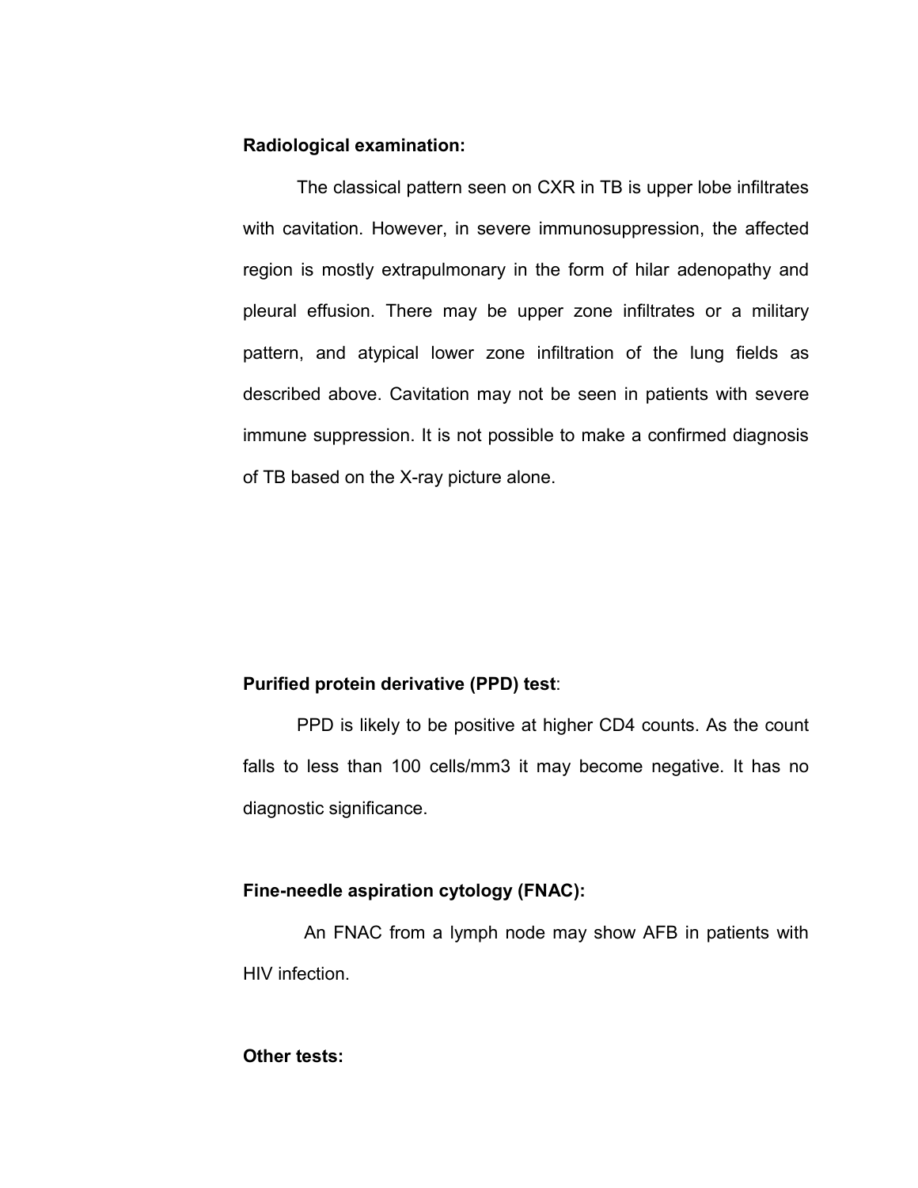**Radiological examination:**

The classical pattern seen on CXR in TB is upper lobe infiltrates with cavitation. However, in severe immunosuppression, the affected region is mostly extrapulmonary in the form of hilar adenopathy and pleural effusion. There may be upper zone infiltrates or a military pattern, and atypical lower zone infiltration of the lung fields as described above. Cavitation may not be seen in patients with severe immune suppression. It is not possible to make a confirmed diagnosis of TB based on the X-ray picture alone.

**Purified protein derivative (PPD) test**:

PPD is likely to be positive at higher CD4 counts. As the count falls to less than 100 cells/mm3 it may become negative. It has no diagnostic significance.

**Fine-needle aspiration cytology (FNAC):**

An FNAC from a lymph node may show AFB in patients with HIV infection.

**Other tests:**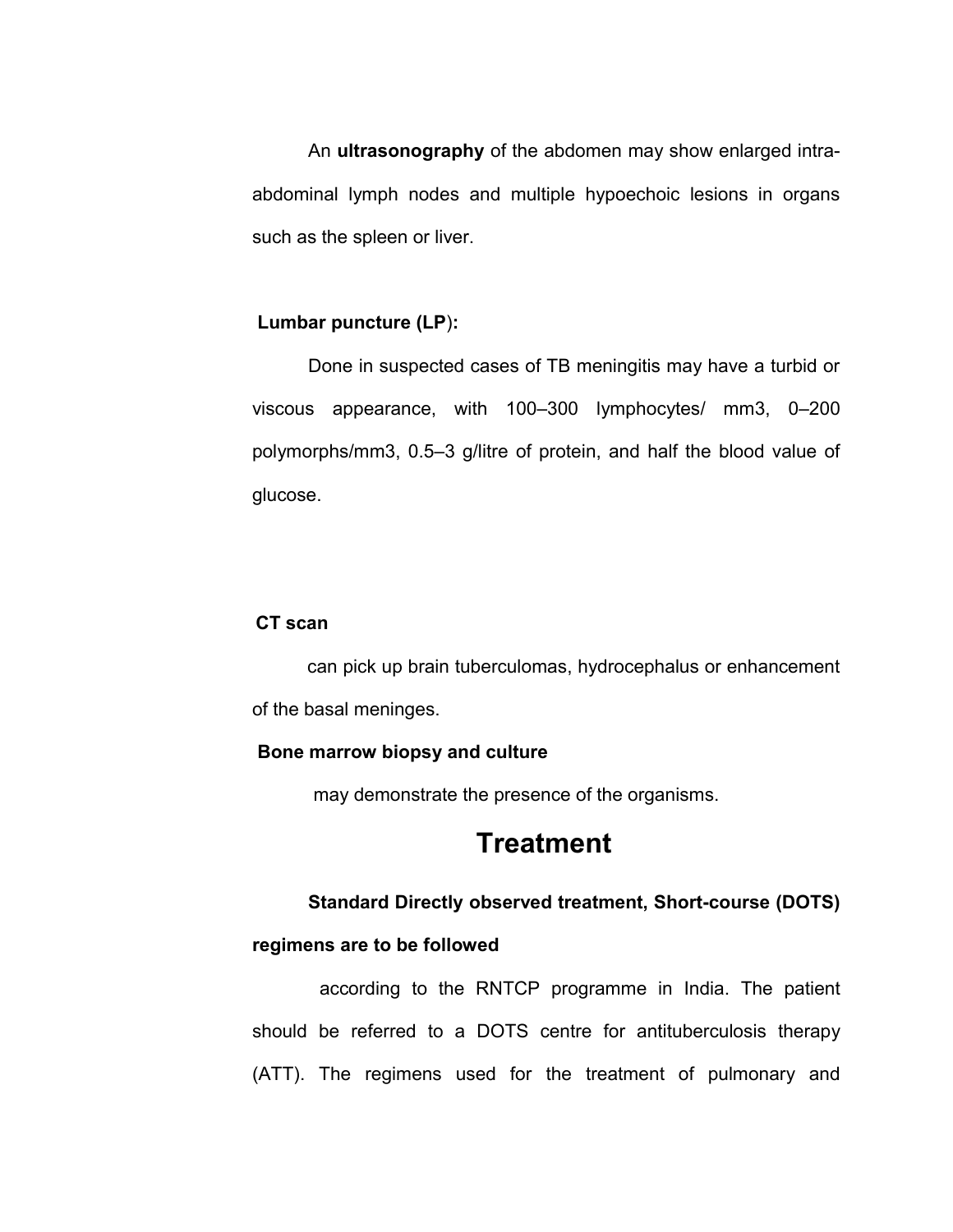An **ultrasonography** of the abdomen may show enlarged intra-abdominal lymph nodes and multiple hypoechoic lesions in organs such as the spleen or liver.

**Lumbar puncture (LP):**

Done in suspected cases of TB meningitis may have a turbid or viscous appearance, with 100–300 lymphocytes/ mm3, 0–200 polymorphs/mm3, 0.5–3 g/litre of protein, and half the blood value of glucose.

**CT scan**

can pick up brain tuberculomas, hydrocephalus or enhancement of the basal meninges.

**Bone marrow biopsy and culture**

may demonstrate the presence of the organisms.

## Treatment

**Standard Directly observed treatment, Short-course (DOTS) regimens are to be followed**

according to the RNTCP programme in India. The patient should be referred to a DOTS centre for antituberculosis therapy (ATT). The regimens used for the treatment of pulmonary and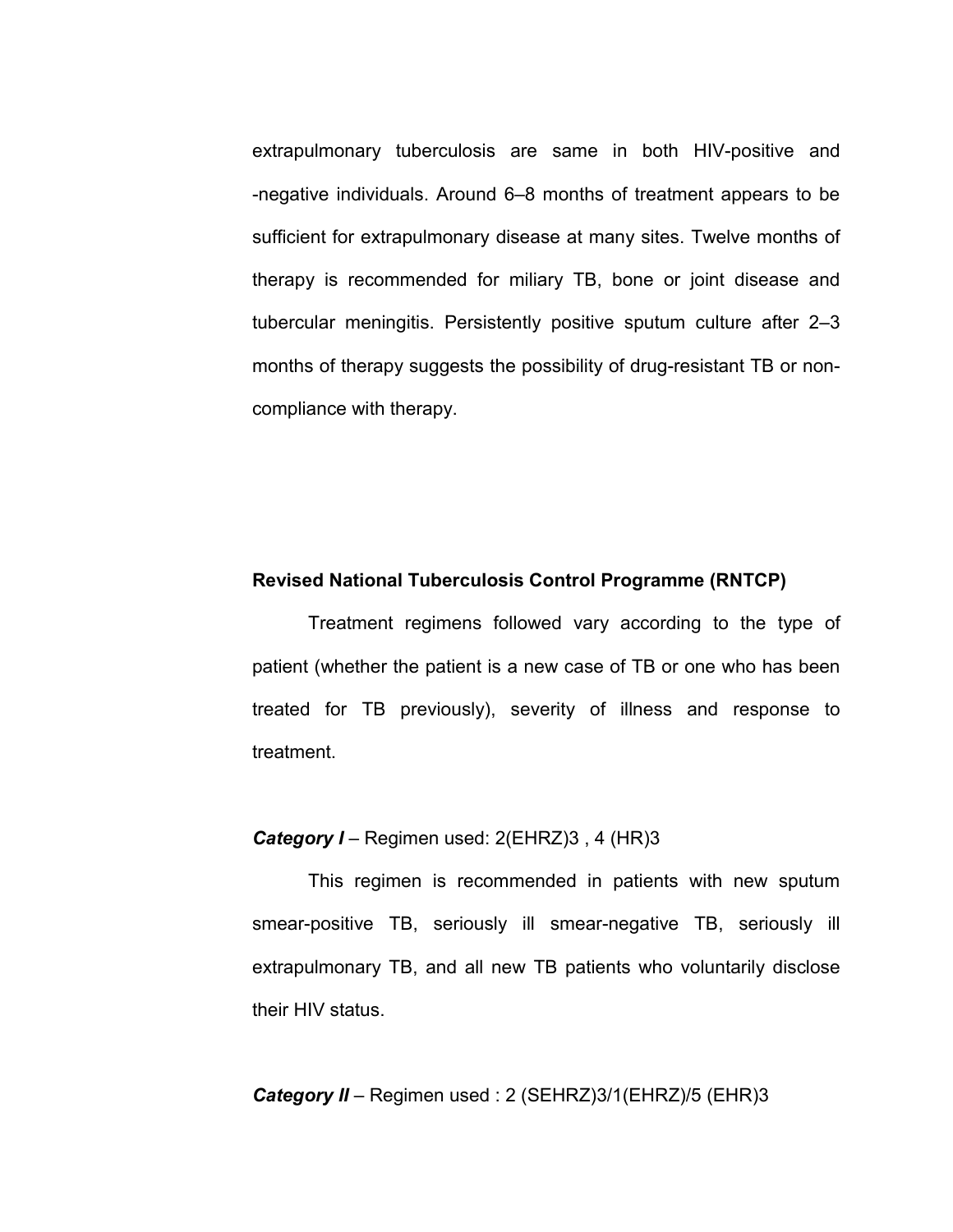extrapulmonary tuberculosis are same in both HIV-positive and -negative individuals. Around 6–8 months of treatment appears to be sufficient for extrapulmonary disease at many sites. Twelve months of therapy is recommended for miliary TB, bone or joint disease and tubercular meningitis. Persistently positive sputum culture after 2–3 months of therapy suggests the possibility of drug-resistant TB or non-compliance with therapy.

**Revised National Tuberculosis Control Programme (RNTCP)**

Treatment regimens followed vary according to the type of patient (whether the patient is a new case of TB or one who has been treated for TB previously), severity of illness and response to treatment.

***Category I*** – Regimen used: 2(EHRZ)3 , 4 (HR)3

This regimen is recommended in patients with new sputum smear-positive TB, seriously ill smear-negative TB, seriously ill extrapulmonary TB, and all new TB patients who voluntarily disclose their HIV status.

***Category II*** – Regimen used : 2 (SEHRZ)3/1(EHRZ)/5 (EHR)3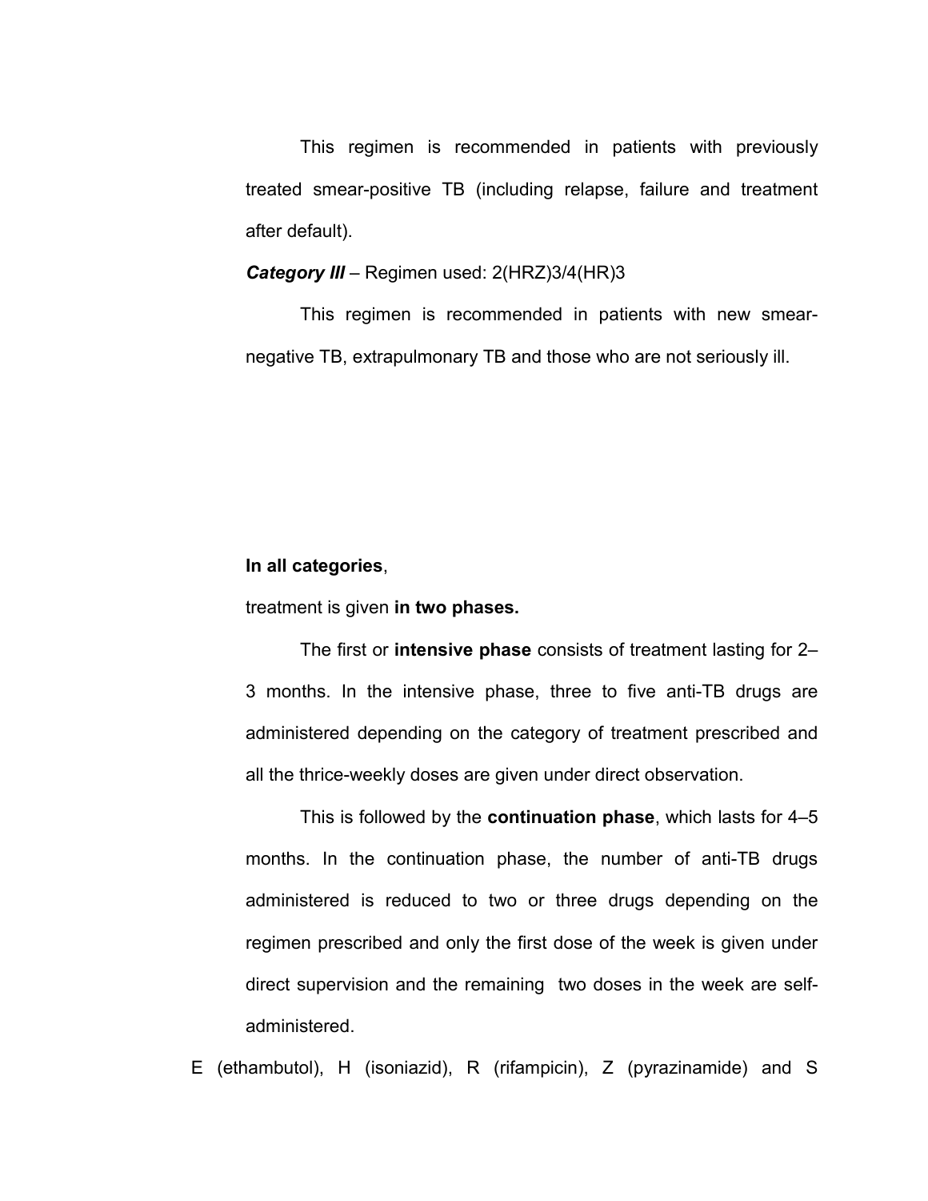This regimen is recommended in patients with previously treated smear-positive TB (including relapse, failure and treatment after default).

***Category III*** – Regimen used: 2(HRZ)3/4(HR)3

This regimen is recommended in patients with new smear-negative TB, extrapulmonary TB and those who are not seriously ill.

**In all categories**,

treatment is given **in two phases.**

The first or **intensive phase** consists of treatment lasting for 2–3 months. In the intensive phase, three to five anti-TB drugs are administered depending on the category of treatment prescribed and all the thrice-weekly doses are given under direct observation.

This is followed by the **continuation phase**, which lasts for 4–5 months. In the continuation phase, the number of anti-TB drugs administered is reduced to two or three drugs depending on the regimen prescribed and only the first dose of the week is given under direct supervision and the remaining two doses in the week are self-administered.

E (ethambutol), H (isoniazid), R (rifampicin), Z (pyrazinamide) and S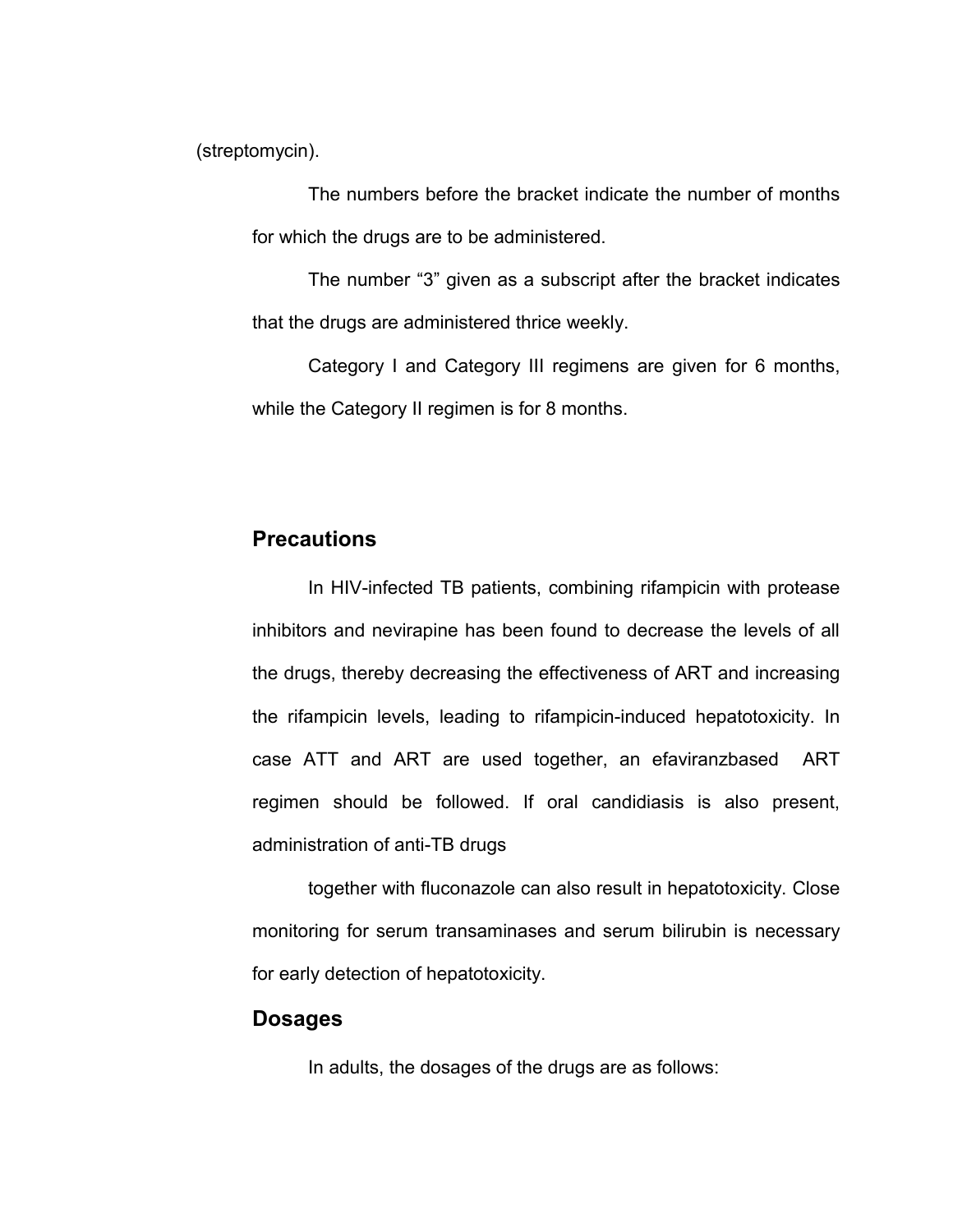(streptomycin).

The numbers before the bracket indicate the number of months for which the drugs are to be administered.

The number “3” given as a subscript after the bracket indicates that the drugs are administered thrice weekly.

Category I and Category III regimens are given for 6 months, while the Category II regimen is for 8 months.

## Precautions

In HIV-infected TB patients, combining rifampicin with protease inhibitors and nevirapine has been found to decrease the levels of all the drugs, thereby decreasing the effectiveness of ART and increasing the rifampicin levels, leading to rifampicin-induced hepatotoxicity. In case ATT and ART are used together, an efaviranzbased ART regimen should be followed. If oral candidiasis is also present, administration of anti-TB drugs

together with fluconazole can also result in hepatotoxicity. Close monitoring for serum transaminases and serum bilirubin is necessary for early detection of hepatotoxicity.

## Dosages

In adults, the dosages of the drugs are as follows: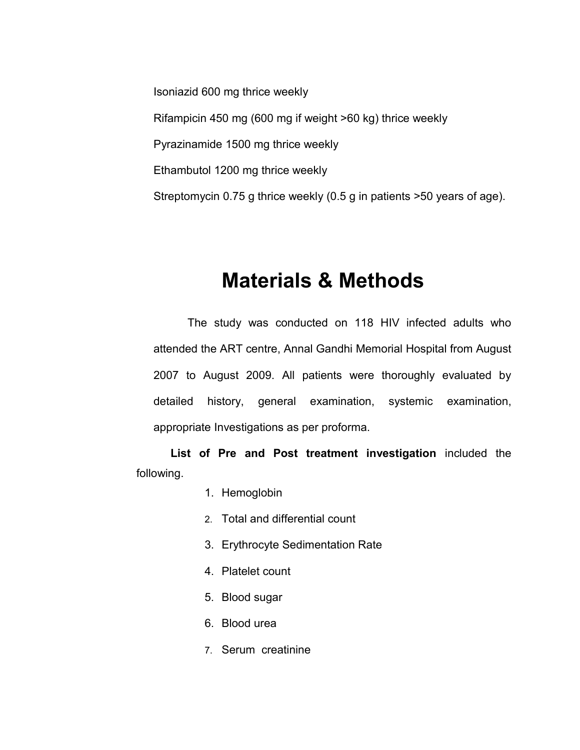Isoniazid 600 mg thrice weekly

Rifampicin 450 mg (600 mg if weight >60 kg) thrice weekly

Pyrazinamide 1500 mg thrice weekly

Ethambutol 1200 mg thrice weekly

Streptomycin 0.75 g thrice weekly (0.5 g in patients >50 years of age).

# Materials & Methods

The study was conducted on 118 HIV infected adults who attended the ART centre, Annal Gandhi Memorial Hospital from August 2007 to August 2009. All patients were thoroughly evaluated by detailed history, general examination, systemic examination, appropriate Investigations as per proforma.

**List of Pre and Post treatment investigation** included the following.

1. Hemoglobin
2. Total and differential count
3. Erythrocyte Sedimentation Rate
4. Platelet count
5. Blood sugar
6. Blood urea
7. Serum creatinine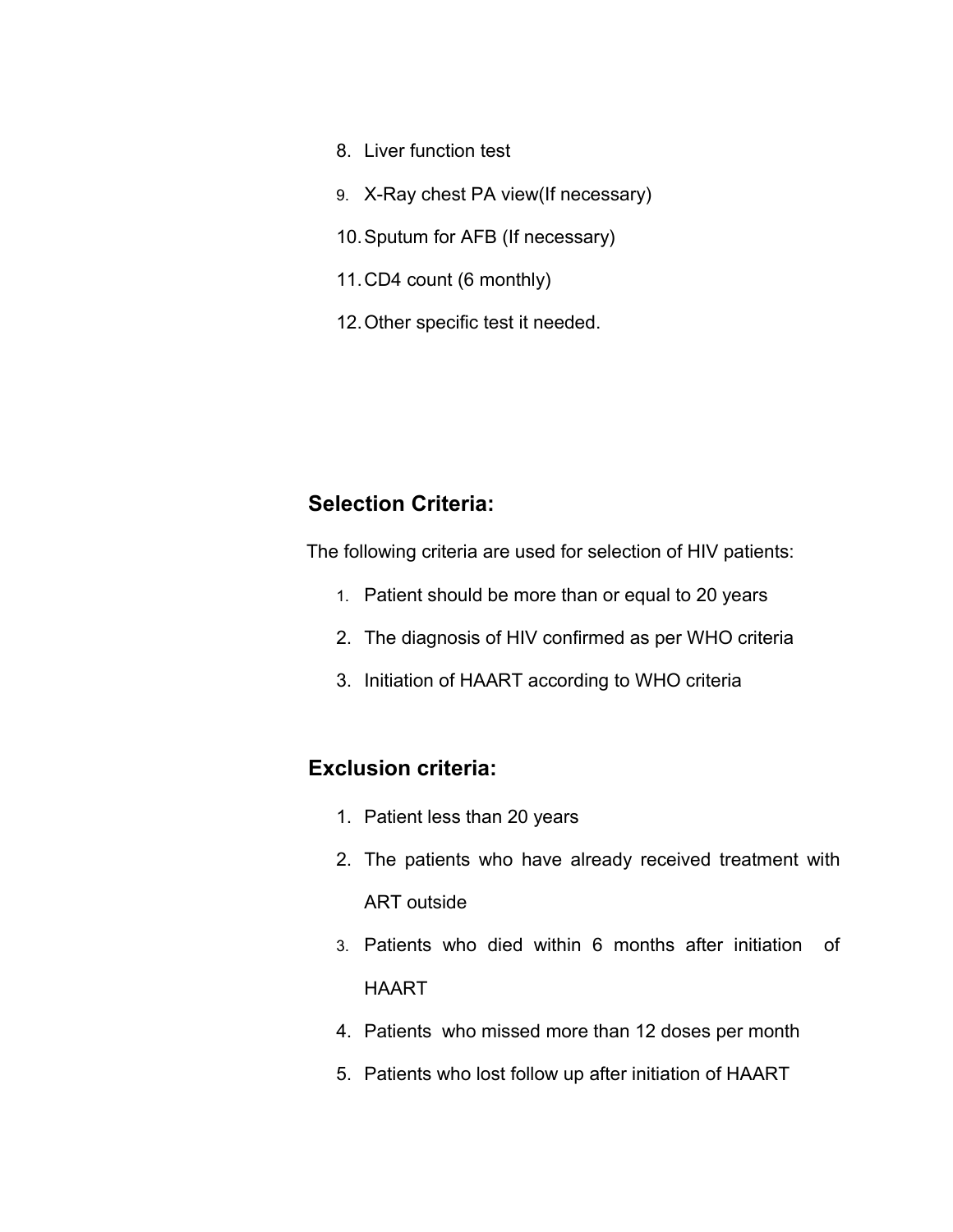8. Liver function test
9. X-Ray chest PA view(If necessary)
10. Sputum for AFB (If necessary)
11. CD4 count (6 monthly)
12. Other specific test it needed.

### Selection Criteria:

The following criteria are used for selection of HIV patients:

1. Patient should be more than or equal to 20 years
2. The diagnosis of HIV confirmed as per WHO criteria
3. Initiation of HAART according to WHO criteria

### Exclusion criteria:

1. Patient less than 20 years
2. The patients who have already received treatment with ART outside
3. Patients who died within 6 months after initiation of HAART
4. Patients who missed more than 12 doses per month
5. Patients who lost follow up after initiation of HAART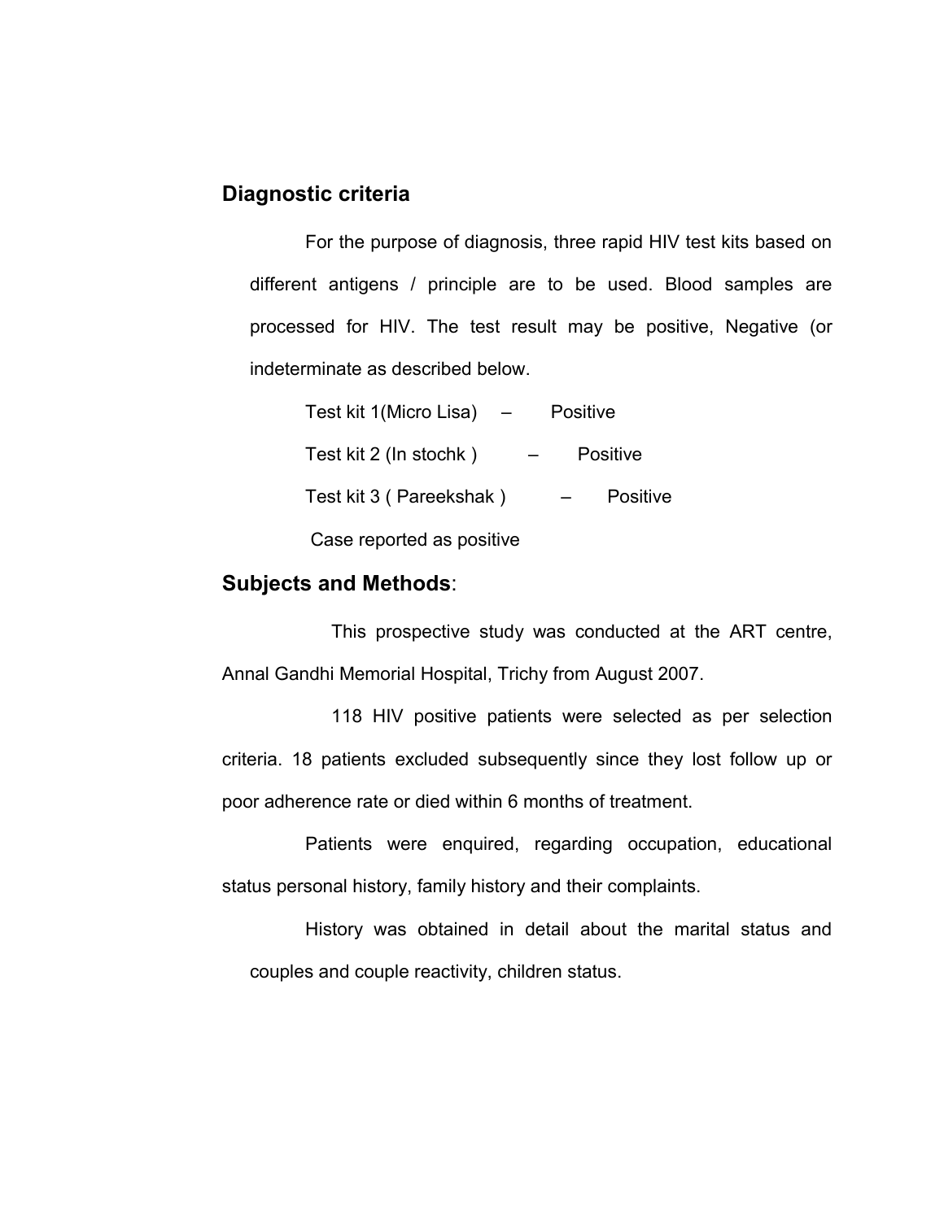## Diagnostic criteria

For the purpose of diagnosis, three rapid HIV test kits based on different antigens / principle are to be used. Blood samples are processed for HIV. The test result may be positive, Negative (or indeterminate as described below.

Test kit 1(Micro Lisa) – Positive

Test kit 2 (In stochk ) – Positive

Test kit 3 ( Pareekshak ) – Positive

Case reported as positive

## Subjects and Methods:

This prospective study was conducted at the ART centre, Annal Gandhi Memorial Hospital, Trichy from August 2007.

118 HIV positive patients were selected as per selection criteria. 18 patients excluded subsequently since they lost follow up or poor adherence rate or died within 6 months of treatment.

Patients were enquired, regarding occupation, educational status personal history, family history and their complaints.

History was obtained in detail about the marital status and couples and couple reactivity, children status.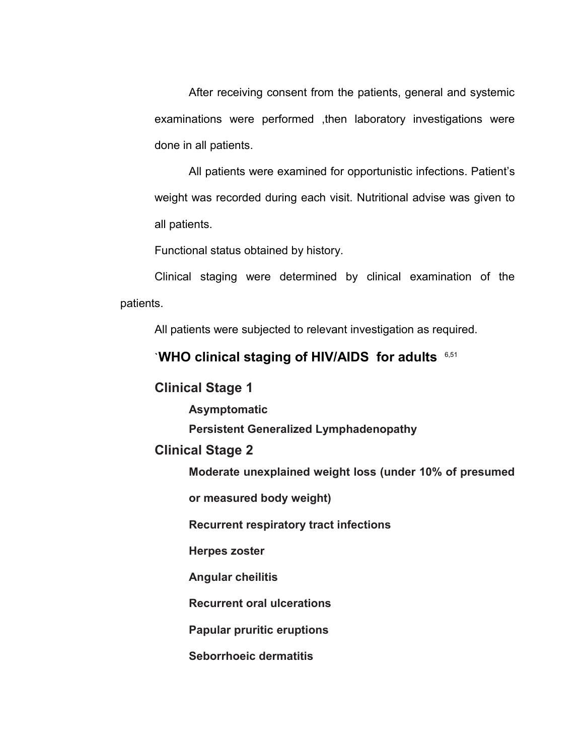After receiving consent from the patients, general and systemic examinations were performed ,then laboratory investigations were done in all patients.

All patients were examined for opportunistic infections. Patient's weight was recorded during each visit. Nutritional advise was given to all patients.

Functional status obtained by history.

Clinical staging were determined by clinical examination of the patients.

All patients were subjected to relevant investigation as required.

## `WHO clinical staging of HIV/AIDS for adults [6,51]

### Clinical Stage 1

**Asymptomatic**

**Persistent Generalized Lymphadenopathy**

### Clinical Stage 2

**Moderate unexplained weight loss (under 10% of presumed or measured body weight)**

**Recurrent respiratory tract infections**

**Herpes zoster**

**Angular cheilitis**

**Recurrent oral ulcerations**

**Papular pruritic eruptions**

**Seborrhoeic dermatitis**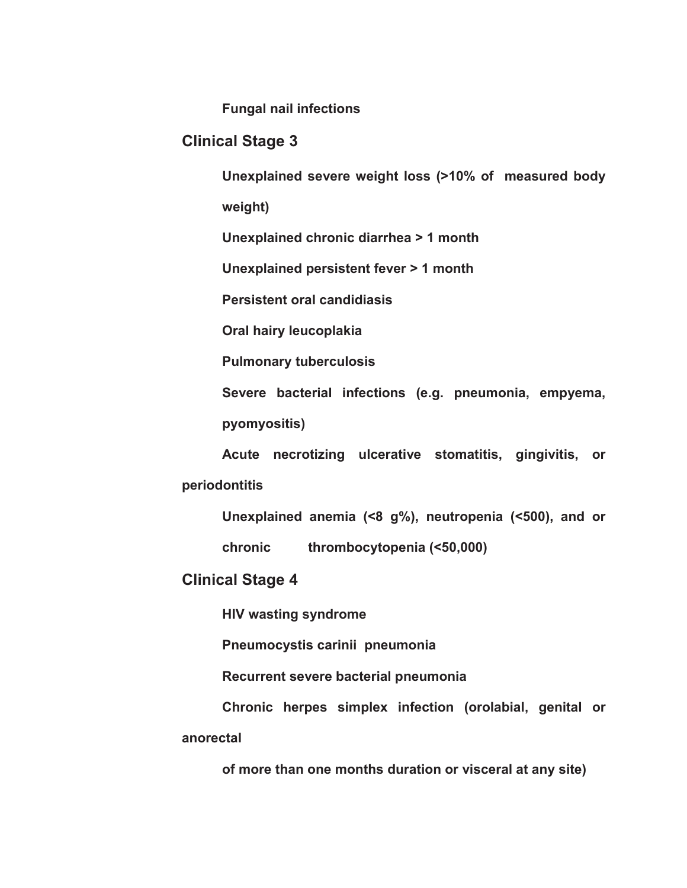**Fungal nail infections**

## Clinical Stage 3

**Unexplained severe weight loss (>10% of measured body weight)**

**Unexplained chronic diarrhea > 1 month**

**Unexplained persistent fever > 1 month**

**Persistent oral candidiasis**

**Oral hairy leucoplakia**

**Pulmonary tuberculosis**

**Severe bacterial infections (e.g. pneumonia, empyema, pyomyositis)**

**Acute necrotizing ulcerative stomatitis, gingivitis, or periodontitis**

**Unexplained anemia (<8 g%), neutropenia (<500), and or chronic thrombocytopenia (<50,000)**

## Clinical Stage 4

**HIV wasting syndrome**

**Pneumocystis carinii pneumonia**

**Recurrent severe bacterial pneumonia**

**Chronic herpes simplex infection (orolabial, genital or anorectal of more than one months duration or visceral at any site)**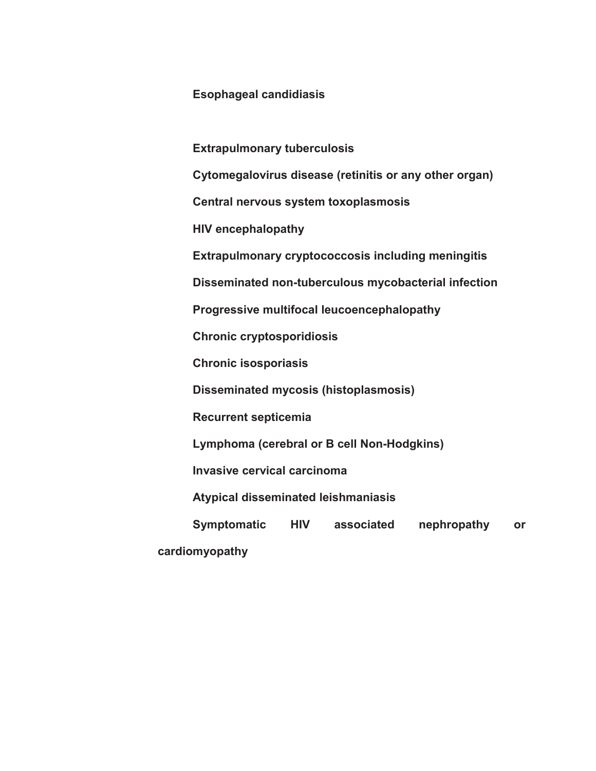**Esophageal candidiasis**

**Extrapulmonary tuberculosis**

**Cytomegalovirus disease (retinitis or any other organ)**

**Central nervous system toxoplasmosis**

**HIV encephalopathy**

**Extrapulmonary cryptococcosis including meningitis**

**Disseminated non-tuberculous mycobacterial infection**

**Progressive multifocal leucoencephalopathy**

**Chronic cryptosporidiosis**

**Chronic isosporiasis**

**Disseminated mycosis (histoplasmosis)**

**Recurrent septicemia**

**Lymphoma (cerebral or B cell Non-Hodgkins)**

**Invasive cervical carcinoma**

**Atypical disseminated leishmaniasis**

**Symptomatic HIV associated nephropathy or cardiomyopathy**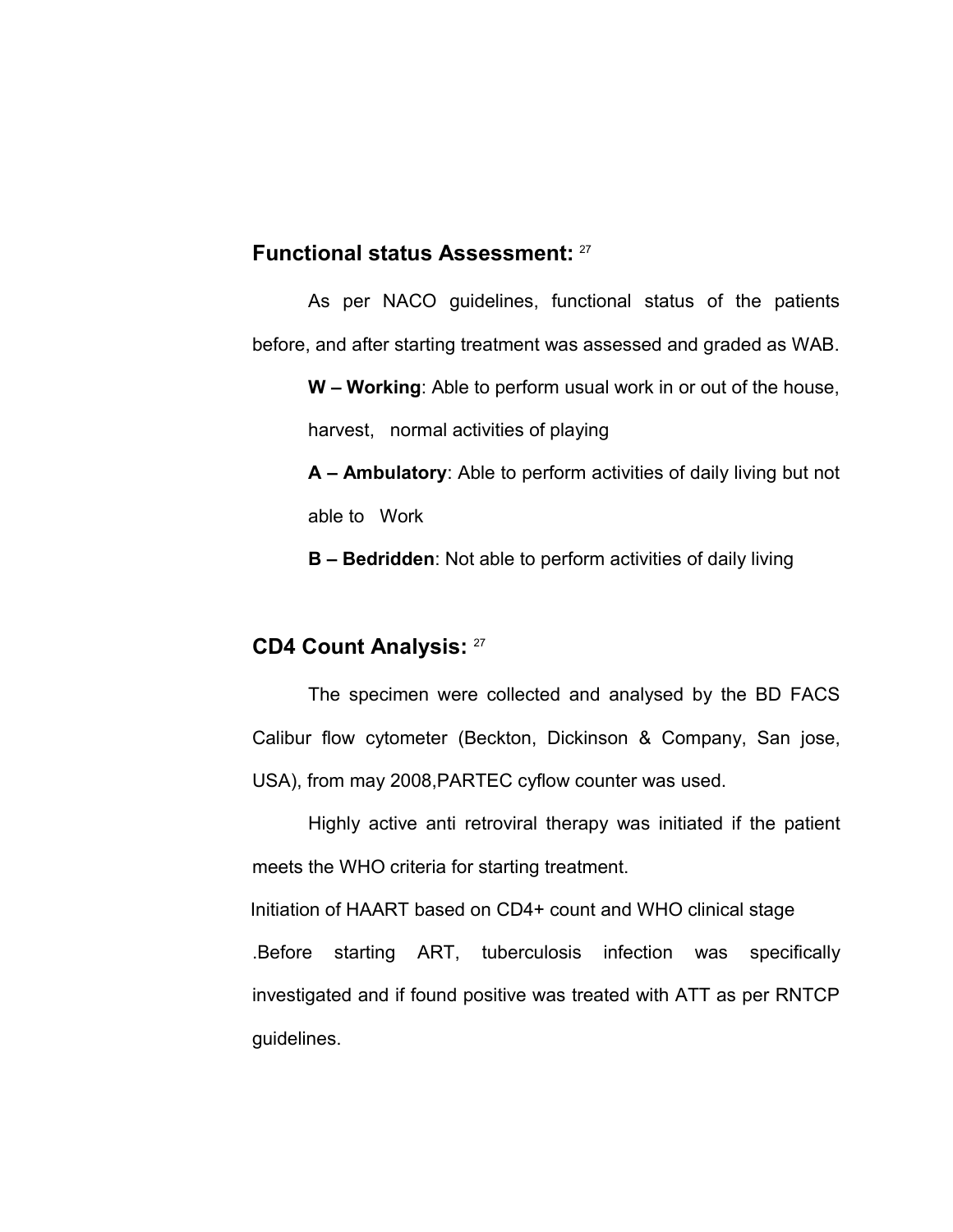## Functional status Assessment: [27]

As per NACO guidelines, functional status of the patients before, and after starting treatment was assessed and graded as WAB.

**W – Working**: Able to perform usual work in or out of the house, harvest, normal activities of playing

**A – Ambulatory**: Able to perform activities of daily living but not able to Work

**B – Bedridden**: Not able to perform activities of daily living

## CD4 Count Analysis: [27]

The specimen were collected and analysed by the BD FACS Calibur flow cytometer (Beckton, Dickinson & Company, San jose, USA), from may 2008,PARTEC cyflow counter was used.

Highly active anti retroviral therapy was initiated if the patient meets the WHO criteria for starting treatment.

Initiation of HAART based on CD4+ count and WHO clinical stage .Before starting ART, tuberculosis infection was specifically investigated and if found positive was treated with ATT as per RNTCP guidelines.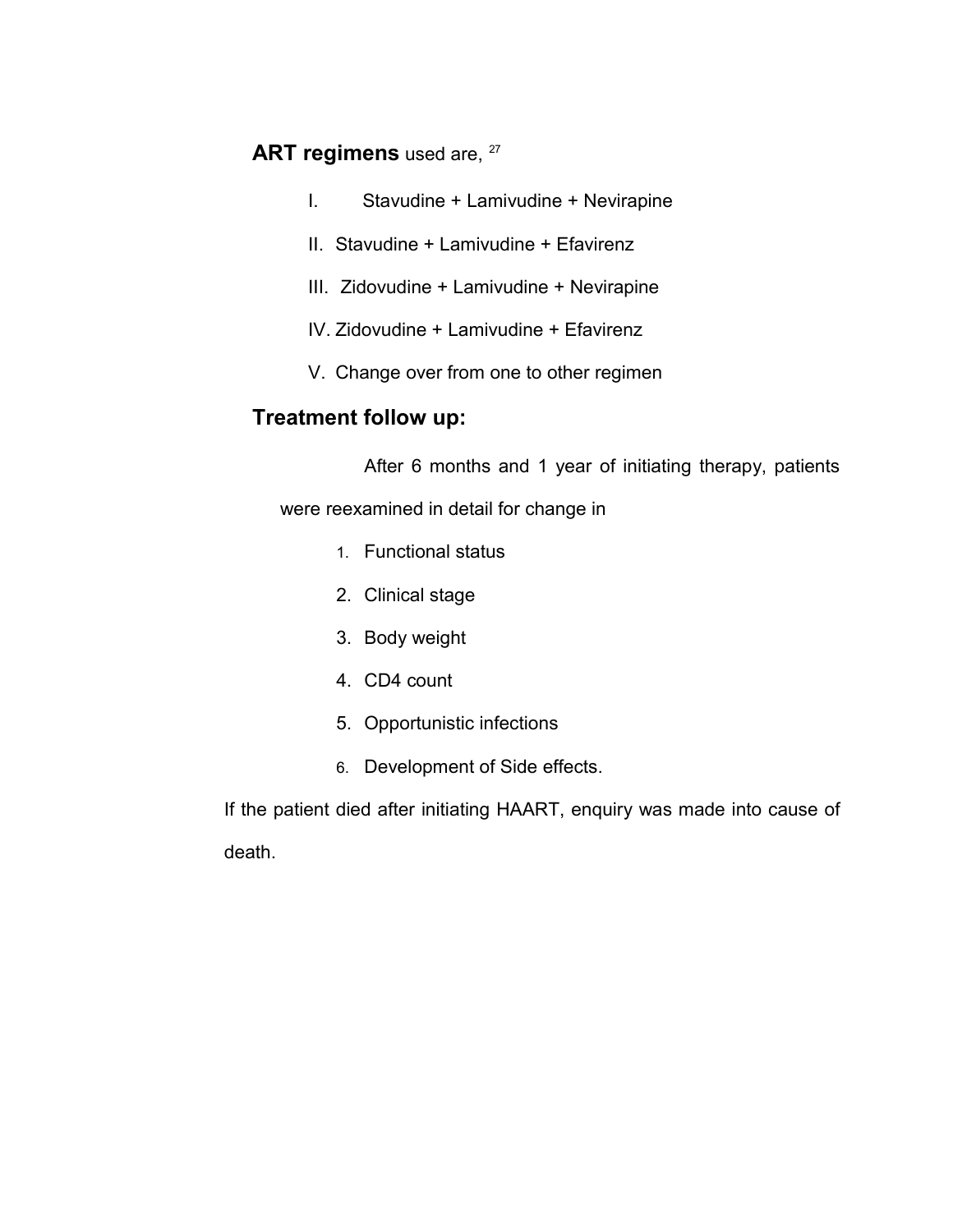**ART regimens** used are, [27]

I. Stavudine + Lamivudine + Nevirapine

II. Stavudine + Lamivudine + Efavirenz

III. Zidovudine + Lamivudine + Nevirapine

IV. Zidovudine + Lamivudine + Efavirenz

V. Change over from one to other regimen

**Treatment follow up:**

After 6 months and 1 year of initiating therapy, patients were reexamined in detail for change in

1. Functional status
2. Clinical stage
3. Body weight
4. CD4 count
5. Opportunistic infections
6. Development of Side effects.

If the patient died after initiating HAART, enquiry was made into cause of death.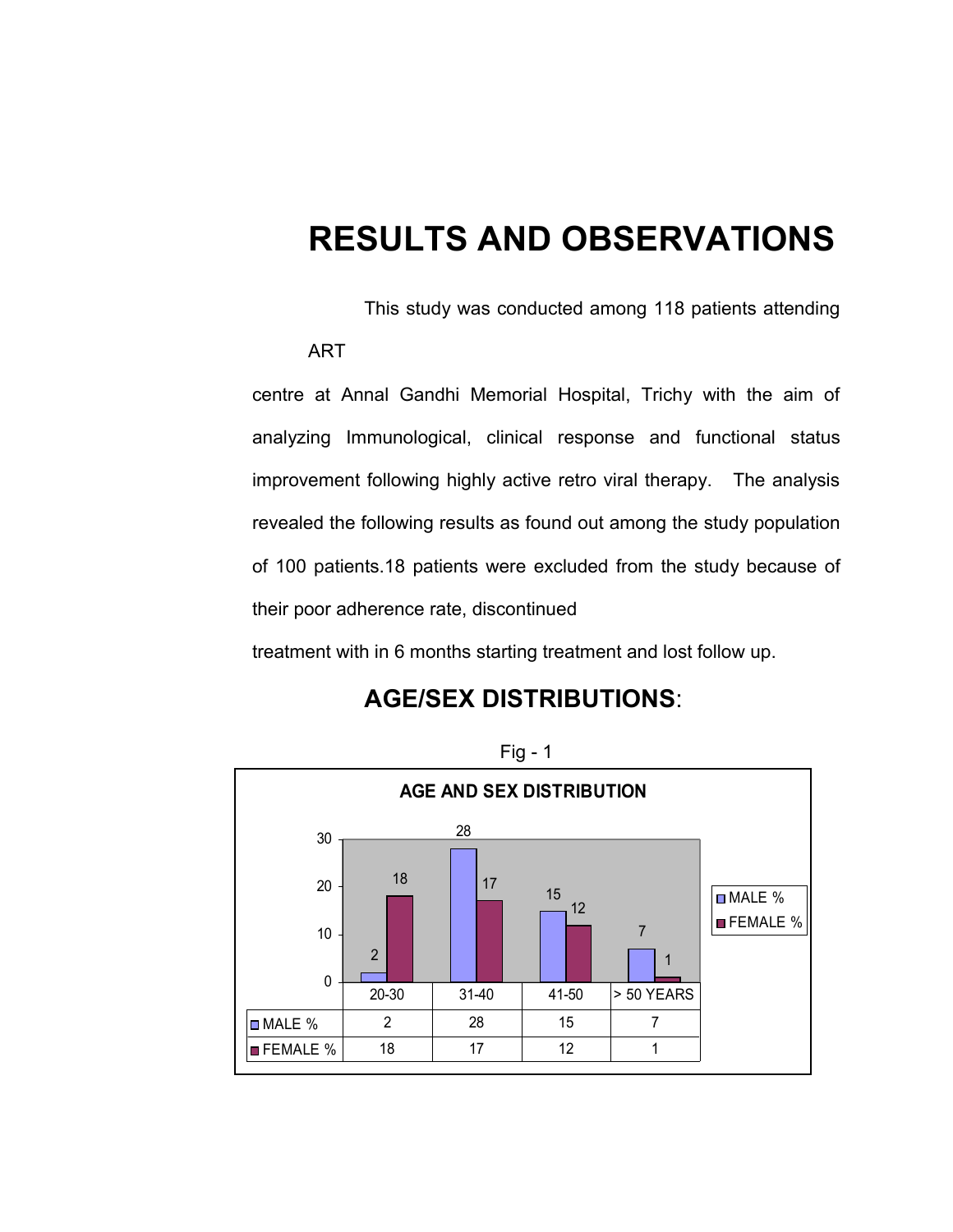# RESULTS AND OBSERVATIONS

This study was conducted among 118 patients attending ART centre at Annal Gandhi Memorial Hospital, Trichy with the aim of analyzing Immunological, clinical response and functional status improvement following highly active retro viral therapy. The analysis revealed the following results as found out among the study population of 100 patients.18 patients were excluded from the study because of their poor adherence rate, discontinued treatment with in 6 months starting treatment and lost follow up.

## AGE/SEX DISTRIBUTIONS:

Fig - 1

**AGE AND SEX DISTRIBUTION**

| | 20-30 | 31-40 | 41-50 | > 50 YEARS |
|---|---|---|---|---|
| MALE % | 2 | 28 | 15 | 7 |
| FEMALE % | 18 | 17 | 12 | 1 |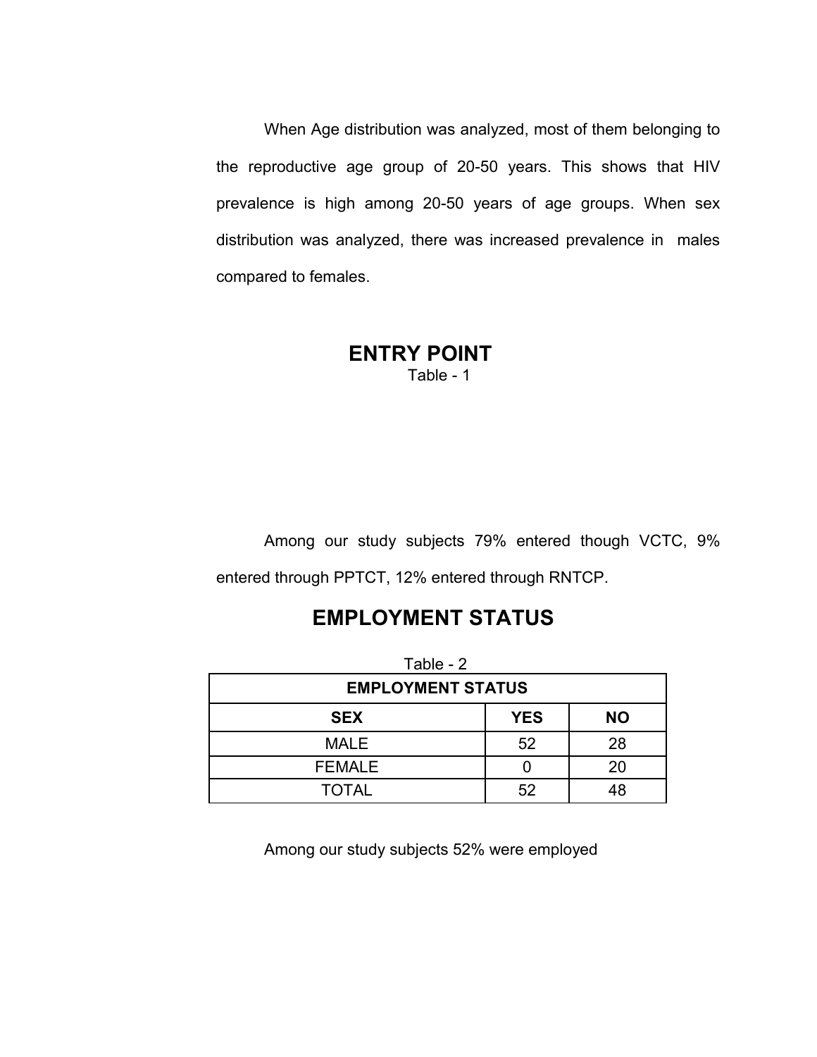When Age distribution was analyzed, most of them belonging to the reproductive age group of 20-50 years. This shows that HIV prevalence is high among 20-50 years of age groups. When sex distribution was analyzed, there was increased prevalence in males compared to females.

## ENTRY POINT

Table - 1

Among our study subjects 79% entered though VCTC, 9% entered through PPTCT, 12% entered through RNTCP.

## EMPLOYMENT STATUS

Table - 2

| EMPLOYMENT STATUS | | |
|---|---|---|
| **SEX** | **YES** | **NO** |
| MALE | 52 | 28 |
| FEMALE | 0 | 20 |
| TOTAL | 52 | 48 |

Among our study subjects 52% were employed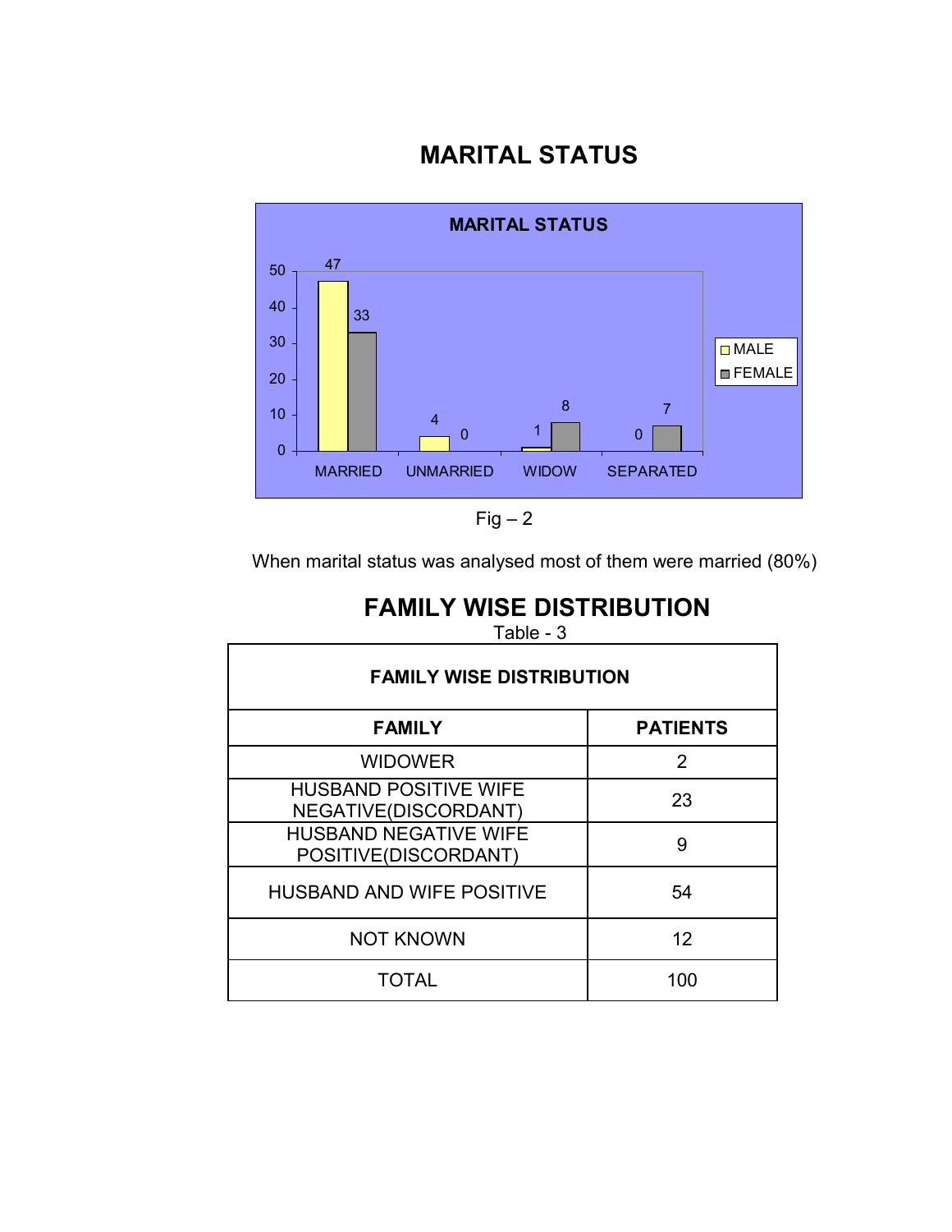# MARITAL STATUS

**MARITAL STATUS**

| | MARRIED | UNMARRIED | WIDOW | SEPARATED |
|---|---|---|---|---|
| MALE | 47 | 4 | 1 | 0 |
| FEMALE | 33 | 0 | 8 | 7 |

Fig – 2

When marital status was analysed most of them were married (80%)

# FAMILY WISE DISTRIBUTION

Table - 3

| FAMILY | PATIENTS |
|---|---|
| WIDOWER | 2 |
| HUSBAND POSITIVE WIFE NEGATIVE(DISCORDANT) | 23 |
| HUSBAND NEGATIVE WIFE POSITIVE(DISCORDANT) | 9 |
| HUSBAND AND WIFE POSITIVE | 54 |
| NOT KNOWN | 12 |
| TOTAL | 100 |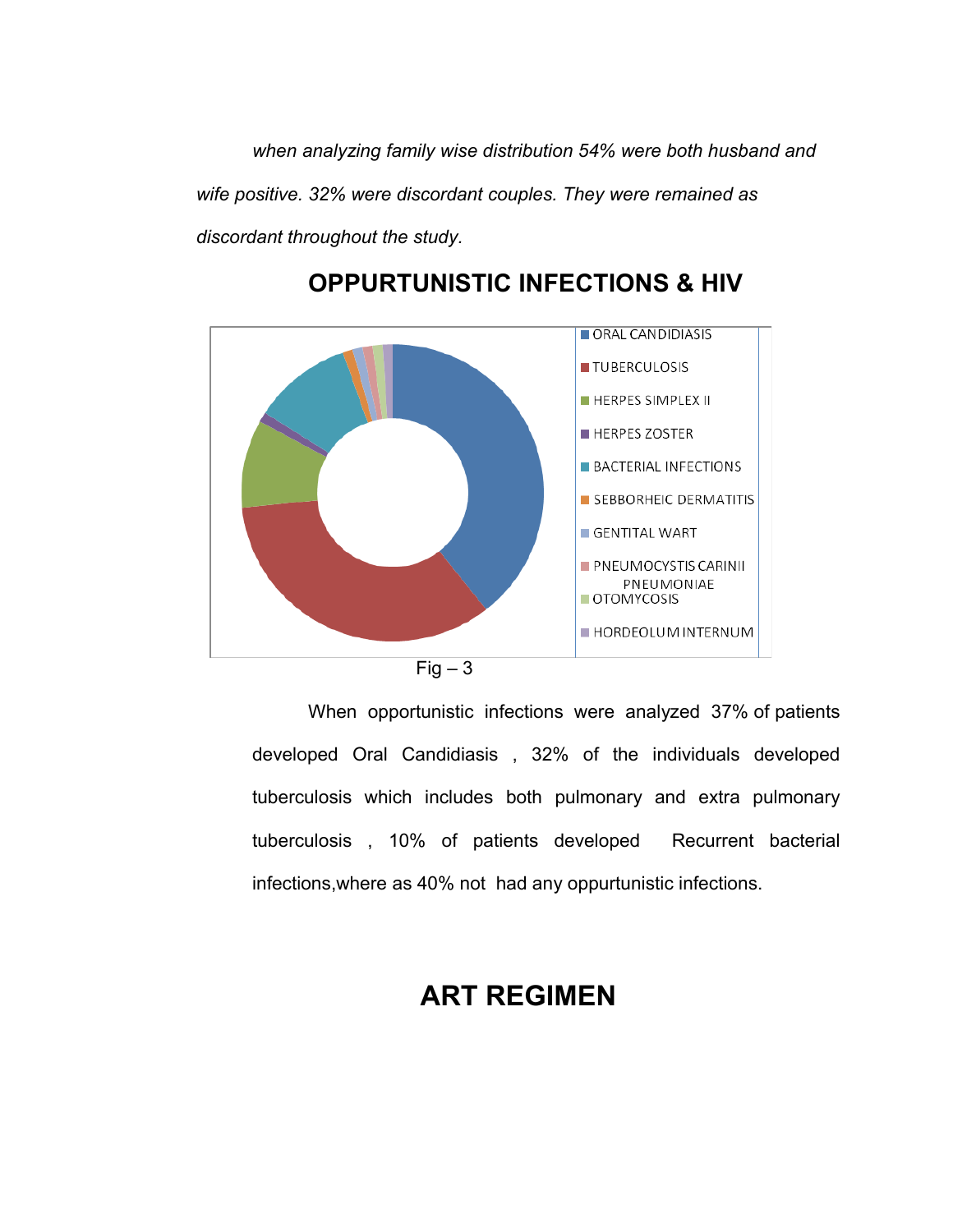*when analyzing family wise distribution 54% were both husband and wife positive. 32% were discordant couples. They were remained as discordant throughout the study.*

## OPPURTUNISTIC INFECTIONS & HIV

- ORAL CANDIDIASIS
- TUBERCULOSIS
- HERPES SIMPLEX II
- HERPES ZOSTER
- BACTERIAL INFECTIONS
- SEBBORHEIC DERMATITIS
- GENTITAL WART
- PNEUMOCYSTIS CARINII PNEUMONIAE
- OTOMYCOSIS
- HORDEOLUM INTERNUM

Fig – 3

When opportunistic infections were analyzed 37% of patients developed Oral Candidiasis , 32% of the individuals developed tuberculosis which includes both pulmonary and extra pulmonary tuberculosis , 10% of patients developed Recurrent bacterial infections,where as 40% not had any oppurtunistic infections.

## ART REGIMEN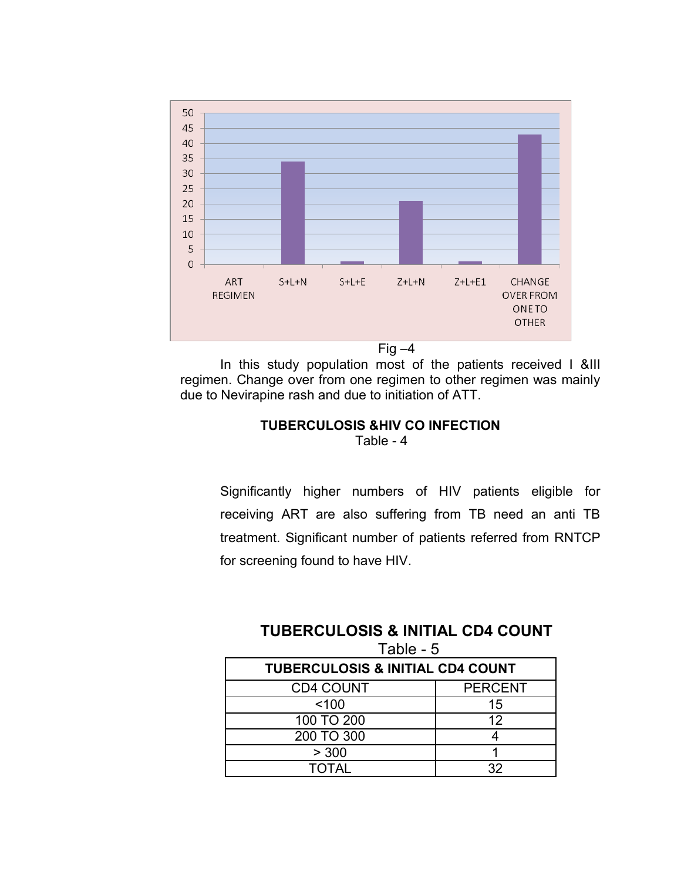Fig –4

In this study population most of the patients received I &III regimen. Change over from one regimen to other regimen was mainly due to Nevirapine rash and due to initiation of ATT.

**TUBERCULOSIS &HIV CO INFECTION**

Table - 4

Significantly higher numbers of HIV patients eligible for receiving ART are also suffering from TB need an anti TB treatment. Significant number of patients referred from RNTCP for screening found to have HIV.

## TUBERCULOSIS & INITIAL CD4 COUNT

Table - 5

| TUBERCULOSIS & INITIAL CD4 COUNT | |
|---|---|
| CD4 COUNT | PERCENT |
| <100 | 15 |
| 100 TO 200 | 12 |
| 200 TO 300 | 4 |
| > 300 | 1 |
| TOTAL | 32 |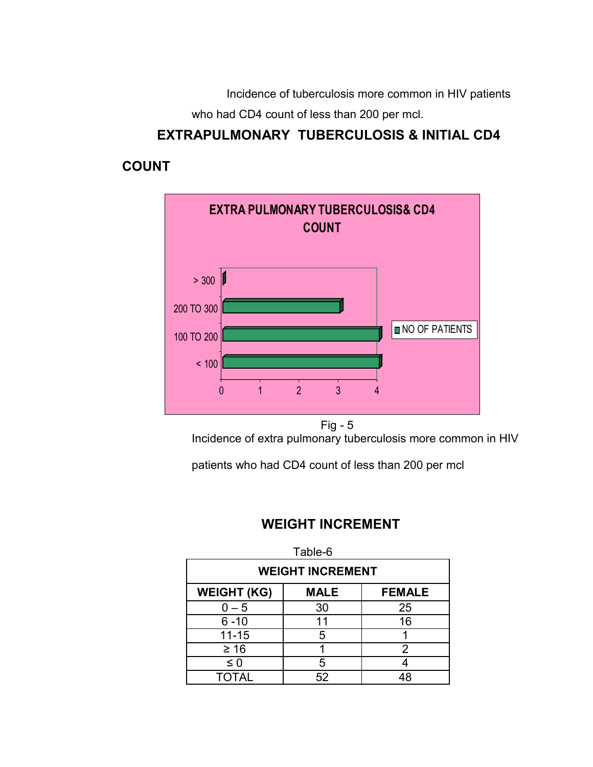Incidence of tuberculosis more common in HIV patients who had CD4 count of less than 200 per mcl.

## EXTRAPULMONARY TUBERCULOSIS & INITIAL CD4 COUNT

Fig - 5

Incidence of extra pulmonary tuberculosis more common in HIV patients who had CD4 count of less than 200 per mcl

## WEIGHT INCREMENT

Table-6

| WEIGHT INCREMENT | | |
|---|---|---|
| WEIGHT (KG) | MALE | FEMALE |
| 0 – 5 | 30 | 25 |
| 6 -10 | 11 | 16 |
| 11-15 | 5 | 1 |
| ≥ 16 | 1 | 2 |
| ≤ 0 | 5 | 4 |
| TOTAL | 52 | 48 |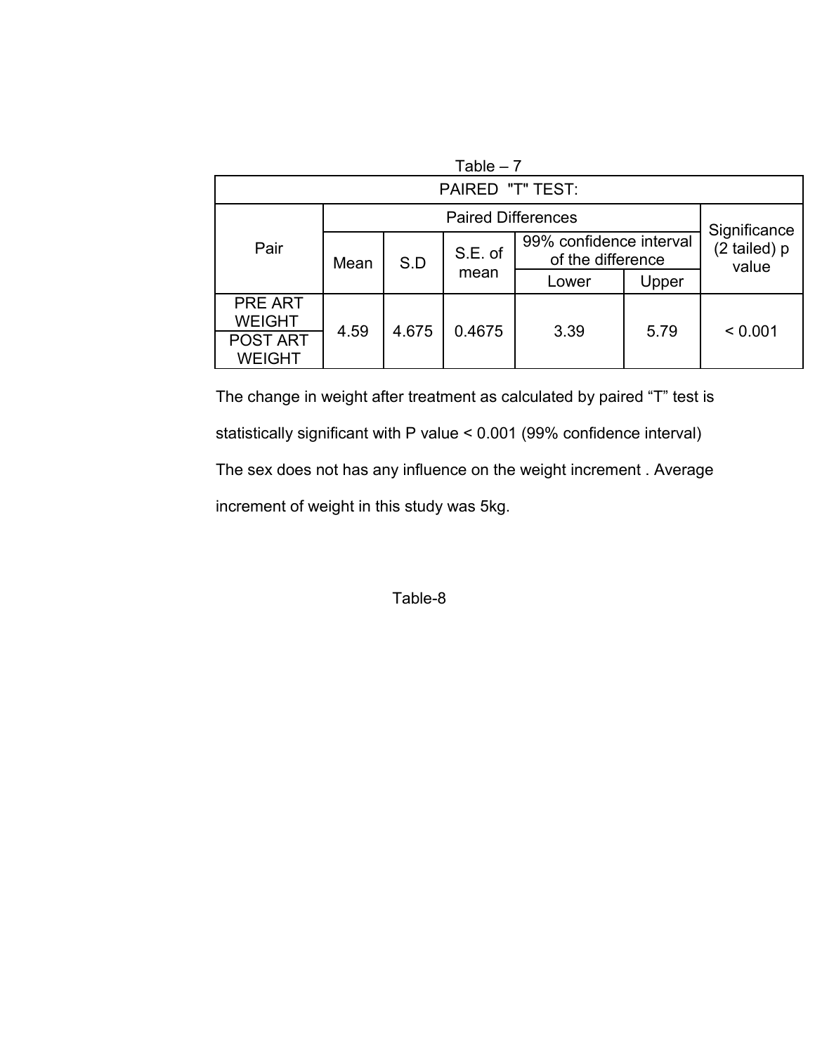Table – 7

| PAIRED "T" TEST: | | | | | | |
|---|---|---|---|---|---|---|
| Pair | Paired Differences | | | | | Significance (2 tailed) p value |
| | Mean | S.D | S.E. of mean | 99% confidence interval of the difference | | |
| | | | | Lower | Upper | |
| PRE ART WEIGHT / POST ART WEIGHT | 4.59 | 4.675 | 0.4675 | 3.39 | 5.79 | < 0.001 |

The change in weight after treatment as calculated by paired "T" test is statistically significant with P value < 0.001 (99% confidence interval) The sex does not has any influence on the weight increment . Average increment of weight in this study was 5kg.

Table-8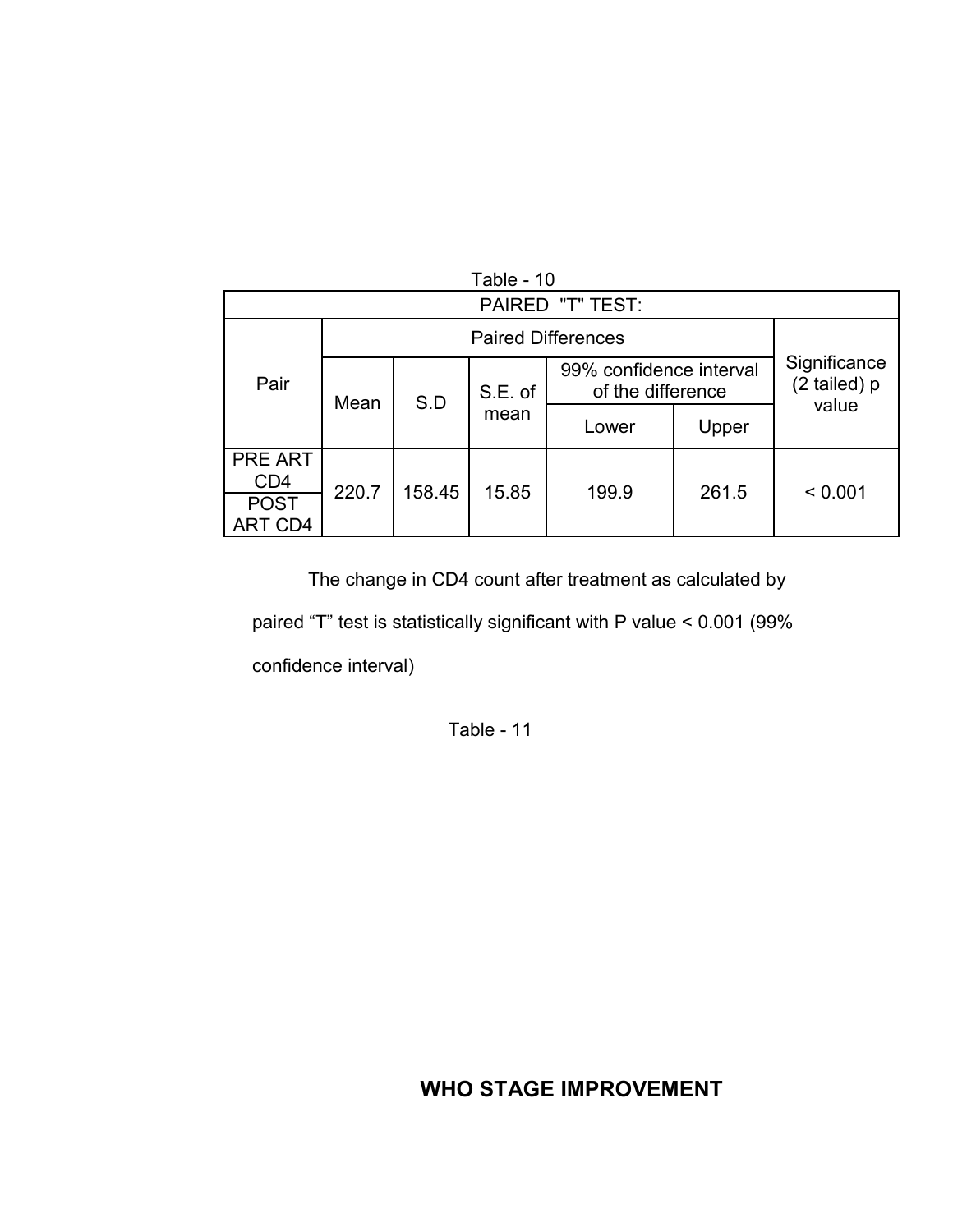Table - 10

| PAIRED "T" TEST: | | | | | | |
|---|---|---|---|---|---|---|
| Pair | Paired Differences | | | | | Significance (2 tailed) p value |
| | Mean | S.D | S.E. of mean | 99% confidence interval of the difference | | |
| | | | | Lower | Upper | |
| PRE ART CD4 / POST ART CD4 | 220.7 | 158.45 | 15.85 | 199.9 | 261.5 | < 0.001 |

The change in CD4 count after treatment as calculated by paired "T" test is statistically significant with P value < 0.001 (99% confidence interval)

Table - 11

## WHO STAGE IMPROVEMENT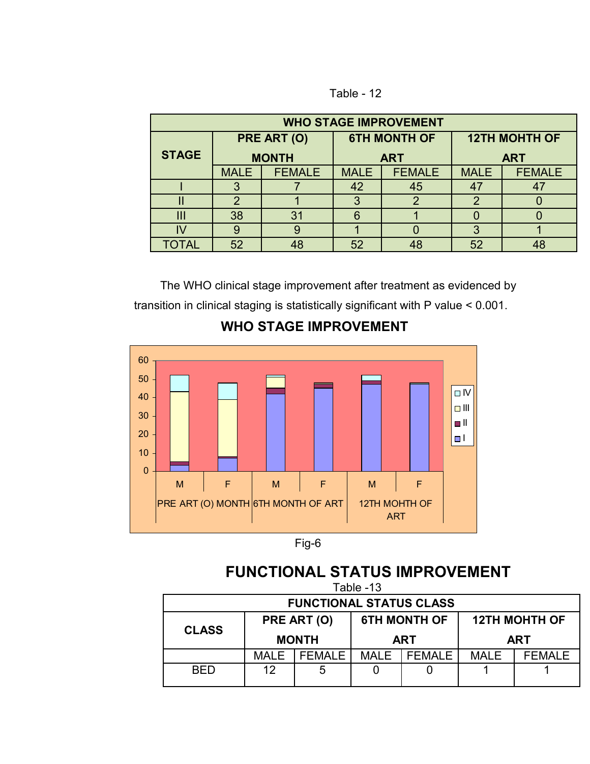Table - 12

| WHO STAGE IMPROVEMENT | | | | | | |
|---|---|---|---|---|---|---|
| STAGE | PRE ART (O) MONTH | | 6TH MONTH OF ART | | 12TH MOHTH OF ART | |
| | MALE | FEMALE | MALE | FEMALE | MALE | FEMALE |
| I | 3 | 7 | 42 | 45 | 47 | 47 |
| II | 2 | 1 | 3 | 2 | 2 | 0 |
| III | 38 | 31 | 6 | 1 | 0 | 0 |
| IV | 9 | 9 | 1 | 0 | 3 | 1 |
| TOTAL | 52 | 48 | 52 | 48 | 52 | 48 |

The WHO clinical stage improvement after treatment as evidenced by transition in clinical staging is statistically significant with P value < 0.001.

## WHO STAGE IMPROVEMENT

Fig-6

## FUNCTIONAL STATUS IMPROVEMENT

Table -13

| FUNCTIONAL STATUS CLASS | | | | | | |
|---|---|---|---|---|---|---|
| CLASS | PRE ART (O) MONTH | | 6TH MONTH OF ART | | 12TH MOHTH OF ART | |
| | MALE | FEMALE | MALE | FEMALE | MALE | FEMALE |
| BED | 12 | 5 | 0 | 0 | 1 | 1 |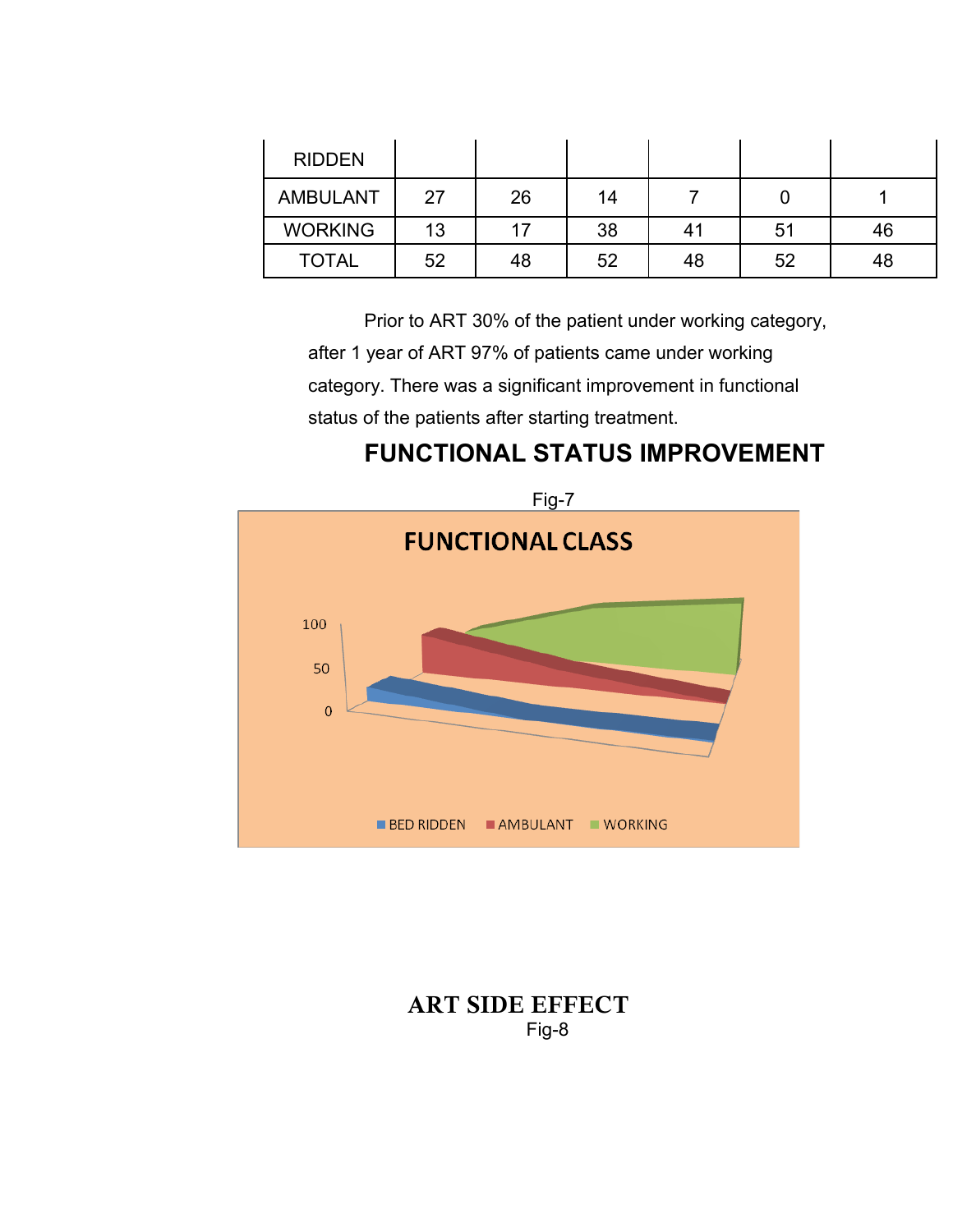| RIDDEN | | | | | | |
|---|---|---|---|---|---|---|
| AMBULANT | 27 | 26 | 14 | 7 | 0 | 1 |
| WORKING | 13 | 17 | 38 | 41 | 51 | 46 |
| TOTAL | 52 | 48 | 52 | 48 | 52 | 48 |

Prior to ART 30% of the patient under working category, after 1 year of ART 97% of patients came under working category. There was a significant improvement in functional status of the patients after starting treatment.

## FUNCTIONAL STATUS IMPROVEMENT

Fig-7

FUNCTIONAL CLASS

100

50

0

BED RIDDEN AMBULANT WORKING

## ART SIDE EFFECT

Fig-8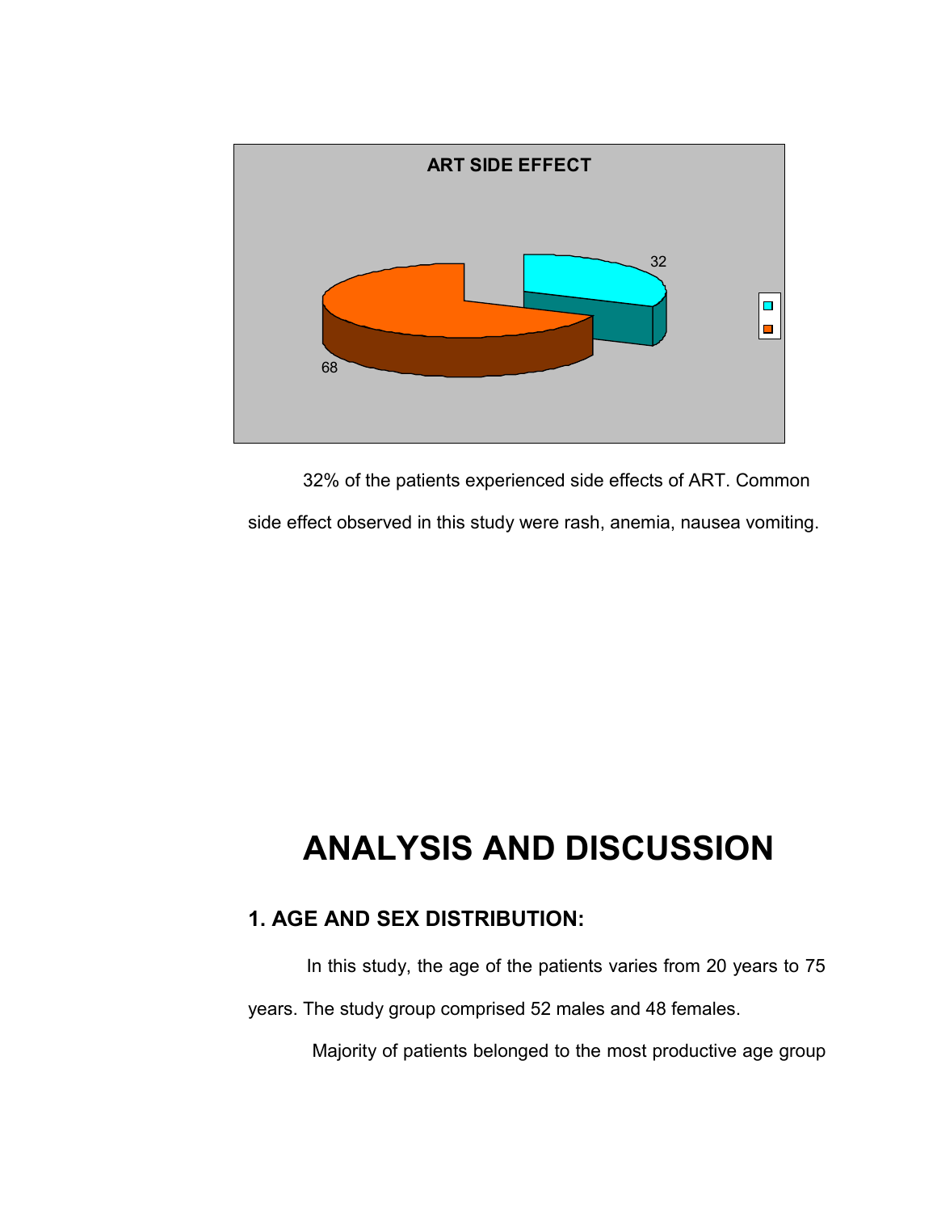**ART SIDE EFFECT**

32% of the patients experienced side effects of ART. Common side effect observed in this study were rash, anemia, nausea vomiting.

# ANALYSIS AND DISCUSSION

## 1. AGE AND SEX DISTRIBUTION:

In this study, the age of the patients varies from 20 years to 75 years. The study group comprised 52 males and 48 females.

Majority of patients belonged to the most productive age group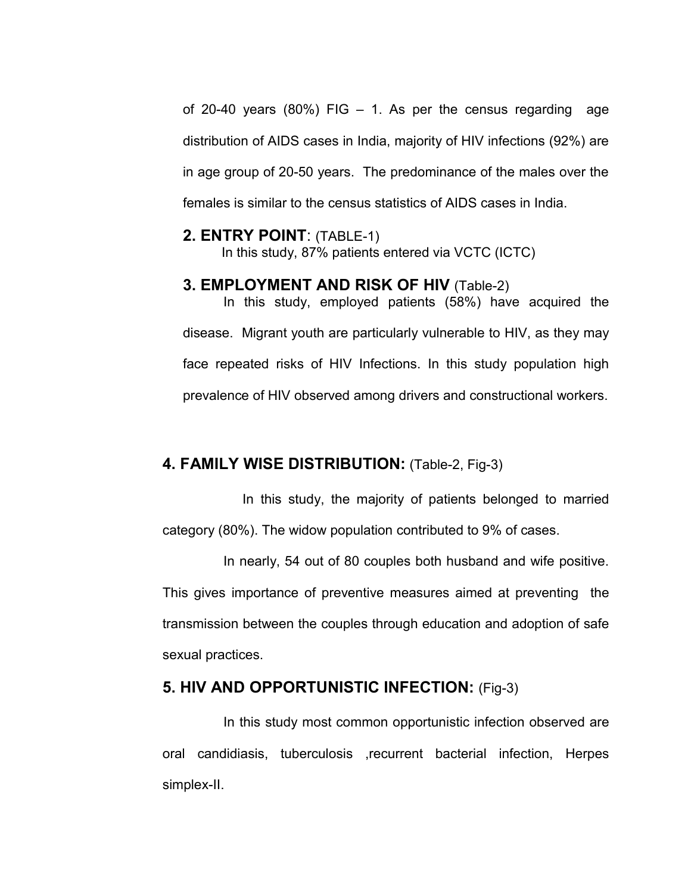of 20-40 years (80%) FIG – 1. As per the census regarding age distribution of AIDS cases in India, majority of HIV infections (92%) are in age group of 20-50 years. The predominance of the males over the females is similar to the census statistics of AIDS cases in India.

### 2. ENTRY POINT: (TABLE-1)

In this study, 87% patients entered via VCTC (ICTC)

### 3. EMPLOYMENT AND RISK OF HIV (Table-2)

In this study, employed patients (58%) have acquired the disease. Migrant youth are particularly vulnerable to HIV, as they may face repeated risks of HIV Infections. In this study population high prevalence of HIV observed among drivers and constructional workers.

### 4. FAMILY WISE DISTRIBUTION: (Table-2, Fig-3)

In this study, the majority of patients belonged to married category (80%). The widow population contributed to 9% of cases.

In nearly, 54 out of 80 couples both husband and wife positive. This gives importance of preventive measures aimed at preventing the transmission between the couples through education and adoption of safe sexual practices.

### 5. HIV AND OPPORTUNISTIC INFECTION: (Fig-3)

In this study most common opportunistic infection observed are oral candidiasis, tuberculosis ,recurrent bacterial infection, Herpes simplex-II.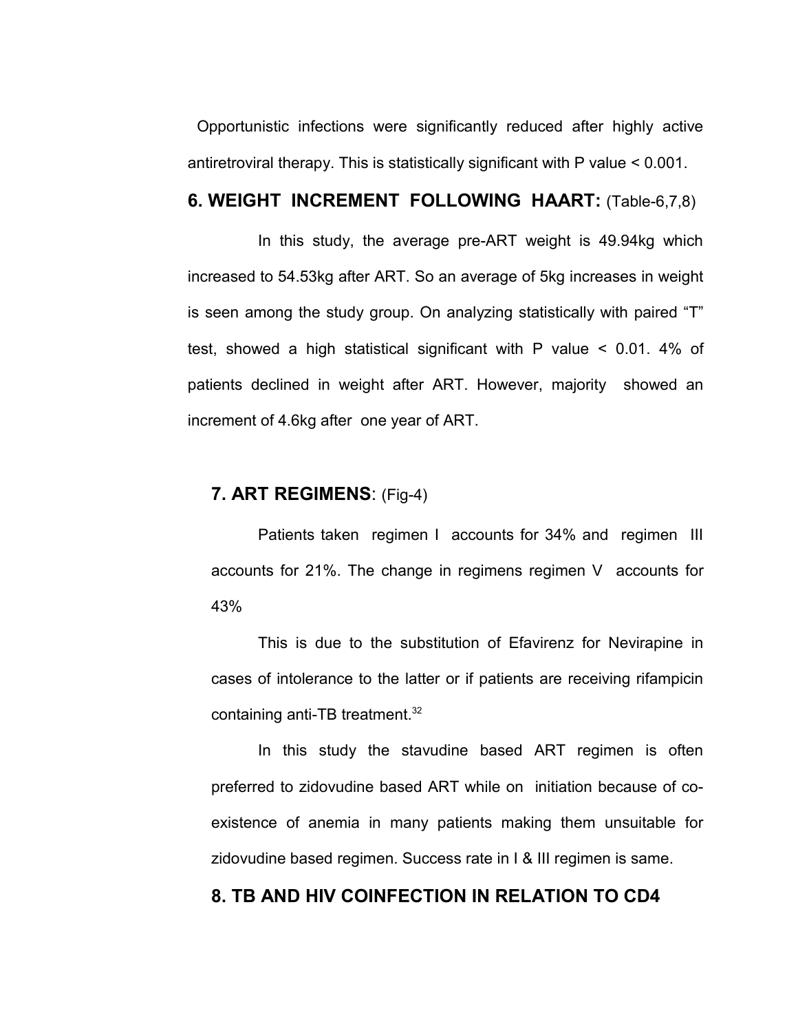Opportunistic infections were significantly reduced after highly active antiretroviral therapy. This is statistically significant with P value < 0.001.

## 6. WEIGHT INCREMENT FOLLOWING HAART: (Table-6,7,8)

In this study, the average pre-ART weight is 49.94kg which increased to 54.53kg after ART. So an average of 5kg increases in weight is seen among the study group. On analyzing statistically with paired "T" test, showed a high statistical significant with P value < 0.01. 4% of patients declined in weight after ART. However, majority showed an increment of 4.6kg after one year of ART.

## 7. ART REGIMENS: (Fig-4)

Patients taken regimen I accounts for 34% and regimen III accounts for 21%. The change in regimens regimen V accounts for 43%

This is due to the substitution of Efavirenz for Nevirapine in cases of intolerance to the latter or if patients are receiving rifampicin containing anti-TB treatment.[32]

In this study the stavudine based ART regimen is often preferred to zidovudine based ART while on initiation because of co-existence of anemia in many patients making them unsuitable for zidovudine based regimen. Success rate in I & III regimen is same.

## 8. TB AND HIV COINFECTION IN RELATION TO CD4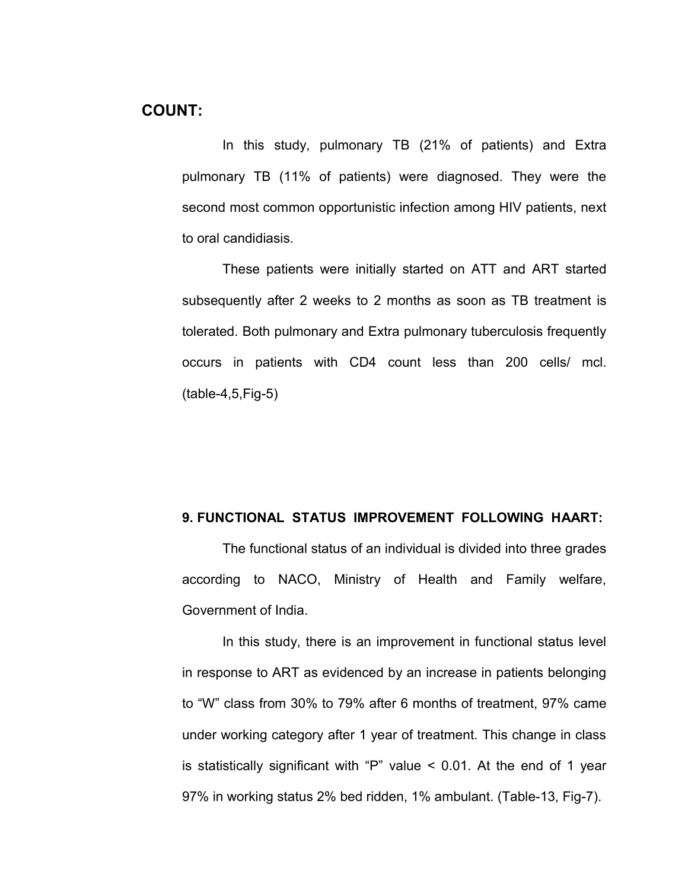## COUNT:

In this study, pulmonary TB (21% of patients) and Extra pulmonary TB (11% of patients) were diagnosed. They were the second most common opportunistic infection among HIV patients, next to oral candidiasis.

These patients were initially started on ATT and ART started subsequently after 2 weeks to 2 months as soon as TB treatment is tolerated. Both pulmonary and Extra pulmonary tuberculosis frequently occurs in patients with CD4 count less than 200 cells/ mcl. (table-4,5,Fig-5)

### 9. FUNCTIONAL STATUS IMPROVEMENT FOLLOWING HAART:

The functional status of an individual is divided into three grades according to NACO, Ministry of Health and Family welfare, Government of India.

In this study, there is an improvement in functional status level in response to ART as evidenced by an increase in patients belonging to "W" class from 30% to 79% after 6 months of treatment, 97% came under working category after 1 year of treatment. This change in class is statistically significant with "P" value $< 0.01$. At the end of 1 year 97% in working status 2% bed ridden, 1% ambulant. (Table-13, Fig-7).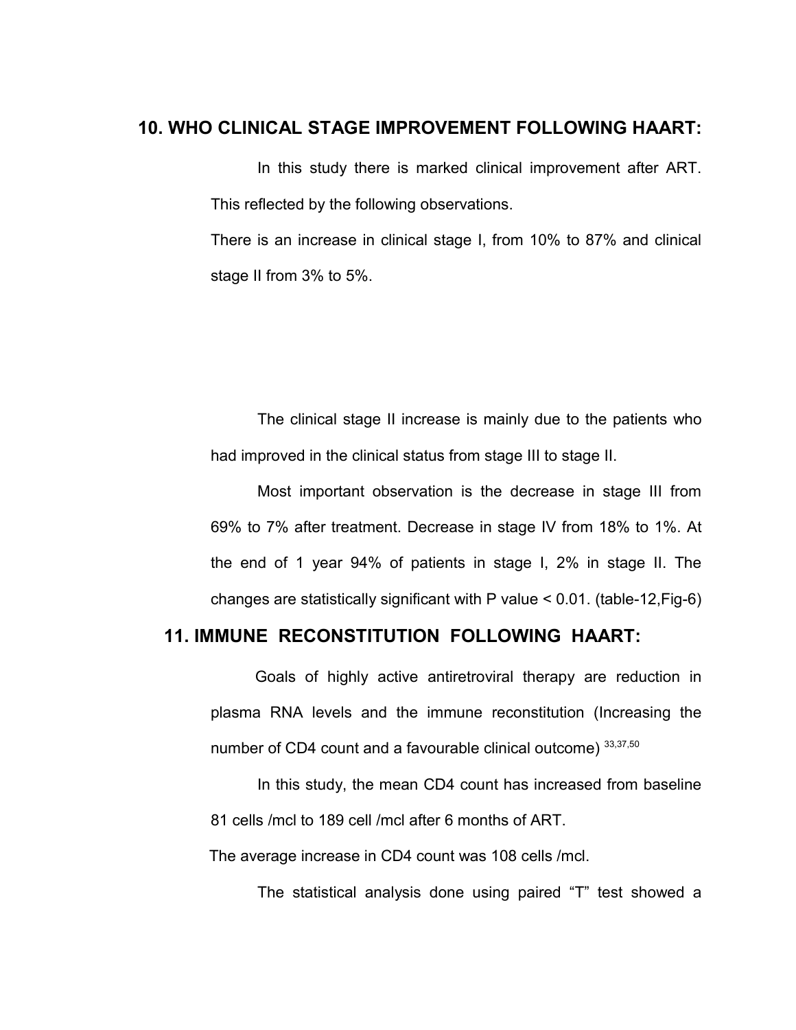## 10. WHO CLINICAL STAGE IMPROVEMENT FOLLOWING HAART:

In this study there is marked clinical improvement after ART. This reflected by the following observations.

There is an increase in clinical stage I, from 10% to 87% and clinical stage II from 3% to 5%.

The clinical stage II increase is mainly due to the patients who had improved in the clinical status from stage III to stage II.

Most important observation is the decrease in stage III from 69% to 7% after treatment. Decrease in stage IV from 18% to 1%. At the end of 1 year 94% of patients in stage I, 2% in stage II. The changes are statistically significant with P value < 0.01. (table-12,Fig-6)

## 11. IMMUNE RECONSTITUTION FOLLOWING HAART:

Goals of highly active antiretroviral therapy are reduction in plasma RNA levels and the immune reconstitution (Increasing the number of CD4 count and a favourable clinical outcome) [33,37,50]

In this study, the mean CD4 count has increased from baseline 81 cells /mcl to 189 cell /mcl after 6 months of ART.

The average increase in CD4 count was 108 cells /mcl.

The statistical analysis done using paired "T" test showed a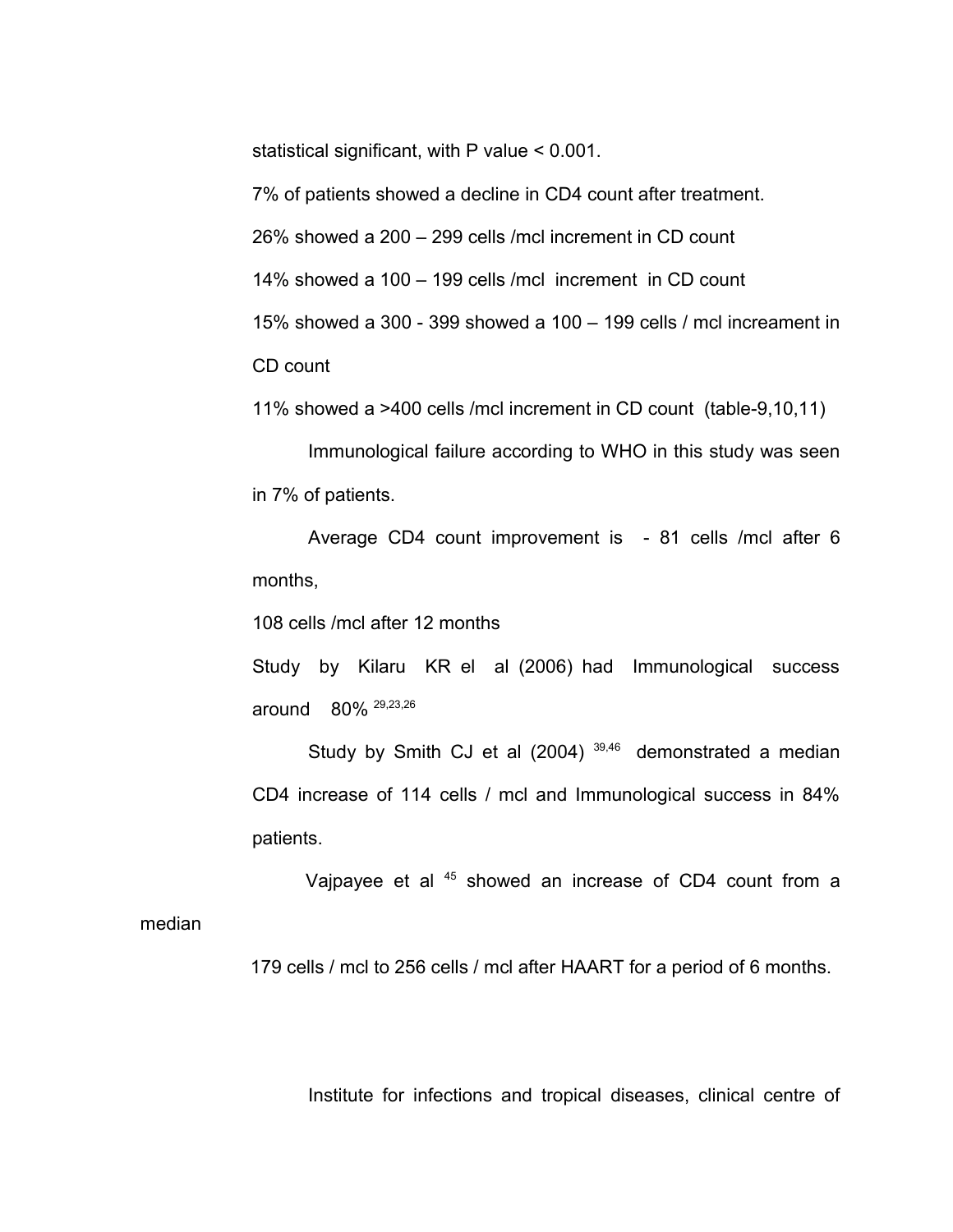statistical significant, with P value < 0.001.

7% of patients showed a decline in CD4 count after treatment.

26% showed a 200 – 299 cells /mcl increment in CD count

14% showed a 100 – 199 cells /mcl increment in CD count

15% showed a 300 - 399 showed a 100 – 199 cells / mcl increament in CD count

11% showed a >400 cells /mcl increment in CD count (table-9,10,11)

Immunological failure according to WHO in this study was seen in 7% of patients.

Average CD4 count improvement is - 81 cells /mcl after 6 months,

108 cells /mcl after 12 months

Study by Kilaru KR el al (2006) had Immunological success around 80% [29,23,26]

Study by Smith CJ et al (2004) [39,46] demonstrated a median CD4 increase of 114 cells / mcl and Immunological success in 84% patients.

Vajpayee et al [45] showed an increase of CD4 count from a median

179 cells / mcl to 256 cells / mcl after HAART for a period of 6 months.

Institute for infections and tropical diseases, clinical centre of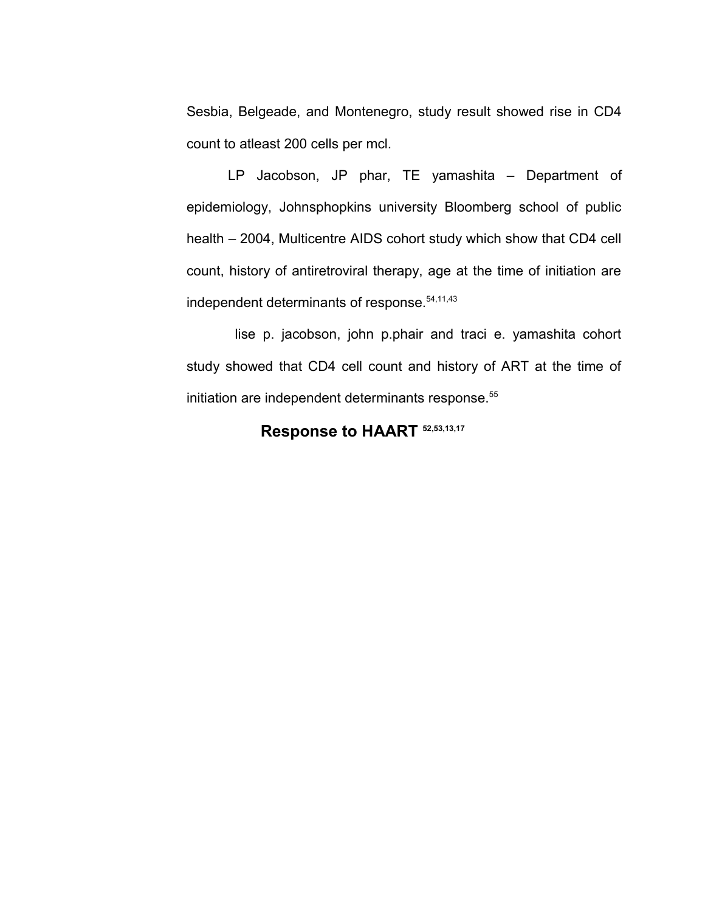Sesbia, Belgeade, and Montenegro, study result showed rise in CD4 count to atleast 200 cells per mcl.

LP Jacobson, JP phar, TE yamashita – Department of epidemiology, Johnsphopkins university Bloomberg school of public health – 2004, Multicentre AIDS cohort study which show that CD4 cell count, history of antiretroviral therapy, age at the time of initiation are independent determinants of response.[54,11,43]

lise p. jacobson, john p.phair and traci e. yamashita cohort study showed that CD4 cell count and history of ART at the time of initiation are independent determinants response.[55]

## Response to HAART [52,53,13,17]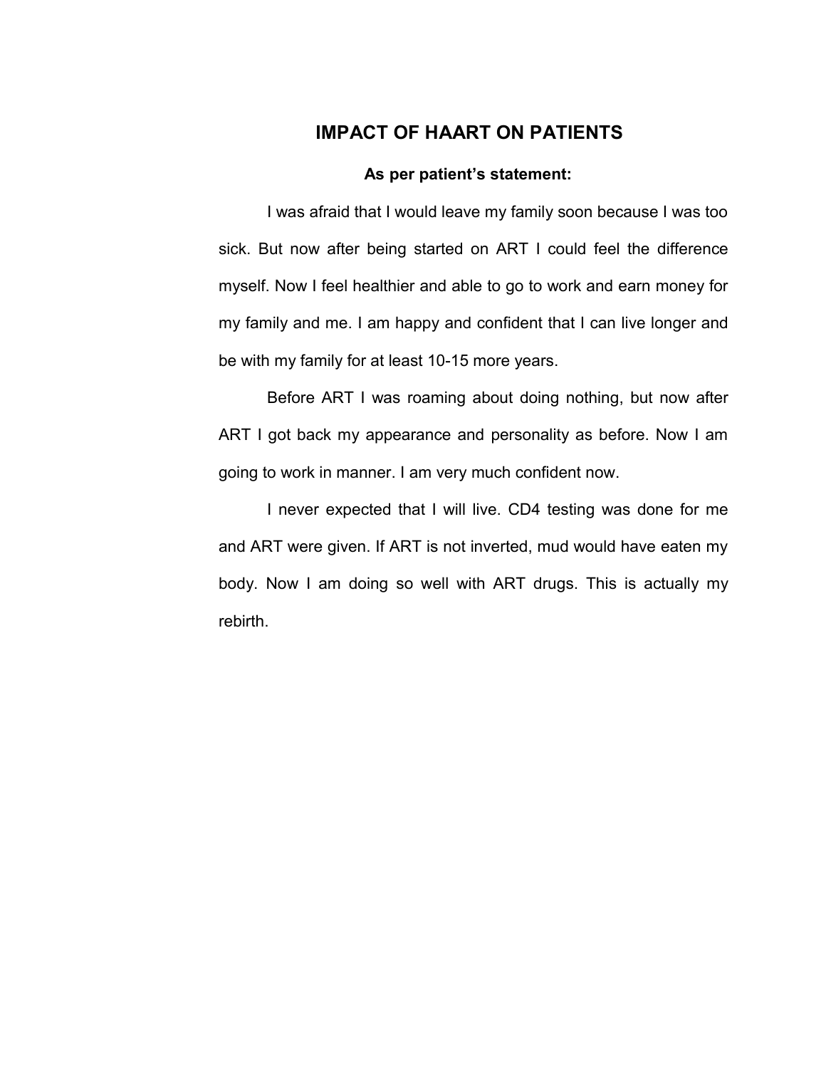## IMPACT OF HAART ON PATIENTS

**As per patient's statement:**

I was afraid that I would leave my family soon because I was too sick. But now after being started on ART I could feel the difference myself. Now I feel healthier and able to go to work and earn money for my family and me. I am happy and confident that I can live longer and be with my family for at least 10-15 more years.

Before ART I was roaming about doing nothing, but now after ART I got back my appearance and personality as before. Now I am going to work in manner. I am very much confident now.

I never expected that I will live. CD4 testing was done for me and ART were given. If ART is not inverted, mud would have eaten my body. Now I am doing so well with ART drugs. This is actually my rebirth.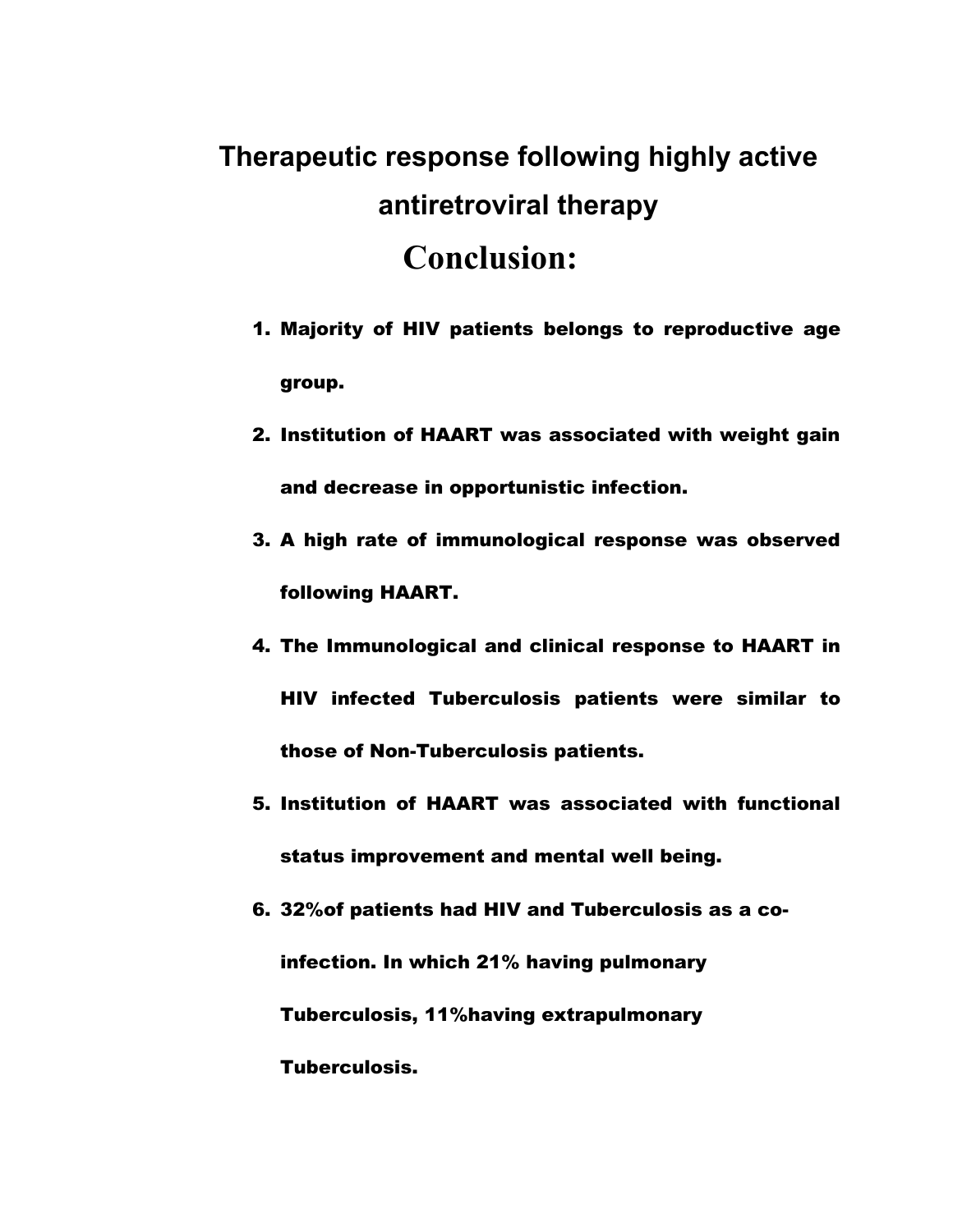# Therapeutic response following highly active antiretroviral therapy

## Conclusion:

1. Majority of HIV patients belongs to reproductive age group.
2. Institution of HAART was associated with weight gain and decrease in opportunistic infection.
3. A high rate of immunological response was observed following HAART.
4. The Immunological and clinical response to HAART in HIV infected Tuberculosis patients were similar to those of Non-Tuberculosis patients.
5. Institution of HAART was associated with functional status improvement and mental well being.
6. 32%of patients had HIV and Tuberculosis as a co-infection. In which 21% having pulmonary Tuberculosis, 11%having extrapulmonary Tuberculosis.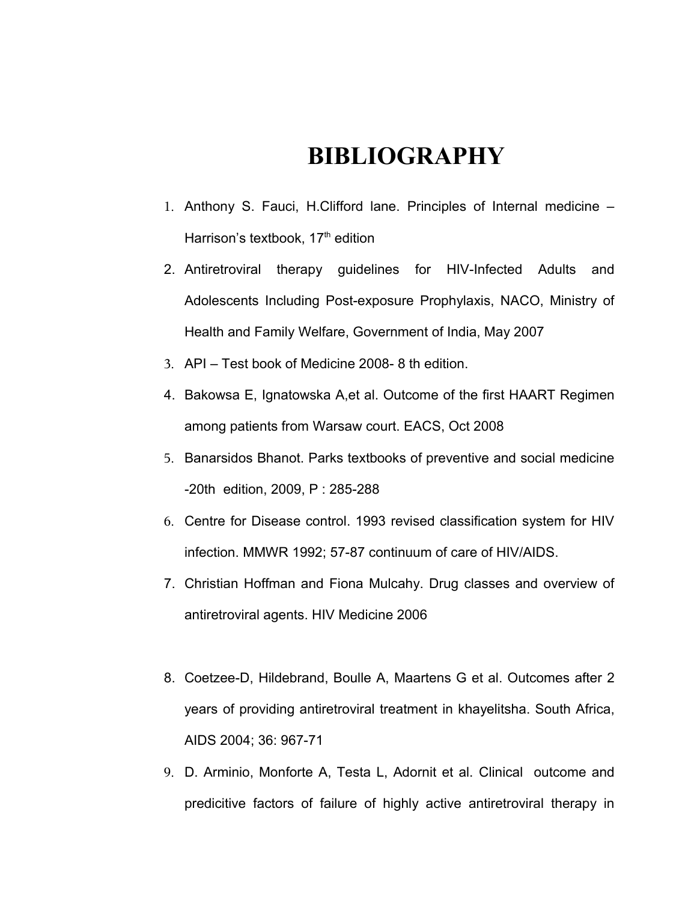# BIBLIOGRAPHY

1. Anthony S. Fauci, H.Clifford lane. Principles of Internal medicine – Harrison's textbook, 17th edition
2. Antiretroviral therapy guidelines for HIV-Infected Adults and Adolescents Including Post-exposure Prophylaxis, NACO, Ministry of Health and Family Welfare, Government of India, May 2007
3. API – Test book of Medicine 2008- 8 th edition.
4. Bakowsa E, Ignatowska A,et al. Outcome of the first HAART Regimen among patients from Warsaw court. EACS, Oct 2008
5. Banarsidos Bhanot. Parks textbooks of preventive and social medicine -20th edition, 2009, P : 285-288
6. Centre for Disease control. 1993 revised classification system for HIV infection. MMWR 1992; 57-87 continuum of care of HIV/AIDS.
7. Christian Hoffman and Fiona Mulcahy. Drug classes and overview of antiretroviral agents. HIV Medicine 2006
8. Coetzee-D, Hildebrand, Boulle A, Maartens G et al. Outcomes after 2 years of providing antiretroviral treatment in khayelitsha. South Africa, AIDS 2004; 36: 967-71
9. D. Arminio, Monforte A, Testa L, Adornit et al. Clinical outcome and predicitive factors of failure of highly active antiretroviral therapy in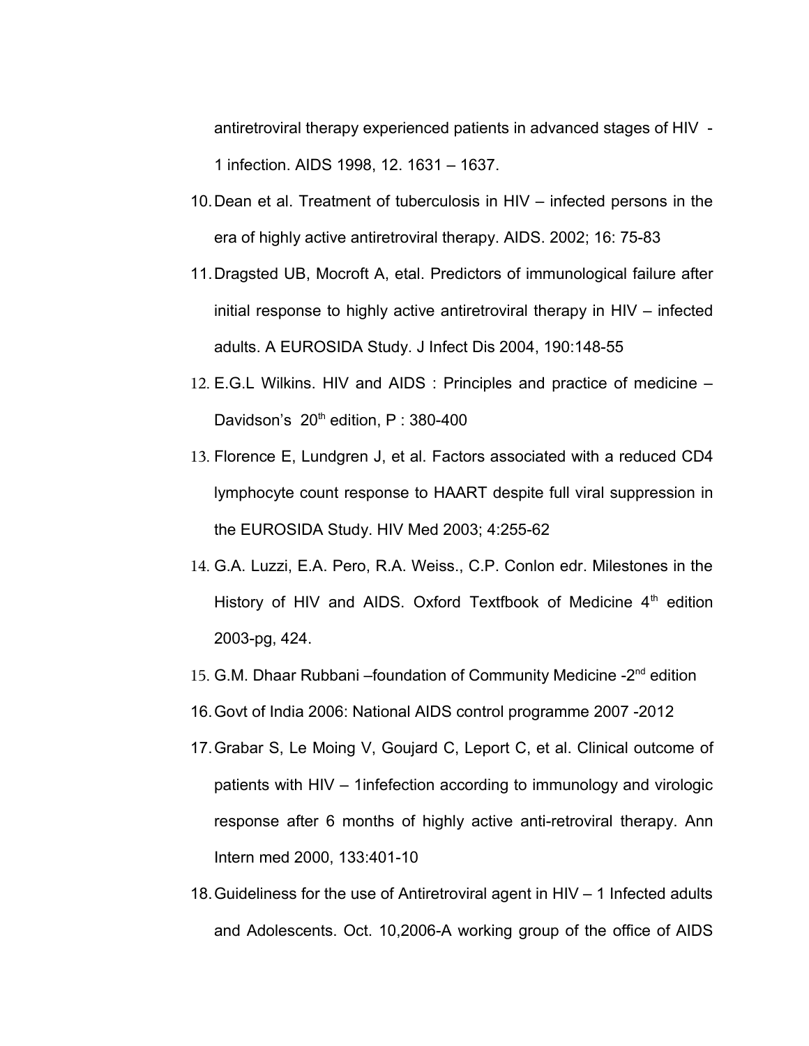antiretroviral therapy experienced patients in advanced stages of HIV - 1 infection. AIDS 1998, 12. 1631 – 1637.

10. Dean et al. Treatment of tuberculosis in HIV – infected persons in the era of highly active antiretroviral therapy. AIDS. 2002; 16: 75-83
11. Dragsted UB, Mocroft A, etal. Predictors of immunological failure after initial response to highly active antiretroviral therapy in HIV – infected adults. A EUROSIDA Study. J Infect Dis 2004, 190:148-55
12. E.G.L Wilkins. HIV and AIDS : Principles and practice of medicine – Davidson's 20th edition, P : 380-400
13. Florence E, Lundgren J, et al. Factors associated with a reduced CD4 lymphocyte count response to HAART despite full viral suppression in the EUROSIDA Study. HIV Med 2003; 4:255-62
14. G.A. Luzzi, E.A. Pero, R.A. Weiss., C.P. Conlon edr. Milestones in the History of HIV and AIDS. Oxford Textfbook of Medicine 4th edition 2003-pg, 424.
15. G.M. Dhaar Rubbani –foundation of Community Medicine -2nd edition
16. Govt of India 2006: National AIDS control programme 2007 -2012
17. Grabar S, Le Moing V, Goujard C, Leport C, et al. Clinical outcome of patients with HIV – 1infefection according to immunology and virologic response after 6 months of highly active anti-retroviral therapy. Ann Intern med 2000, 133:401-10
18. Guideliness for the use of Antiretroviral agent in HIV – 1 Infected adults and Adolescents. Oct. 10,2006-A working group of the office of AIDS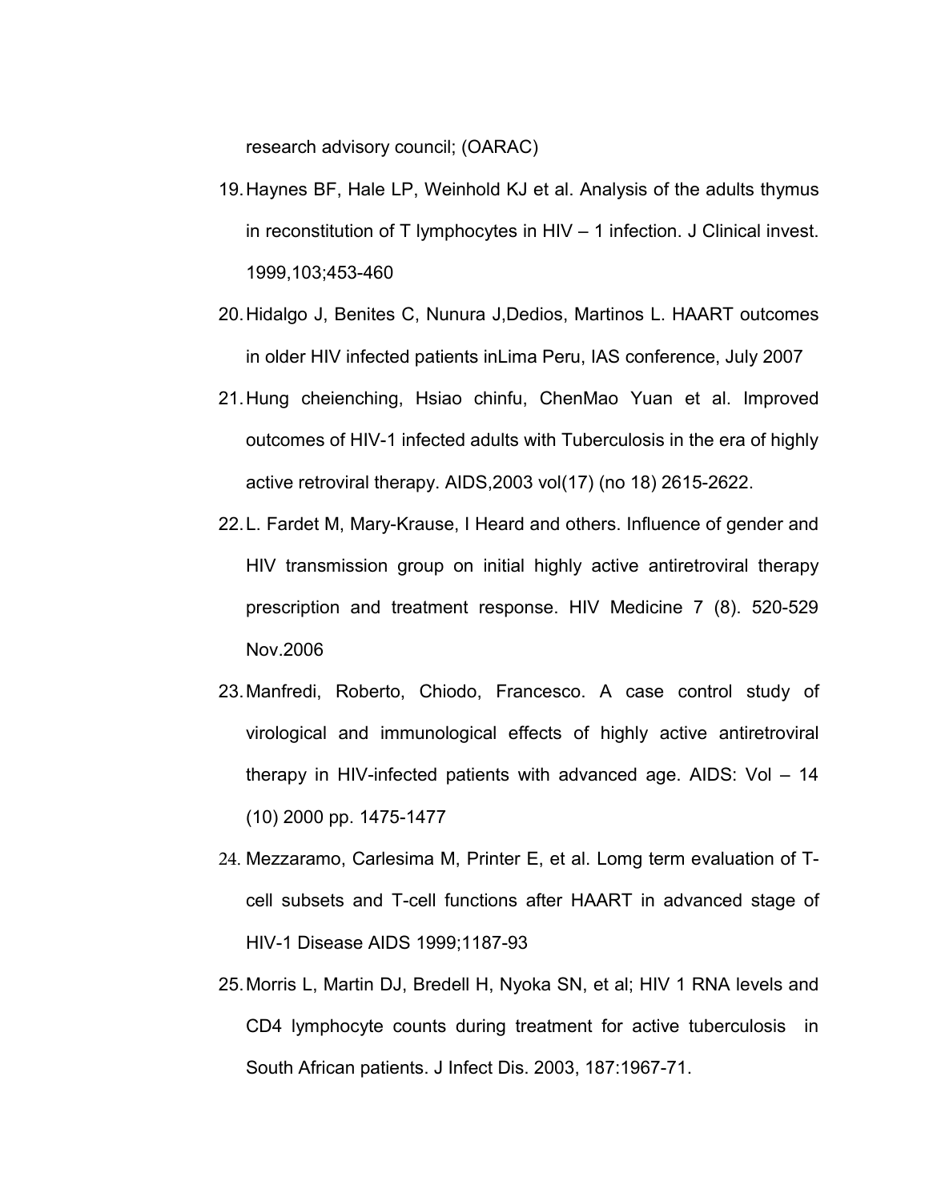research advisory council; (OARAC)

19. Haynes BF, Hale LP, Weinhold KJ et al. Analysis of the adults thymus in reconstitution of T lymphocytes in HIV – 1 infection. J Clinical invest. 1999,103;453-460
20. Hidalgo J, Benites C, Nunura J,Dedios, Martinos L. HAART outcomes in older HIV infected patients inLima Peru, IAS conference, July 2007
21. Hung cheienching, Hsiao chinfu, ChenMao Yuan et al. Improved outcomes of HIV-1 infected adults with Tuberculosis in the era of highly active retroviral therapy. AIDS,2003 vol(17) (no 18) 2615-2622.
22. L. Fardet M, Mary-Krause, I Heard and others. Influence of gender and HIV transmission group on initial highly active antiretroviral therapy prescription and treatment response. HIV Medicine 7 (8). 520-529 Nov.2006
23. Manfredi, Roberto, Chiodo, Francesco. A case control study of virological and immunological effects of highly active antiretroviral therapy in HIV-infected patients with advanced age. AIDS: Vol – 14 (10) 2000 pp. 1475-1477
24. Mezzaramo, Carlesima M, Printer E, et al. Lomg term evaluation of T-cell subsets and T-cell functions after HAART in advanced stage of HIV-1 Disease AIDS 1999;1187-93
25. Morris L, Martin DJ, Bredell H, Nyoka SN, et al; HIV 1 RNA levels and CD4 lymphocyte counts during treatment for active tuberculosis in South African patients. J Infect Dis. 2003, 187:1967-71.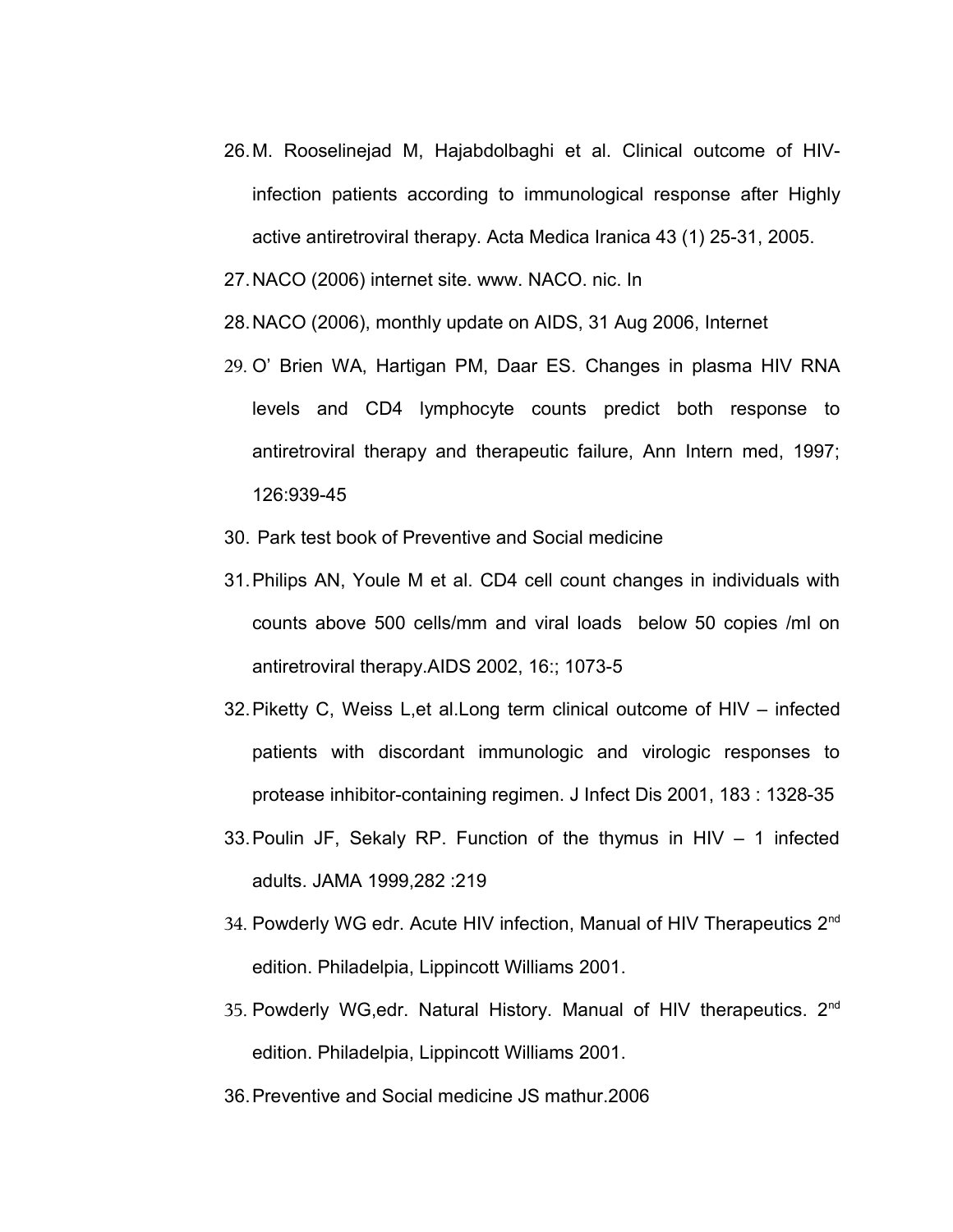26. M. Rooselinejad M, Hajabdolbaghi et al. Clinical outcome of HIV-infection patients according to immunological response after Highly active antiretroviral therapy. Acta Medica Iranica 43 (1) 25-31, 2005.
27. NACO (2006) internet site. www. NACO. nic. In
28. NACO (2006), monthly update on AIDS, 31 Aug 2006, Internet
29. O' Brien WA, Hartigan PM, Daar ES. Changes in plasma HIV RNA levels and CD4 lymphocyte counts predict both response to antiretroviral therapy and therapeutic failure, Ann Intern med, 1997; 126:939-45
30. Park test book of Preventive and Social medicine
31. Philips AN, Youle M et al. CD4 cell count changes in individuals with counts above 500 cells/mm and viral loads below 50 copies /ml on antiretroviral therapy.AIDS 2002, 16:; 1073-5
32. Piketty C, Weiss L,et al.Long term clinical outcome of HIV – infected patients with discordant immunologic and virologic responses to protease inhibitor-containing regimen. J Infect Dis 2001, 183 : 1328-35
33. Poulin JF, Sekaly RP. Function of the thymus in HIV – 1 infected adults. JAMA 1999,282 :219
34. Powderly WG edr. Acute HIV infection, Manual of HIV Therapeutics 2nd edition. Philadelpia, Lippincott Williams 2001.
35. Powderly WG,edr. Natural History. Manual of HIV therapeutics. 2nd edition. Philadelpia, Lippincott Williams 2001.
36. Preventive and Social medicine JS mathur.2006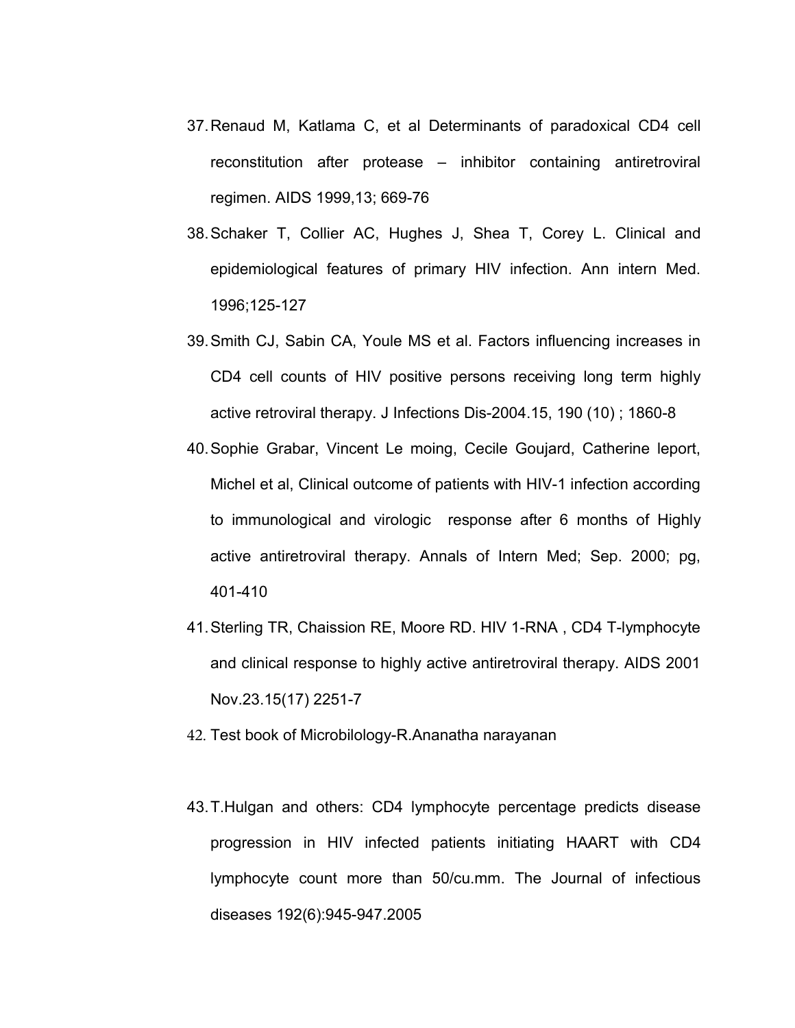37. Renaud M, Katlama C, et al Determinants of paradoxical CD4 cell reconstitution after protease – inhibitor containing antiretroviral regimen. AIDS 1999,13; 669-76
38. Schaker T, Collier AC, Hughes J, Shea T, Corey L. Clinical and epidemiological features of primary HIV infection. Ann intern Med. 1996;125-127
39. Smith CJ, Sabin CA, Youle MS et al. Factors influencing increases in CD4 cell counts of HIV positive persons receiving long term highly active retroviral therapy. J Infections Dis-2004.15, 190 (10) ; 1860-8
40. Sophie Grabar, Vincent Le moing, Cecile Goujard, Catherine leport, Michel et al, Clinical outcome of patients with HIV-1 infection according to immunological and virologic response after 6 months of Highly active antiretroviral therapy. Annals of Intern Med; Sep. 2000; pg, 401-410
41. Sterling TR, Chaission RE, Moore RD. HIV 1-RNA , CD4 T-lymphocyte and clinical response to highly active antiretroviral therapy. AIDS 2001 Nov.23.15(17) 2251-7
42. Test book of Microbilology-R.Ananatha narayanan
43. T.Hulgan and others: CD4 lymphocyte percentage predicts disease progression in HIV infected patients initiating HAART with CD4 lymphocyte count more than 50/cu.mm. The Journal of infectious diseases 192(6):945-947.2005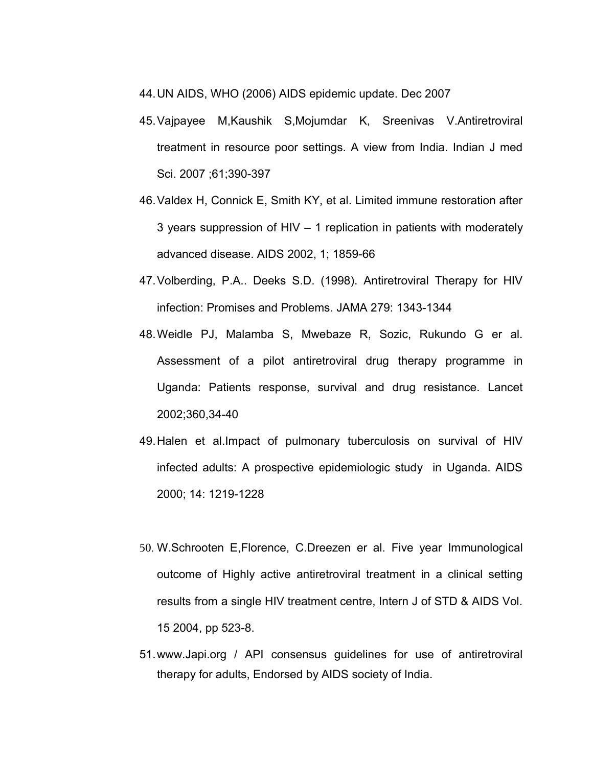44. UN AIDS, WHO (2006) AIDS epidemic update. Dec 2007
45. Vajpayee M,Kaushik S,Mojumdar K, Sreenivas V.Antiretroviral treatment in resource poor settings. A view from India. Indian J med Sci. 2007 ;61;390-397
46. Valdex H, Connick E, Smith KY, et al. Limited immune restoration after 3 years suppression of HIV – 1 replication in patients with moderately advanced disease. AIDS 2002, 1; 1859-66
47. Volberding, P.A.. Deeks S.D. (1998). Antiretroviral Therapy for HIV infection: Promises and Problems. JAMA 279: 1343-1344
48. Weidle PJ, Malamba S, Mwebaze R, Sozic, Rukundo G er al. Assessment of a pilot antiretroviral drug therapy programme in Uganda: Patients response, survival and drug resistance. Lancet 2002;360,34-40
49. Halen et al.Impact of pulmonary tuberculosis on survival of HIV infected adults: A prospective epidemiologic study in Uganda. AIDS 2000; 14: 1219-1228
50. W.Schrooten E,Florence, C.Dreezen er al. Five year Immunological outcome of Highly active antiretroviral treatment in a clinical setting results from a single HIV treatment centre, Intern J of STD & AIDS Vol. 15 2004, pp 523-8.
51. www.Japi.org / API consensus guidelines for use of antiretroviral therapy for adults, Endorsed by AIDS society of India.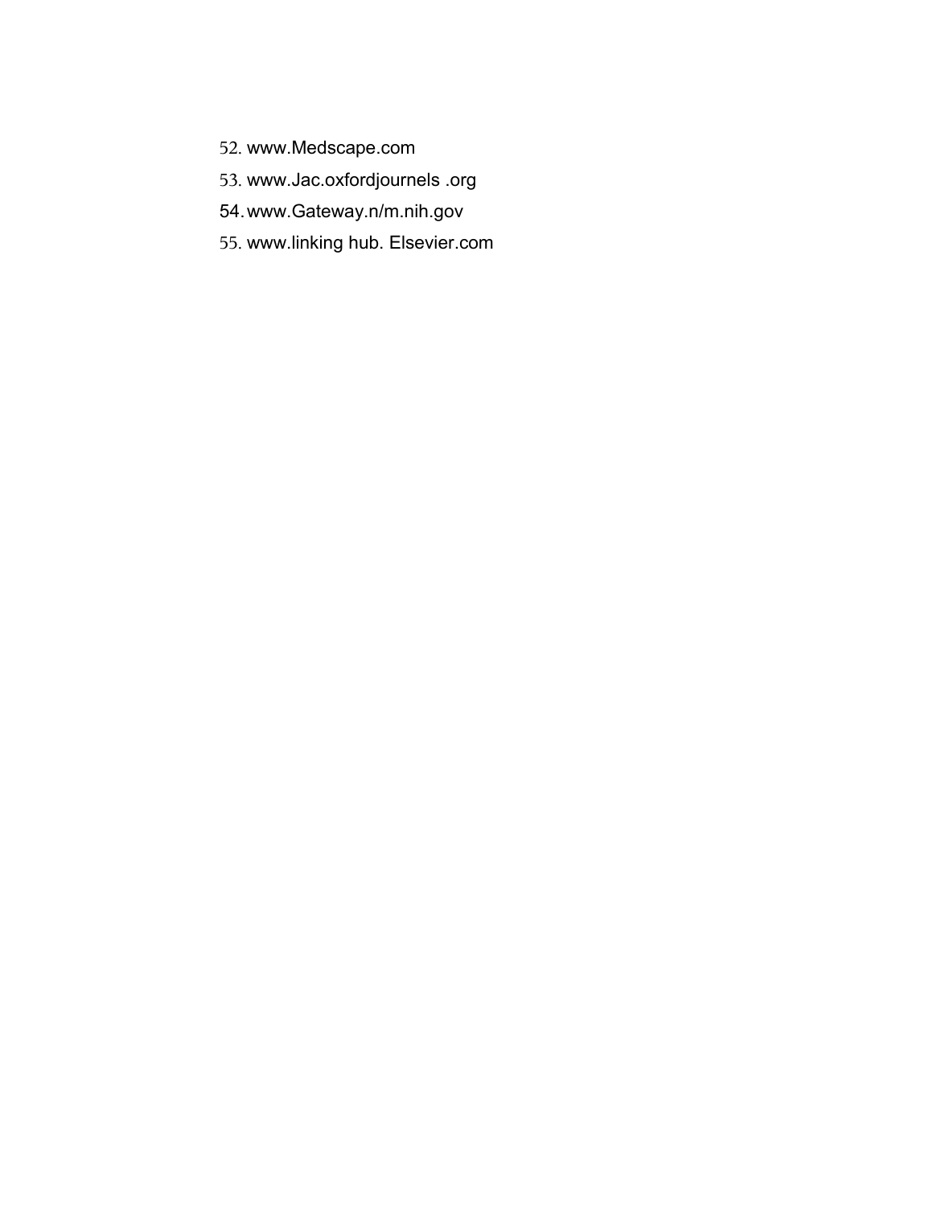52. www.Medscape.com
53. www.Jac.oxfordjournels .org
54. www.Gateway.n/m.nih.gov
55. www.linking hub. Elsevier.com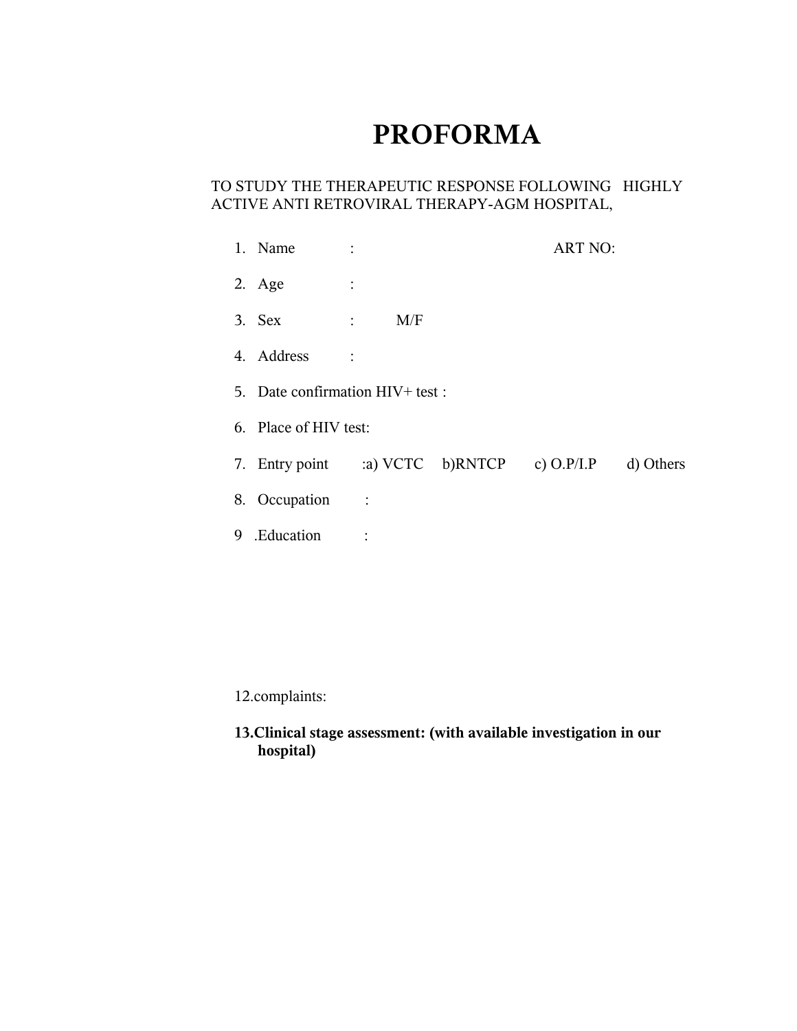# PROFORMA

TO STUDY THE THERAPEUTIC RESPONSE FOLLOWING HIGHLY ACTIVE ANTI RETROVIRAL THERAPY-AGM HOSPITAL,

1. Name : ART NO:
2. Age :
3. Sex : M/F
4. Address :
5. Date confirmation HIV+ test :
6. Place of HIV test:
7. Entry point :a) VCTC b)RNTCP c) O.P/I.P d) Others
8. Occupation :

9 .Education :

12.complaints:

**13.Clinical stage assessment: (with available investigation in our hospital)**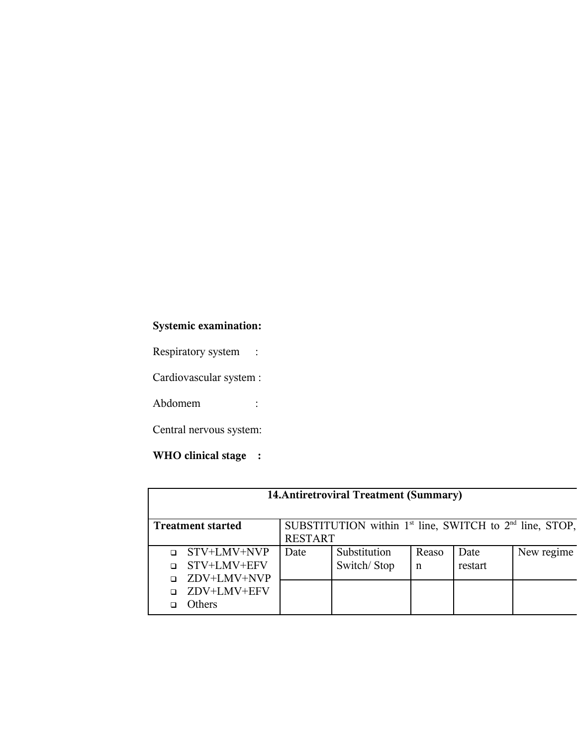**Systemic examination:**

Respiratory system :

Cardiovascular system :

Abdomem :

Central nervous system:

**WHO clinical stage :**

| 14.Antiretroviral Treatment (Summary) | | | | | |
|---|---|---|---|---|---|
| **Treatment started** | SUBSTITUTION within 1st line, SWITCH to 2nd line, STOP, RESTART | | | | |
| ❑ STV+LMV+NVP<br>❑ STV+LMV+EFV<br>❑ ZDV+LMV+NVP<br>❑ ZDV+LMV+EFV<br>❑ Others | Date | Substitution Switch/ Stop | Reason | Date restart | New regime |
| | | | | | |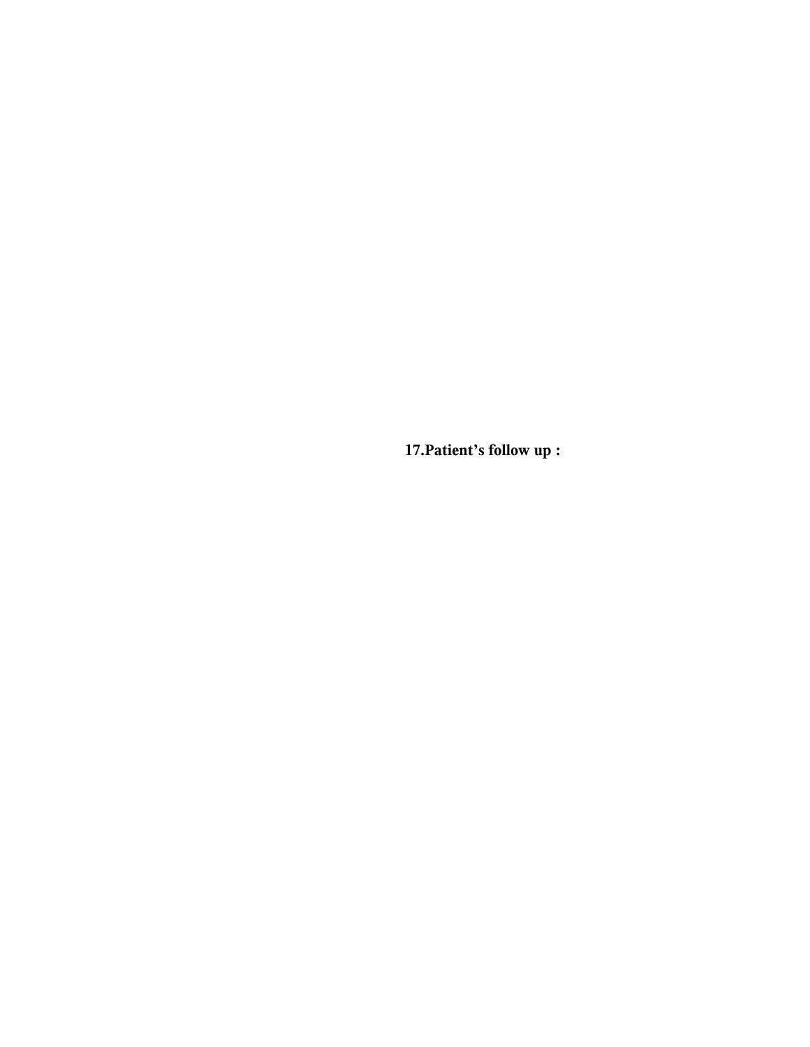**17.Patient’s follow up :**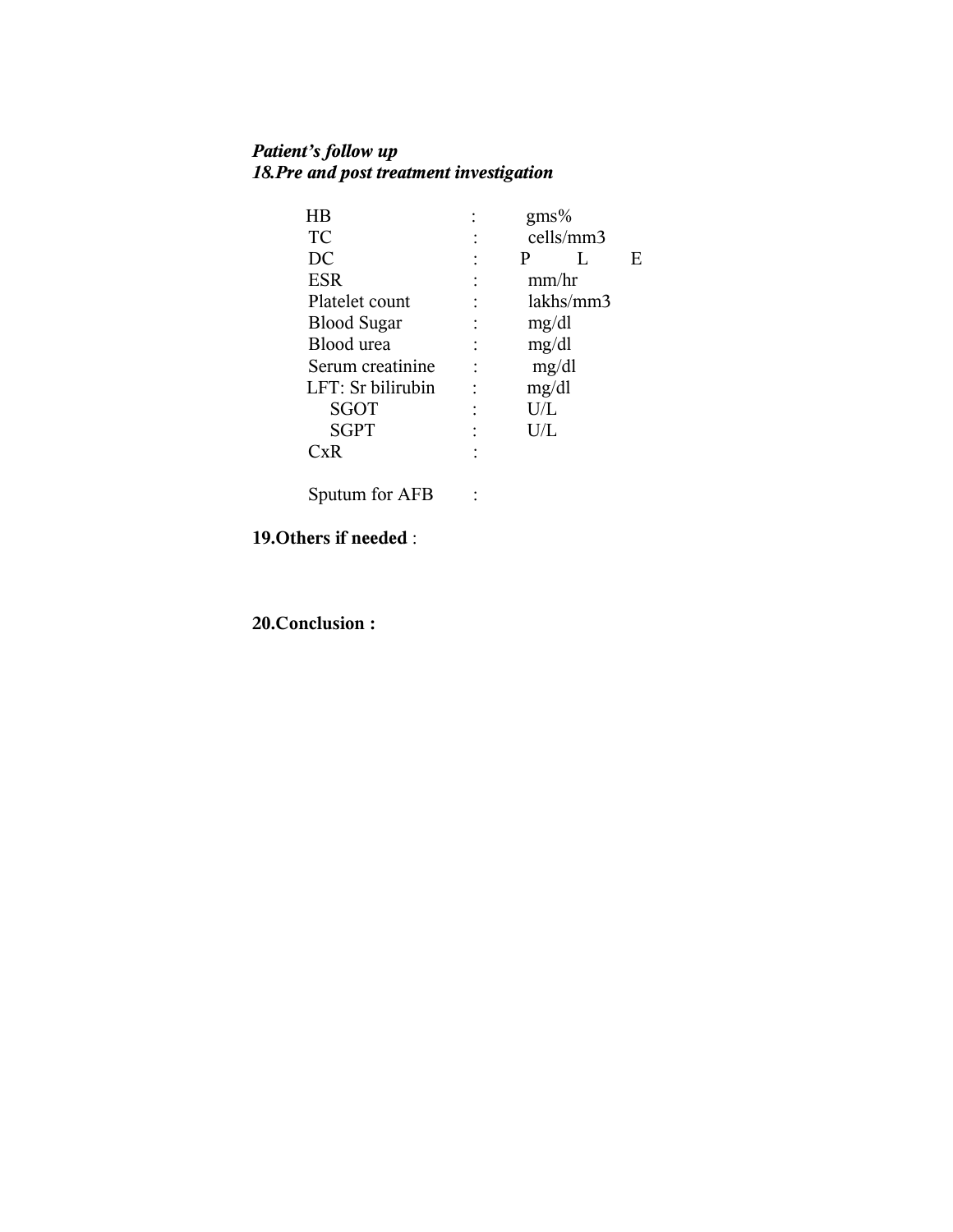***Patient's follow up***

***18.Pre and post treatment investigation***

| | | |
|---|---|---|
| HB | : | gms% |
| TC | : | cells/mm3 |
| DC | : | P L E |
| ESR | : | mm/hr |
| Platelet count | : | lakhs/mm3 |
| Blood Sugar | : | mg/dl |
| Blood urea | : | mg/dl |
| Serum creatinine | : | mg/dl |
| LFT: Sr bilirubin | : | mg/dl |
| SGOT | : | U/L |
| SGPT | : | U/L |
| CxR | : | |
| Sputum for AFB | : | |

**19.Others if needed** :

**20.Conclusion :**